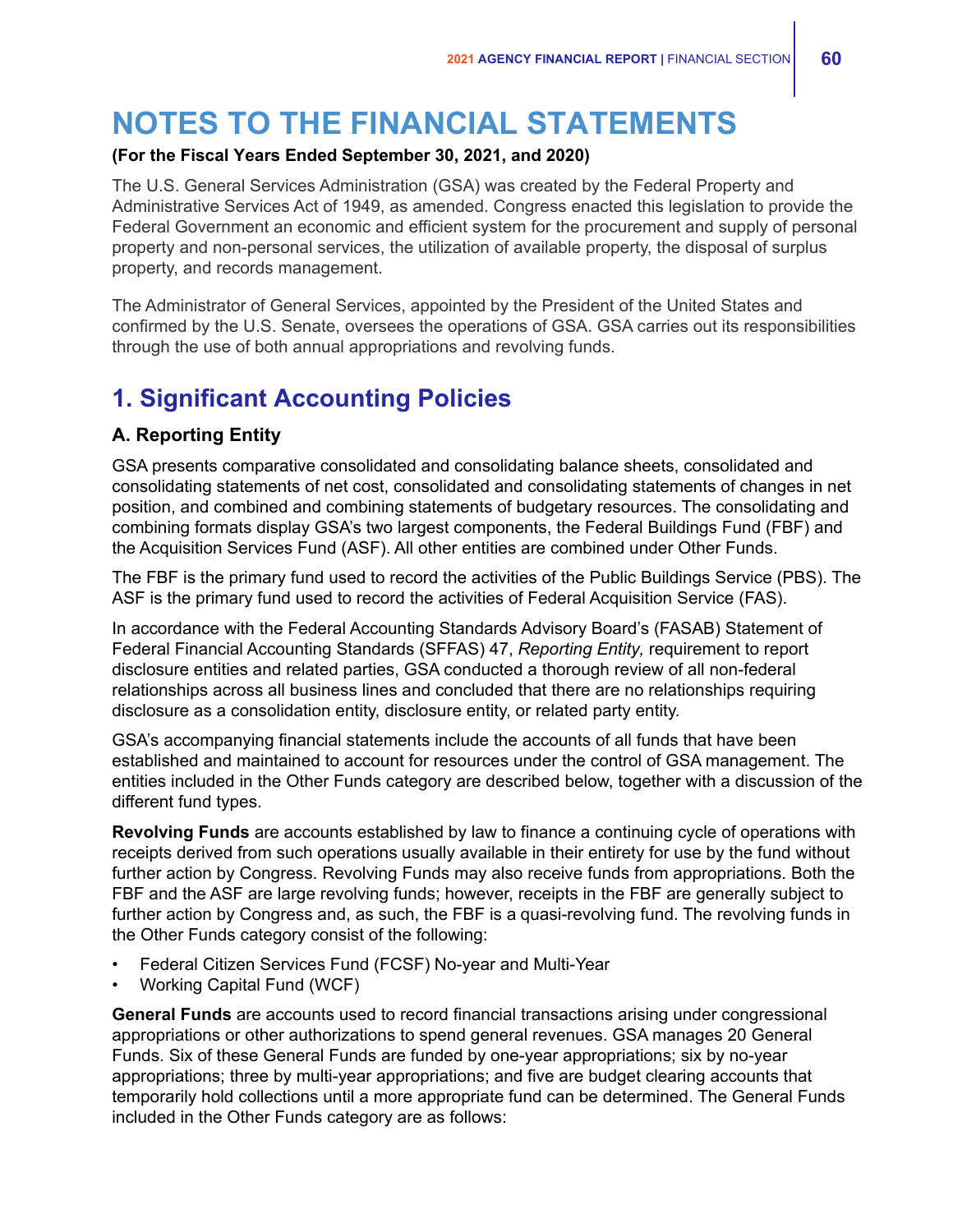# NOTES TO THE FINANCIAL STATEMENTS

**(For the Fiscal Years Ended September 30, 2021, and 2020)**

The U.S. General Services Administration (GSA) was created by the Federal Property and Administrative Services Act of 1949, as amended. Congress enacted this legislation to provide the Federal Government an economic and efficient system for the procurement and supply of personal property and non-personal services, the utilization of available property, the disposal of surplus property, and records management.

The Administrator of General Services, appointed by the President of the United States and confirmed by the U.S. Senate, oversees the operations of GSA. GSA carries out its responsibilities through the use of both annual appropriations and revolving funds.

## 1. Significant Accounting Policies

### A. Reporting Entity

GSA presents comparative consolidated and consolidating balance sheets, consolidated and consolidating statements of net cost, consolidated and consolidating statements of changes in net position, and combined and combining statements of budgetary resources. The consolidating and combining formats display GSA's two largest components, the Federal Buildings Fund (FBF) and the Acquisition Services Fund (ASF). All other entities are combined under Other Funds.

The FBF is the primary fund used to record the activities of the Public Buildings Service (PBS). The ASF is the primary fund used to record the activities of Federal Acquisition Service (FAS).

In accordance with the Federal Accounting Standards Advisory Board's (FASAB) Statement of Federal Financial Accounting Standards (SFFAS) 47, *Reporting Entity,* requirement to report disclosure entities and related parties, GSA conducted a thorough review of all non-federal relationships across all business lines and concluded that there are no relationships requiring disclosure as a consolidation entity, disclosure entity, or related party entity.

GSA's accompanying financial statements include the accounts of all funds that have been established and maintained to account for resources under the control of GSA management. The entities included in the Other Funds category are described below, together with a discussion of the different fund types.

**Revolving Funds** are accounts established by law to finance a continuing cycle of operations with receipts derived from such operations usually available in their entirety for use by the fund without further action by Congress. Revolving Funds may also receive funds from appropriations. Both the FBF and the ASF are large revolving funds; however, receipts in the FBF are generally subject to further action by Congress and, as such, the FBF is a quasi-revolving fund. The revolving funds in the Other Funds category consist of the following:

- Federal Citizen Services Fund (FCSF) No-year and Multi-Year
- Working Capital Fund (WCF)

**General Funds** are accounts used to record financial transactions arising under congressional appropriations or other authorizations to spend general revenues. GSA manages 20 General Funds. Six of these General Funds are funded by one-year appropriations; six by no-year appropriations; three by multi-year appropriations; and five are budget clearing accounts that temporarily hold collections until a more appropriate fund can be determined. The General Funds included in the Other Funds category are as follows: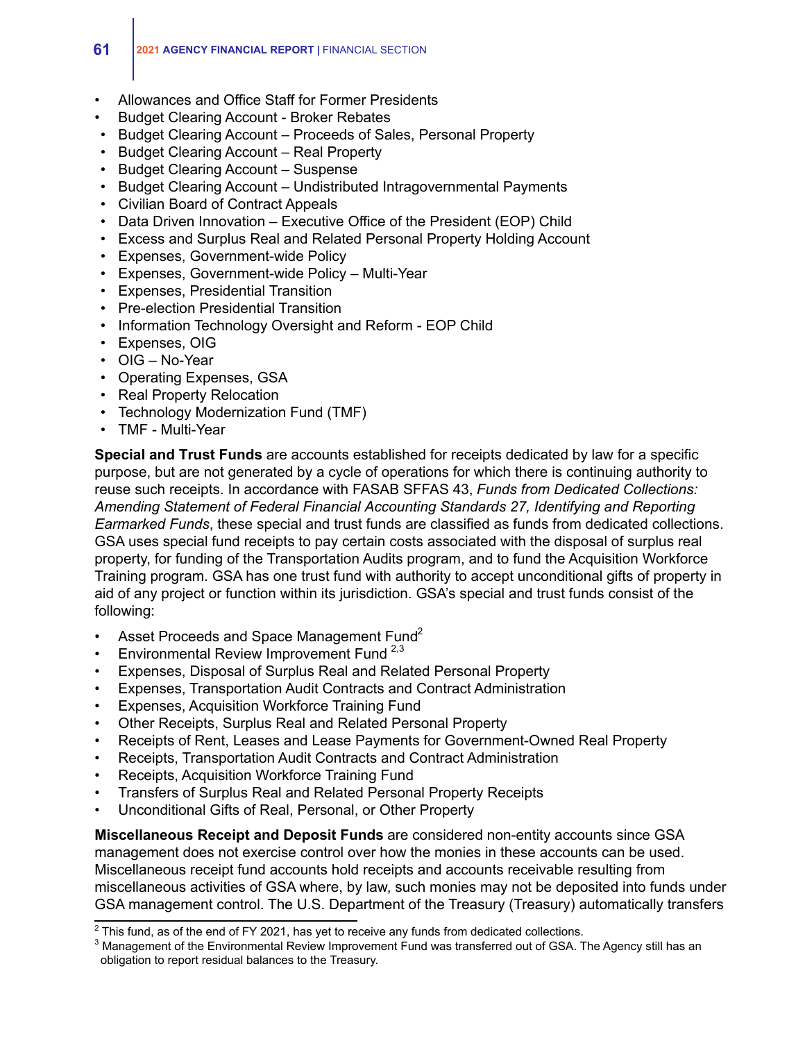- Allowances and Office Staff for Former Presidents
- Budget Clearing Account - Broker Rebates
- Budget Clearing Account – Proceeds of Sales, Personal Property
- Budget Clearing Account – Real Property
- Budget Clearing Account – Suspense
- Budget Clearing Account – Undistributed Intragovernmental Payments
- Civilian Board of Contract Appeals
- Data Driven Innovation – Executive Office of the President (EOP) Child
- Excess and Surplus Real and Related Personal Property Holding Account
- Expenses, Government-wide Policy
- Expenses, Government-wide Policy – Multi-Year
- Expenses, Presidential Transition
- Pre-election Presidential Transition
- Information Technology Oversight and Reform - EOP Child
- Expenses, OIG
- OIG – No-Year
- Operating Expenses, GSA
- Real Property Relocation
- Technology Modernization Fund (TMF)
- TMF - Multi-Year

**Special and Trust Funds** are accounts established for receipts dedicated by law for a specific purpose, but are not generated by a cycle of operations for which there is continuing authority to reuse such receipts. In accordance with FASAB SFFAS 43, *Funds from Dedicated Collections: Amending Statement of Federal Financial Accounting Standards 27, Identifying and Reporting Earmarked Funds*, these special and trust funds are classified as funds from dedicated collections. GSA uses special fund receipts to pay certain costs associated with the disposal of surplus real property, for funding of the Transportation Audits program, and to fund the Acquisition Workforce Training program. GSA has one trust fund with authority to accept unconditional gifts of property in aid of any project or function within its jurisdiction. GSA's special and trust funds consist of the following:

- Asset Proceeds and Space Management Fund[2]
- Environmental Review Improvement Fund [2,3]
- Expenses, Disposal of Surplus Real and Related Personal Property
- Expenses, Transportation Audit Contracts and Contract Administration
- Expenses, Acquisition Workforce Training Fund
- Other Receipts, Surplus Real and Related Personal Property
- Receipts of Rent, Leases and Lease Payments for Government-Owned Real Property
- Receipts, Transportation Audit Contracts and Contract Administration
- Receipts, Acquisition Workforce Training Fund
- Transfers of Surplus Real and Related Personal Property Receipts
- Unconditional Gifts of Real, Personal, or Other Property

**Miscellaneous Receipt and Deposit Funds** are considered non-entity accounts since GSA management does not exercise control over how the monies in these accounts can be used. Miscellaneous receipt fund accounts hold receipts and accounts receivable resulting from miscellaneous activities of GSA where, by law, such monies may not be deposited into funds under GSA management control. The U.S. Department of the Treasury (Treasury) automatically transfers

[2] This fund, as of the end of FY 2021, has yet to receive any funds from dedicated collections.

[3] Management of the Environmental Review Improvement Fund was transferred out of GSA. The Agency still has an obligation to report residual balances to the Treasury.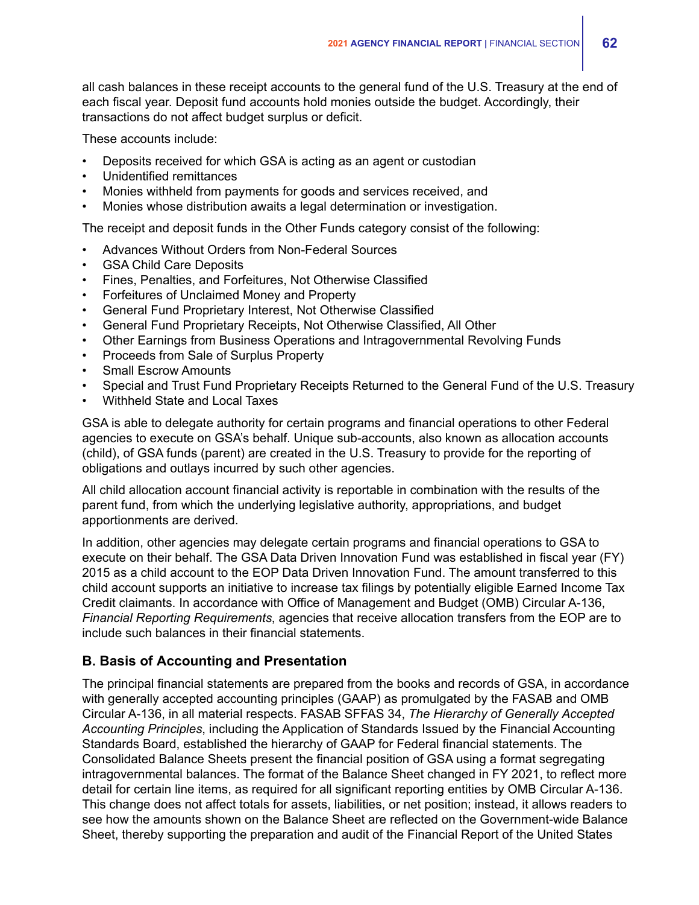all cash balances in these receipt accounts to the general fund of the U.S. Treasury at the end of each fiscal year. Deposit fund accounts hold monies outside the budget. Accordingly, their transactions do not affect budget surplus or deficit.

These accounts include:

- Deposits received for which GSA is acting as an agent or custodian
- Unidentified remittances
- Monies withheld from payments for goods and services received, and
- Monies whose distribution awaits a legal determination or investigation.

The receipt and deposit funds in the Other Funds category consist of the following:

- Advances Without Orders from Non-Federal Sources
- GSA Child Care Deposits
- Fines, Penalties, and Forfeitures, Not Otherwise Classified
- Forfeitures of Unclaimed Money and Property
- General Fund Proprietary Interest, Not Otherwise Classified
- General Fund Proprietary Receipts, Not Otherwise Classified, All Other
- Other Earnings from Business Operations and Intragovernmental Revolving Funds
- Proceeds from Sale of Surplus Property
- Small Escrow Amounts
- Special and Trust Fund Proprietary Receipts Returned to the General Fund of the U.S. Treasury
- Withheld State and Local Taxes

GSA is able to delegate authority for certain programs and financial operations to other Federal agencies to execute on GSA's behalf. Unique sub-accounts, also known as allocation accounts (child), of GSA funds (parent) are created in the U.S. Treasury to provide for the reporting of obligations and outlays incurred by such other agencies.

All child allocation account financial activity is reportable in combination with the results of the parent fund, from which the underlying legislative authority, appropriations, and budget apportionments are derived.

In addition, other agencies may delegate certain programs and financial operations to GSA to execute on their behalf. The GSA Data Driven Innovation Fund was established in fiscal year (FY) 2015 as a child account to the EOP Data Driven Innovation Fund. The amount transferred to this child account supports an initiative to increase tax filings by potentially eligible Earned Income Tax Credit claimants. In accordance with Office of Management and Budget (OMB) Circular A-136, *Financial Reporting Requirements*, agencies that receive allocation transfers from the EOP are to include such balances in their financial statements.

## B. Basis of Accounting and Presentation

The principal financial statements are prepared from the books and records of GSA, in accordance with generally accepted accounting principles (GAAP) as promulgated by the FASAB and OMB Circular A-136, in all material respects. FASAB SFFAS 34, *The Hierarchy of Generally Accepted Accounting Principles*, including the Application of Standards Issued by the Financial Accounting Standards Board, established the hierarchy of GAAP for Federal financial statements. The Consolidated Balance Sheets present the financial position of GSA using a format segregating intragovernmental balances. The format of the Balance Sheet changed in FY 2021, to reflect more detail for certain line items, as required for all significant reporting entities by OMB Circular A-136. This change does not affect totals for assets, liabilities, or net position; instead, it allows readers to see how the amounts shown on the Balance Sheet are reflected on the Government-wide Balance Sheet, thereby supporting the preparation and audit of the Financial Report of the United States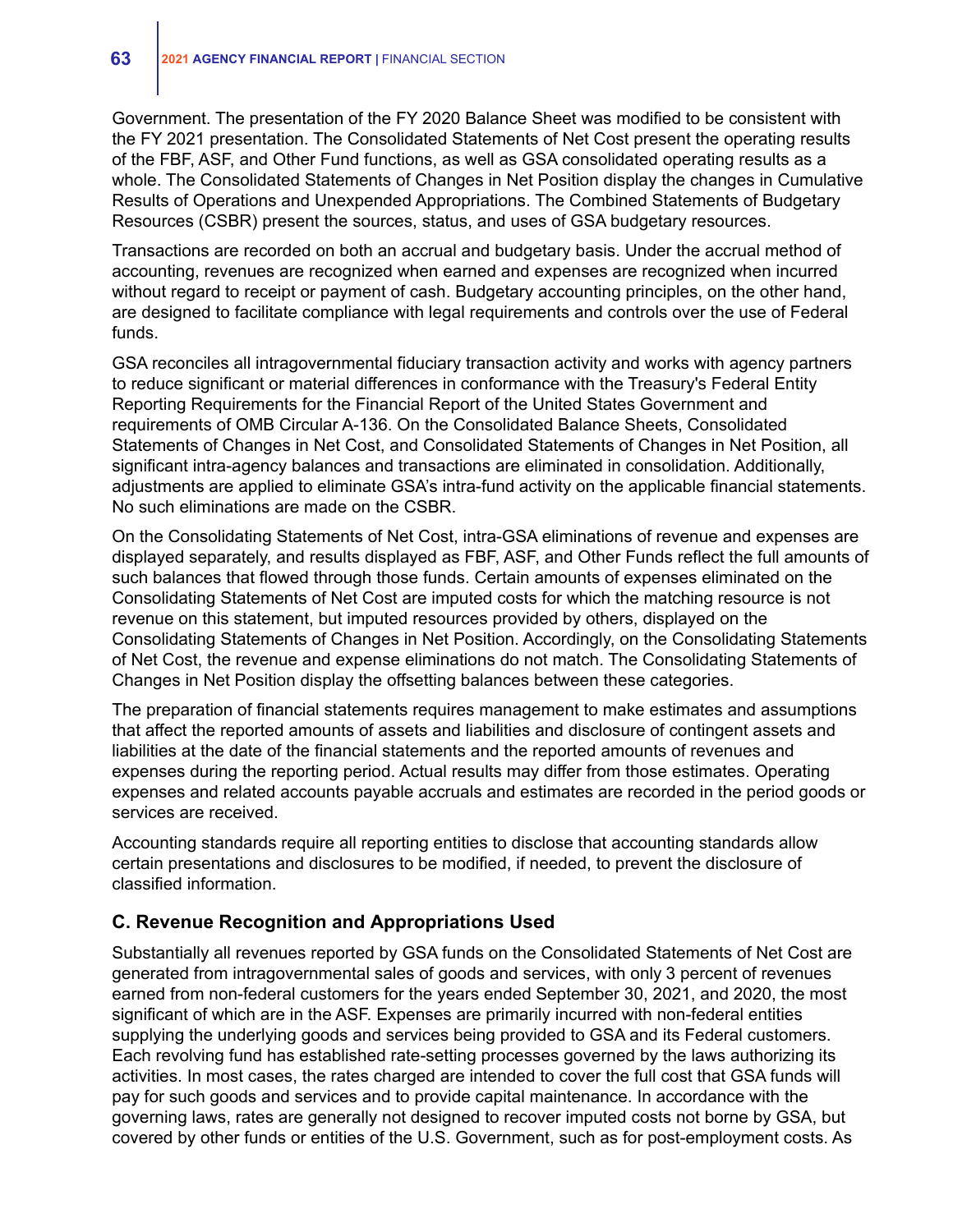Government. The presentation of the FY 2020 Balance Sheet was modified to be consistent with the FY 2021 presentation. The Consolidated Statements of Net Cost present the operating results of the FBF, ASF, and Other Fund functions, as well as GSA consolidated operating results as a whole. The Consolidated Statements of Changes in Net Position display the changes in Cumulative Results of Operations and Unexpended Appropriations. The Combined Statements of Budgetary Resources (CSBR) present the sources, status, and uses of GSA budgetary resources.

Transactions are recorded on both an accrual and budgetary basis. Under the accrual method of accounting, revenues are recognized when earned and expenses are recognized when incurred without regard to receipt or payment of cash. Budgetary accounting principles, on the other hand, are designed to facilitate compliance with legal requirements and controls over the use of Federal funds.

GSA reconciles all intragovernmental fiduciary transaction activity and works with agency partners to reduce significant or material differences in conformance with the Treasury's Federal Entity Reporting Requirements for the Financial Report of the United States Government and requirements of OMB Circular A-136. On the Consolidated Balance Sheets, Consolidated Statements of Changes in Net Cost, and Consolidated Statements of Changes in Net Position, all significant intra-agency balances and transactions are eliminated in consolidation. Additionally, adjustments are applied to eliminate GSA's intra-fund activity on the applicable financial statements. No such eliminations are made on the CSBR.

On the Consolidating Statements of Net Cost, intra-GSA eliminations of revenue and expenses are displayed separately, and results displayed as FBF, ASF, and Other Funds reflect the full amounts of such balances that flowed through those funds. Certain amounts of expenses eliminated on the Consolidating Statements of Net Cost are imputed costs for which the matching resource is not revenue on this statement, but imputed resources provided by others, displayed on the Consolidating Statements of Changes in Net Position. Accordingly, on the Consolidating Statements of Net Cost, the revenue and expense eliminations do not match. The Consolidating Statements of Changes in Net Position display the offsetting balances between these categories.

The preparation of financial statements requires management to make estimates and assumptions that affect the reported amounts of assets and liabilities and disclosure of contingent assets and liabilities at the date of the financial statements and the reported amounts of revenues and expenses during the reporting period. Actual results may differ from those estimates. Operating expenses and related accounts payable accruals and estimates are recorded in the period goods or services are received.

Accounting standards require all reporting entities to disclose that accounting standards allow certain presentations and disclosures to be modified, if needed, to prevent the disclosure of classified information.

### C. Revenue Recognition and Appropriations Used

Substantially all revenues reported by GSA funds on the Consolidated Statements of Net Cost are generated from intragovernmental sales of goods and services, with only 3 percent of revenues earned from non-federal customers for the years ended September 30, 2021, and 2020, the most significant of which are in the ASF. Expenses are primarily incurred with non-federal entities supplying the underlying goods and services being provided to GSA and its Federal customers. Each revolving fund has established rate-setting processes governed by the laws authorizing its activities. In most cases, the rates charged are intended to cover the full cost that GSA funds will pay for such goods and services and to provide capital maintenance. In accordance with the governing laws, rates are generally not designed to recover imputed costs not borne by GSA, but covered by other funds or entities of the U.S. Government, such as for post-employment costs. As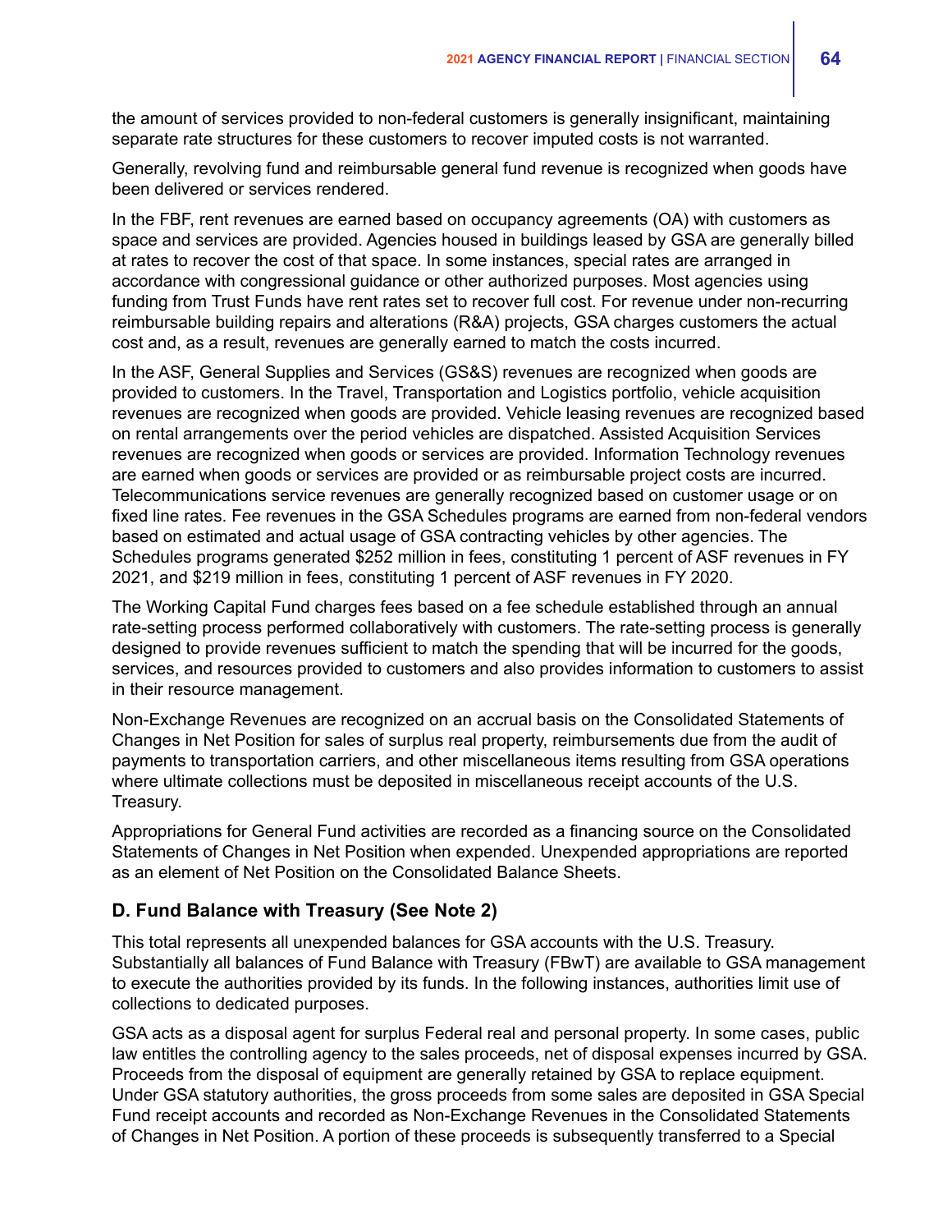the amount of services provided to non-federal customers is generally insignificant, maintaining separate rate structures for these customers to recover imputed costs is not warranted.

Generally, revolving fund and reimbursable general fund revenue is recognized when goods have been delivered or services rendered.

In the FBF, rent revenues are earned based on occupancy agreements (OA) with customers as space and services are provided. Agencies housed in buildings leased by GSA are generally billed at rates to recover the cost of that space. In some instances, special rates are arranged in accordance with congressional guidance or other authorized purposes. Most agencies using funding from Trust Funds have rent rates set to recover full cost. For revenue under non-recurring reimbursable building repairs and alterations (R&A) projects, GSA charges customers the actual cost and, as a result, revenues are generally earned to match the costs incurred.

In the ASF, General Supplies and Services (GS&S) revenues are recognized when goods are provided to customers. In the Travel, Transportation and Logistics portfolio, vehicle acquisition revenues are recognized when goods are provided. Vehicle leasing revenues are recognized based on rental arrangements over the period vehicles are dispatched. Assisted Acquisition Services revenues are recognized when goods or services are provided. Information Technology revenues are earned when goods or services are provided or as reimbursable project costs are incurred. Telecommunications service revenues are generally recognized based on customer usage or on fixed line rates. Fee revenues in the GSA Schedules programs are earned from non-federal vendors based on estimated and actual usage of GSA contracting vehicles by other agencies. The Schedules programs generated $252 million in fees, constituting 1 percent of ASF revenues in FY 2021, and $219 million in fees, constituting 1 percent of ASF revenues in FY 2020.

The Working Capital Fund charges fees based on a fee schedule established through an annual rate-setting process performed collaboratively with customers. The rate-setting process is generally designed to provide revenues sufficient to match the spending that will be incurred for the goods, services, and resources provided to customers and also provides information to customers to assist in their resource management.

Non-Exchange Revenues are recognized on an accrual basis on the Consolidated Statements of Changes in Net Position for sales of surplus real property, reimbursements due from the audit of payments to transportation carriers, and other miscellaneous items resulting from GSA operations where ultimate collections must be deposited in miscellaneous receipt accounts of the U.S. Treasury.

Appropriations for General Fund activities are recorded as a financing source on the Consolidated Statements of Changes in Net Position when expended. Unexpended appropriations are reported as an element of Net Position on the Consolidated Balance Sheets.

### D. Fund Balance with Treasury (See Note 2)

This total represents all unexpended balances for GSA accounts with the U.S. Treasury. Substantially all balances of Fund Balance with Treasury (FBwT) are available to GSA management to execute the authorities provided by its funds. In the following instances, authorities limit use of collections to dedicated purposes.

GSA acts as a disposal agent for surplus Federal real and personal property. In some cases, public law entitles the controlling agency to the sales proceeds, net of disposal expenses incurred by GSA. Proceeds from the disposal of equipment are generally retained by GSA to replace equipment. Under GSA statutory authorities, the gross proceeds from some sales are deposited in GSA Special Fund receipt accounts and recorded as Non-Exchange Revenues in the Consolidated Statements of Changes in Net Position. A portion of these proceeds is subsequently transferred to a Special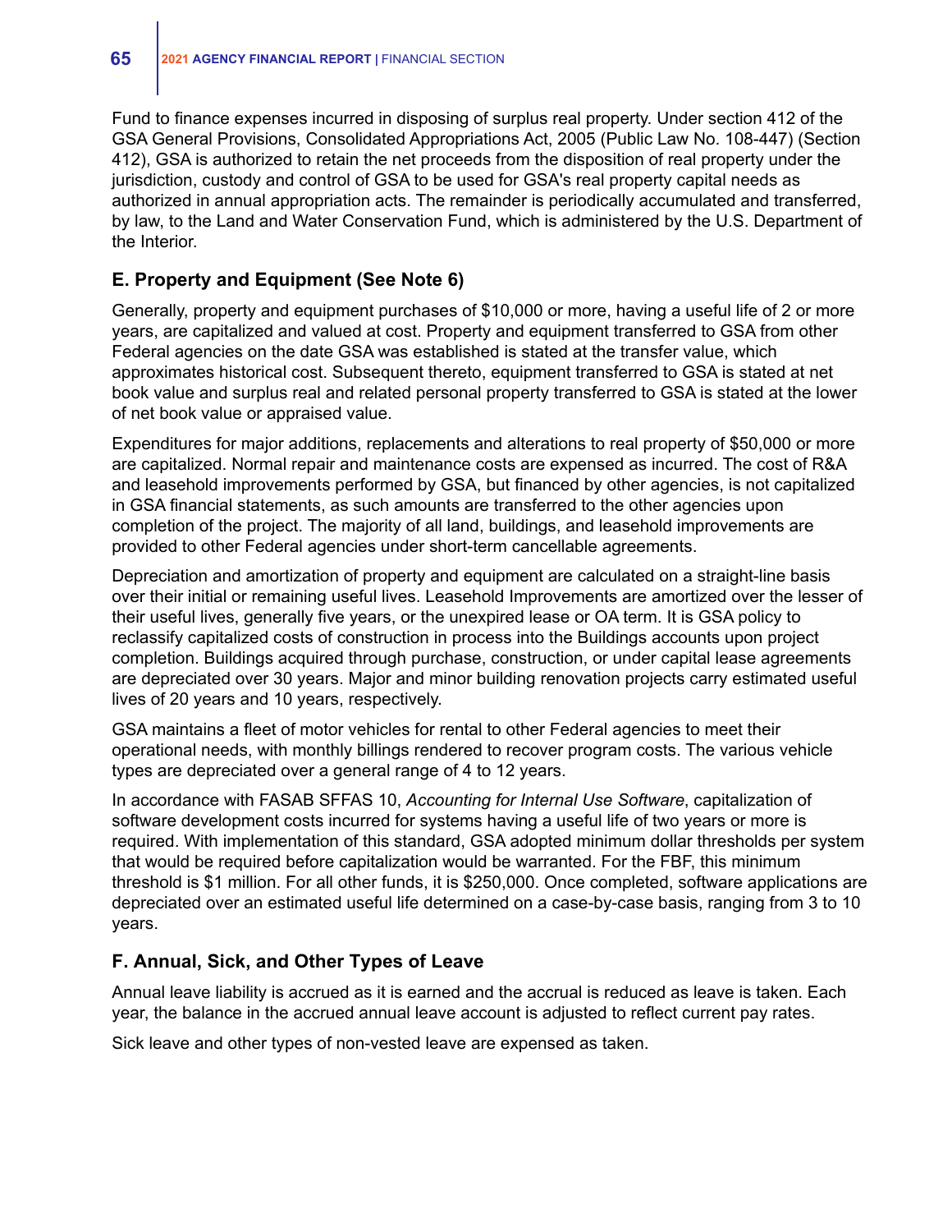Fund to finance expenses incurred in disposing of surplus real property. Under section 412 of the GSA General Provisions, Consolidated Appropriations Act, 2005 (Public Law No. 108-447) (Section 412), GSA is authorized to retain the net proceeds from the disposition of real property under the jurisdiction, custody and control of GSA to be used for GSA's real property capital needs as authorized in annual appropriation acts. The remainder is periodically accumulated and transferred, by law, to the Land and Water Conservation Fund, which is administered by the U.S. Department of the Interior.

## E. Property and Equipment (See Note 6)

Generally, property and equipment purchases of $10,000 or more, having a useful life of 2 or more years, are capitalized and valued at cost. Property and equipment transferred to GSA from other Federal agencies on the date GSA was established is stated at the transfer value, which approximates historical cost. Subsequent thereto, equipment transferred to GSA is stated at net book value and surplus real and related personal property transferred to GSA is stated at the lower of net book value or appraised value.

Expenditures for major additions, replacements and alterations to real property of $50,000 or more are capitalized. Normal repair and maintenance costs are expensed as incurred. The cost of R&A and leasehold improvements performed by GSA, but financed by other agencies, is not capitalized in GSA financial statements, as such amounts are transferred to the other agencies upon completion of the project. The majority of all land, buildings, and leasehold improvements are provided to other Federal agencies under short-term cancellable agreements.

Depreciation and amortization of property and equipment are calculated on a straight-line basis over their initial or remaining useful lives. Leasehold Improvements are amortized over the lesser of their useful lives, generally five years, or the unexpired lease or OA term. It is GSA policy to reclassify capitalized costs of construction in process into the Buildings accounts upon project completion. Buildings acquired through purchase, construction, or under capital lease agreements are depreciated over 30 years. Major and minor building renovation projects carry estimated useful lives of 20 years and 10 years, respectively.

GSA maintains a fleet of motor vehicles for rental to other Federal agencies to meet their operational needs, with monthly billings rendered to recover program costs. The various vehicle types are depreciated over a general range of 4 to 12 years.

In accordance with FASAB SFFAS 10, *Accounting for Internal Use Software*, capitalization of software development costs incurred for systems having a useful life of two years or more is required. With implementation of this standard, GSA adopted minimum dollar thresholds per system that would be required before capitalization would be warranted. For the FBF, this minimum threshold is $1 million. For all other funds, it is $250,000. Once completed, software applications are depreciated over an estimated useful life determined on a case-by-case basis, ranging from 3 to 10 years.

## F. Annual, Sick, and Other Types of Leave

Annual leave liability is accrued as it is earned and the accrual is reduced as leave is taken. Each year, the balance in the accrued annual leave account is adjusted to reflect current pay rates.

Sick leave and other types of non-vested leave are expensed as taken.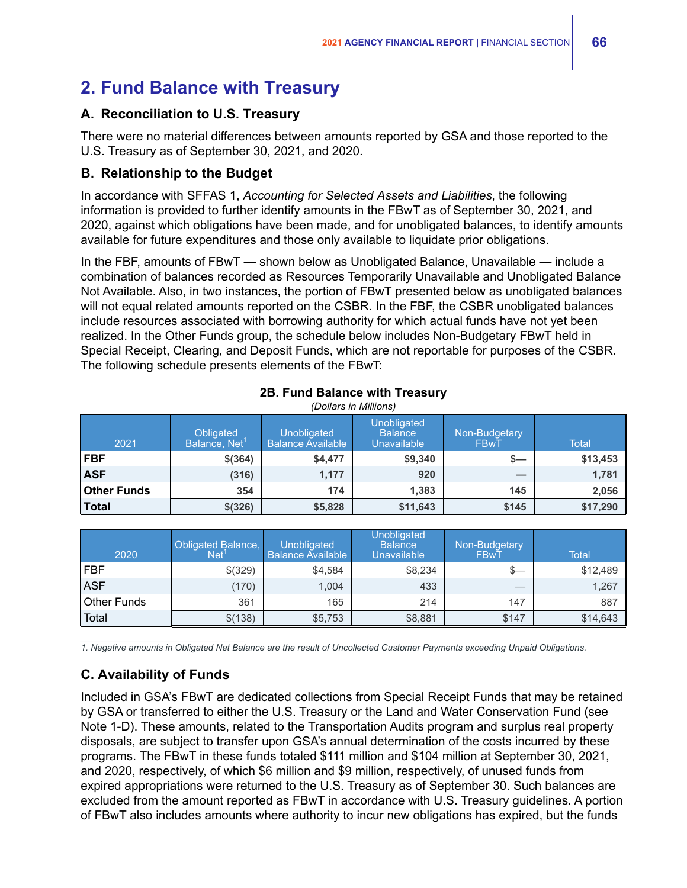## 2. Fund Balance with Treasury

### A. Reconciliation to U.S. Treasury

There were no material differences between amounts reported by GSA and those reported to the U.S. Treasury as of September 30, 2021, and 2020.

### B. Relationship to the Budget

In accordance with SFFAS 1, *Accounting for Selected Assets and Liabilities*, the following information is provided to further identify amounts in the FBwT as of September 30, 2021, and 2020, against which obligations have been made, and for unobligated balances, to identify amounts available for future expenditures and those only available to liquidate prior obligations.

In the FBF, amounts of FBwT — shown below as Unobligated Balance, Unavailable — include a combination of balances recorded as Resources Temporarily Unavailable and Unobligated Balance Not Available. Also, in two instances, the portion of FBwT presented below as unobligated balances will not equal related amounts reported on the CSBR. In the FBF, the CSBR unobligated balances include resources associated with borrowing authority for which actual funds have not yet been realized. In the Other Funds group, the schedule below includes Non-Budgetary FBwT held in Special Receipt, Clearing, and Deposit Funds, which are not reportable for purposes of the CSBR. The following schedule presents elements of the FBwT:

**2B. Fund Balance with Treasury**

*(Dollars in Millions)*

| 2021 | Obligated Balance, Net[1] | Unobligated Balance Available | Unobligated Balance Unavailable | Non-Budgetary FBwT | Total |
|---|---|---|---|---|---|
| **FBF** | **$(364)** | **$4,477** | **$9,340** | **$—** | **$13,453** |
| **ASF** | **(316)** | **1,177** | **920** | **—** | **1,781** |
| **Other Funds** | **354** | **174** | **1,383** | **145** | **2,056** |
| **Total** | **$(326)** | **$5,828** | **$11,643** | **$145** | **$17,290** |

| 2020 | Obligated Balance, Net[1] | Unobligated Balance Available | Unobligated Balance Unavailable | Non-Budgetary FBwT | Total |
|---|---|---|---|---|---|
| FBF | $(329) | $4,584 | $8,234 | $— | $12,489 |
| ASF | (170) | 1,004 | 433 | — | 1,267 |
| Other Funds | 361 | 165 | 214 | 147 | 887 |
| Total | $(138) | $5,753 | $8,881 | $147 | $14,643 |

*1. Negative amounts in Obligated Net Balance are the result of Uncollected Customer Payments exceeding Unpaid Obligations.*

### C. Availability of Funds

Included in GSA's FBwT are dedicated collections from Special Receipt Funds that may be retained by GSA or transferred to either the U.S. Treasury or the Land and Water Conservation Fund (see Note 1-D). These amounts, related to the Transportation Audits program and surplus real property disposals, are subject to transfer upon GSA's annual determination of the costs incurred by these programs. The FBwT in these funds totaled $111 million and $104 million at September 30, 2021, and 2020, respectively, of which $6 million and $9 million, respectively, of unused funds from expired appropriations were returned to the U.S. Treasury as of September 30. Such balances are excluded from the amount reported as FBwT in accordance with U.S. Treasury guidelines. A portion of FBwT also includes amounts where authority to incur new obligations has expired, but the funds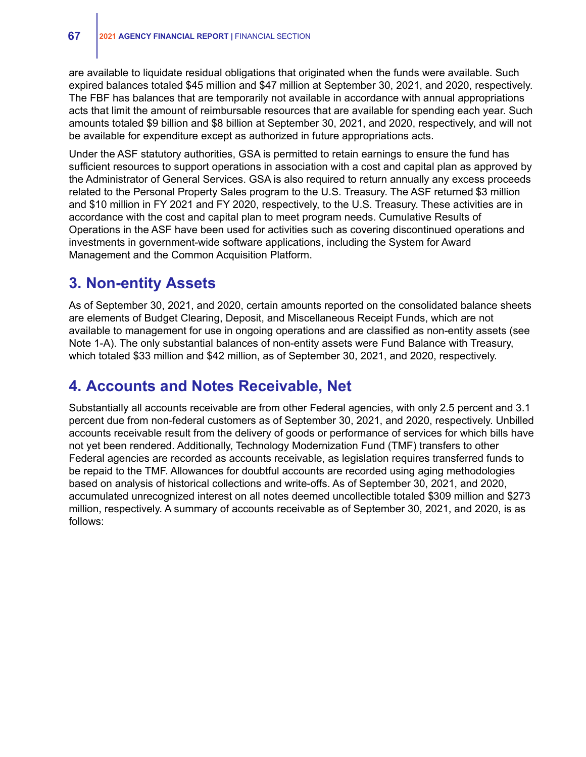are available to liquidate residual obligations that originated when the funds were available. Such expired balances totaled $45 million and $47 million at September 30, 2021, and 2020, respectively. The FBF has balances that are temporarily not available in accordance with annual appropriations acts that limit the amount of reimbursable resources that are available for spending each year. Such amounts totaled $9 billion and $8 billion at September 30, 2021, and 2020, respectively, and will not be available for expenditure except as authorized in future appropriations acts.

Under the ASF statutory authorities, GSA is permitted to retain earnings to ensure the fund has sufficient resources to support operations in association with a cost and capital plan as approved by the Administrator of General Services. GSA is also required to return annually any excess proceeds related to the Personal Property Sales program to the U.S. Treasury. The ASF returned $3 million and $10 million in FY 2021 and FY 2020, respectively, to the U.S. Treasury. These activities are in accordance with the cost and capital plan to meet program needs. Cumulative Results of Operations in the ASF have been used for activities such as covering discontinued operations and investments in government-wide software applications, including the System for Award Management and the Common Acquisition Platform.

## 3. Non-entity Assets

As of September 30, 2021, and 2020, certain amounts reported on the consolidated balance sheets are elements of Budget Clearing, Deposit, and Miscellaneous Receipt Funds, which are not available to management for use in ongoing operations and are classified as non-entity assets (see Note 1-A). The only substantial balances of non-entity assets were Fund Balance with Treasury, which totaled $33 million and $42 million, as of September 30, 2021, and 2020, respectively.

## 4. Accounts and Notes Receivable, Net

Substantially all accounts receivable are from other Federal agencies, with only 2.5 percent and 3.1 percent due from non-federal customers as of September 30, 2021, and 2020, respectively. Unbilled accounts receivable result from the delivery of goods or performance of services for which bills have not yet been rendered. Additionally, Technology Modernization Fund (TMF) transfers to other Federal agencies are recorded as accounts receivable, as legislation requires transferred funds to be repaid to the TMF. Allowances for doubtful accounts are recorded using aging methodologies based on analysis of historical collections and write-offs. As of September 30, 2021, and 2020, accumulated unrecognized interest on all notes deemed uncollectible totaled $309 million and $273 million, respectively. A summary of accounts receivable as of September 30, 2021, and 2020, is as follows: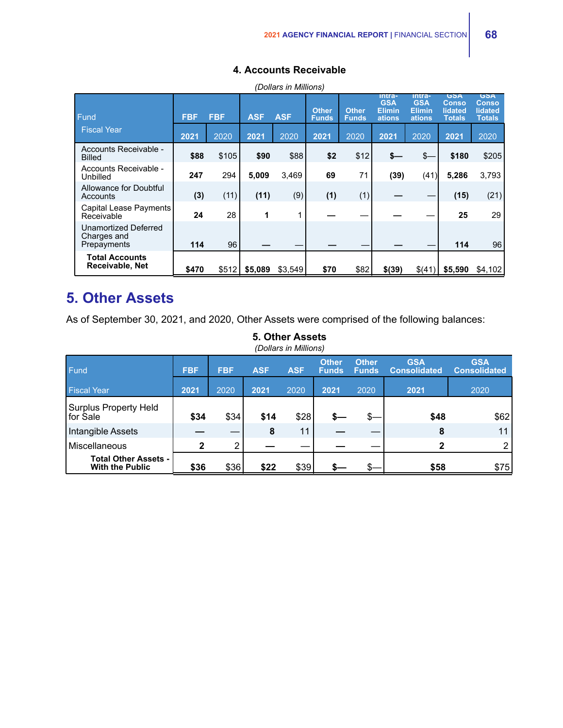### 4. Accounts Receivable

*(Dollars in Millions)*

| Fund | FBF | FBF | ASF | ASF | Other Funds | Other Funds | Intra-GSA Eliminations | Intra-GSA Eliminations | GSA Consolidated Totals | GSA Consolidated Totals |
|---|---|---|---|---|---|---|---|---|---|---|
| Fiscal Year | **2021** | 2020 | **2021** | 2020 | **2021** | 2020 | **2021** | 2020 | **2021** | 2020 |
| Accounts Receivable - Billed | **$88** | $105 | **$90** | $88 | **$2** | $12 | **$—** | $— | **$180** | $205 |
| Accounts Receivable - Unbilled | **247** | 294 | **5,009** | 3,469 | **69** | 71 | **(39)** | (41) | **5,286** | 3,793 |
| Allowance for Doubtful Accounts | **(3)** | (11) | **(11)** | (9) | **(1)** | (1) | **—** | — | **(15)** | (21) |
| Capital Lease Payments Receivable | **24** | 28 | **1** | 1 | **—** | — | **—** | — | **25** | 29 |
| Unamortized Deferred Charges and Prepayments | **114** | 96 | **—** | — | **—** | — | **—** | — | **114** | 96 |
| **Total Accounts Receivable, Net** | **$470** | $512 | **$5,089** | $3,549 | **$70** | $82 | **$(39)** | $(41) | **$5,590** | $4,102 |

## 5. Other Assets

As of September 30, 2021, and 2020, Other Assets were comprised of the following balances:

### 5. Other Assets

*(Dollars in Millions)*

| Fund | FBF | FBF | ASF | ASF | Other Funds | Other Funds | GSA Consolidated | GSA Consolidated |
|---|---|---|---|---|---|---|---|---|
| Fiscal Year | **2021** | 2020 | **2021** | 2020 | **2021** | 2020 | **2021** | 2020 |
| Surplus Property Held for Sale | **$34** | $34 | **$14** | $28 | **$—** | $— | **$48** | $62 |
| Intangible Assets | **—** | — | **8** | 11 | **—** | — | **8** | 11 |
| Miscellaneous | **2** | 2 | **—** | — | **—** | — | **2** | 2 |
| **Total Other Assets - With the Public** | **$36** | $36 | **$22** | $39 | **$—** | $— | **$58** | $75 |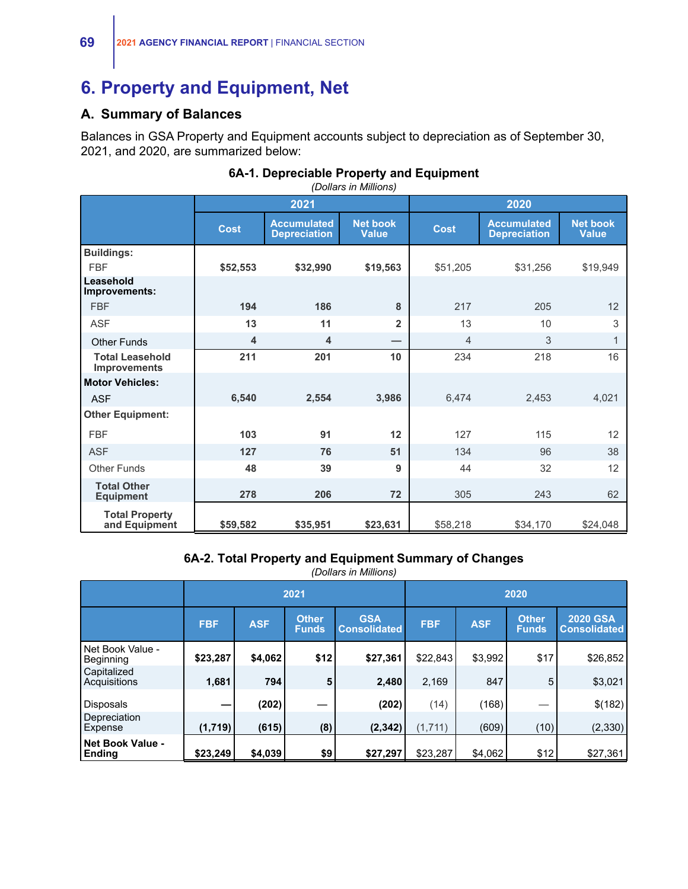# 6. Property and Equipment, Net

## A. Summary of Balances

Balances in GSA Property and Equipment accounts subject to depreciation as of September 30, 2021, and 2020, are summarized below:

**6A-1. Depreciable Property and Equipment**
*(Dollars in Millions)*

| | 2021 | | | 2020 | | |
|---|---|---|---|---|---|---|
| | **Cost** | **Accumulated Depreciation** | **Net book Value** | **Cost** | **Accumulated Depreciation** | **Net book Value** |
| **Buildings:** | | | | | | |
| FBF | **$52,553** | **$32,990** | **$19,563** | $51,205 | $31,256 | $19,949 |
| **Leasehold Improvements:** | | | | | | |
| FBF | **194** | **186** | **8** | 217 | 205 | 12 |
| ASF | **13** | **11** | **2** | 13 | 10 | 3 |
| Other Funds | **4** | **4** | **—** | 4 | 3 | 1 |
| **Total Leasehold Improvements** | **211** | **201** | **10** | 234 | 218 | 16 |
| **Motor Vehicles:** | | | | | | |
| ASF | **6,540** | **2,554** | **3,986** | 6,474 | 2,453 | 4,021 |
| **Other Equipment:** | | | | | | |
| FBF | **103** | **91** | **12** | 127 | 115 | 12 |
| ASF | **127** | **76** | **51** | 134 | 96 | 38 |
| Other Funds | **48** | **39** | **9** | 44 | 32 | 12 |
| **Total Other Equipment** | **278** | **206** | **72** | 305 | 243 | 62 |
| **Total Property and Equipment** | **$59,582** | **$35,951** | **$23,631** | $58,218 | $34,170 | $24,048 |

**6A-2. Total Property and Equipment Summary of Changes**
*(Dollars in Millions)*

| | 2021 | | | | 2020 | | | |
|---|---|---|---|---|---|---|---|---|
| | **FBF** | **ASF** | **Other Funds** | **GSA Consolidated** | **FBF** | **ASF** | **Other Funds** | **2020 GSA Consolidated** |
| Net Book Value - Beginning | **$23,287** | **$4,062** | **$12** | **$27,361** | $22,843 | $3,992 | $17 | $26,852 |
| Capitalized Acquisitions | **1,681** | **794** | **5** | **2,480** | 2,169 | 847 | 5 | $3,021 |
| Disposals | **—** | **(202)** | **—** | **(202)** | (14) | (168) | — | $(182) |
| Depreciation Expense | **(1,719)** | **(615)** | **(8)** | **(2,342)** | (1,711) | (609) | (10) | (2,330) |
| **Net Book Value - Ending** | **$23,249** | **$4,039** | **$9** | **$27,297** | $23,287 | $4,062 | $12 | $27,361 |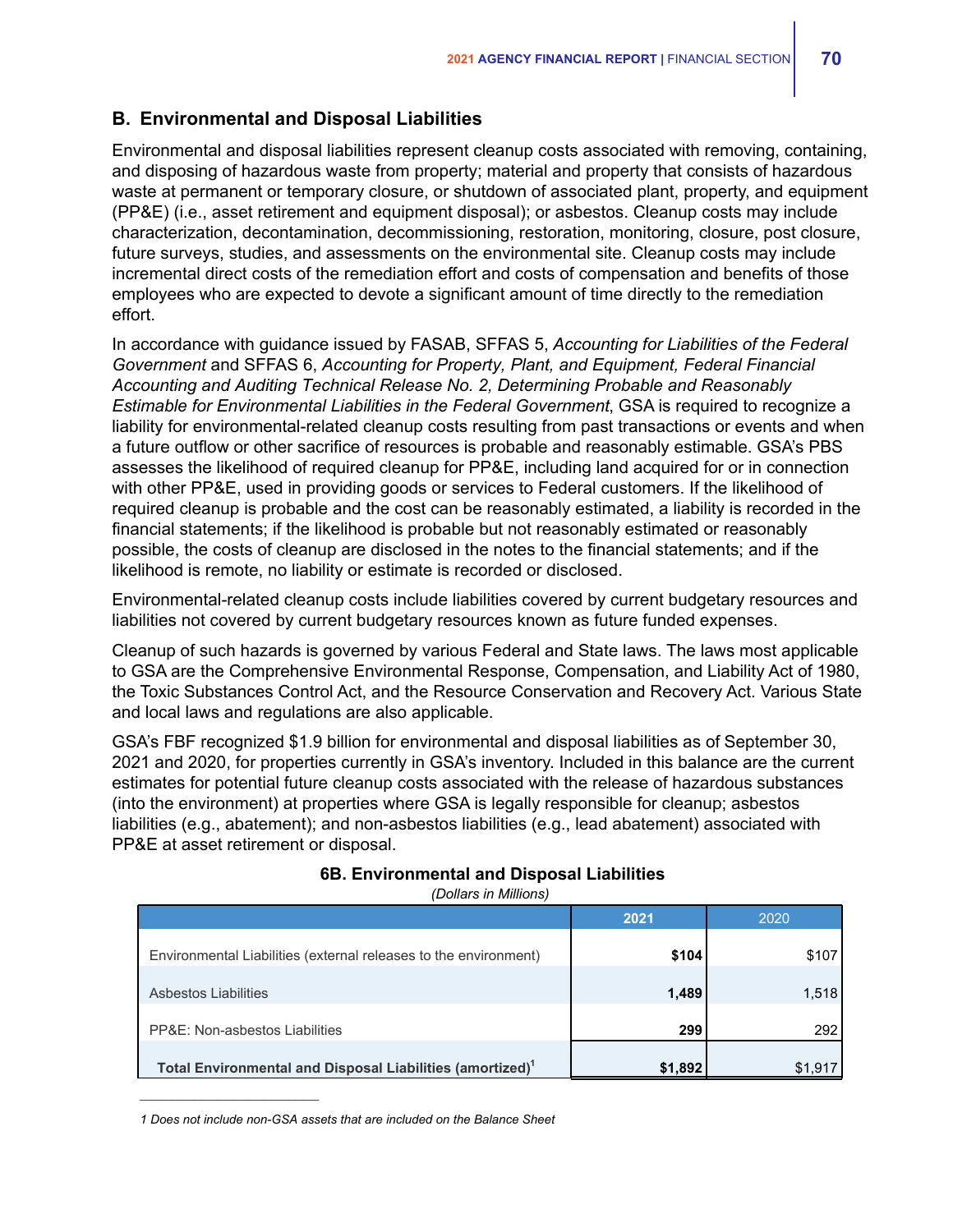## B. Environmental and Disposal Liabilities

Environmental and disposal liabilities represent cleanup costs associated with removing, containing, and disposing of hazardous waste from property; material and property that consists of hazardous waste at permanent or temporary closure, or shutdown of associated plant, property, and equipment (PP&E) (i.e., asset retirement and equipment disposal); or asbestos. Cleanup costs may include characterization, decontamination, decommissioning, restoration, monitoring, closure, post closure, future surveys, studies, and assessments on the environmental site. Cleanup costs may include incremental direct costs of the remediation effort and costs of compensation and benefits of those employees who are expected to devote a significant amount of time directly to the remediation effort.

In accordance with guidance issued by FASAB, SFFAS 5, *Accounting for Liabilities of the Federal Government* and SFFAS 6, *Accounting for Property, Plant, and Equipment, Federal Financial Accounting and Auditing Technical Release No. 2, Determining Probable and Reasonably Estimable for Environmental Liabilities in the Federal Government*, GSA is required to recognize a liability for environmental-related cleanup costs resulting from past transactions or events and when a future outflow or other sacrifice of resources is probable and reasonably estimable. GSA's PBS assesses the likelihood of required cleanup for PP&E, including land acquired for or in connection with other PP&E, used in providing goods or services to Federal customers. If the likelihood of required cleanup is probable and the cost can be reasonably estimated, a liability is recorded in the financial statements; if the likelihood is probable but not reasonably estimated or reasonably possible, the costs of cleanup are disclosed in the notes to the financial statements; and if the likelihood is remote, no liability or estimate is recorded or disclosed.

Environmental-related cleanup costs include liabilities covered by current budgetary resources and liabilities not covered by current budgetary resources known as future funded expenses.

Cleanup of such hazards is governed by various Federal and State laws. The laws most applicable to GSA are the Comprehensive Environmental Response, Compensation, and Liability Act of 1980, the Toxic Substances Control Act, and the Resource Conservation and Recovery Act. Various State and local laws and regulations are also applicable.

GSA's FBF recognized $1.9 billion for environmental and disposal liabilities as of September 30, 2021 and 2020, for properties currently in GSA's inventory. Included in this balance are the current estimates for potential future cleanup costs associated with the release of hazardous substances (into the environment) at properties where GSA is legally responsible for cleanup; asbestos liabilities (e.g., abatement); and non-asbestos liabilities (e.g., lead abatement) associated with PP&E at asset retirement or disposal.

**6B. Environmental and Disposal Liabilities**

*(Dollars in Millions)*

| | **2021** | 2020 |
|---|---|---|
| Environmental Liabilities (external releases to the environment) | **$104** | $107 |
| Asbestos Liabilities | **1,489** | 1,518 |
| PP&E: Non-asbestos Liabilities | **299** | 292 |
| **Total Environmental and Disposal Liabilities (amortized)[1]** | **$1,892** | $1,917 |

*1 Does not include non-GSA assets that are included on the Balance Sheet*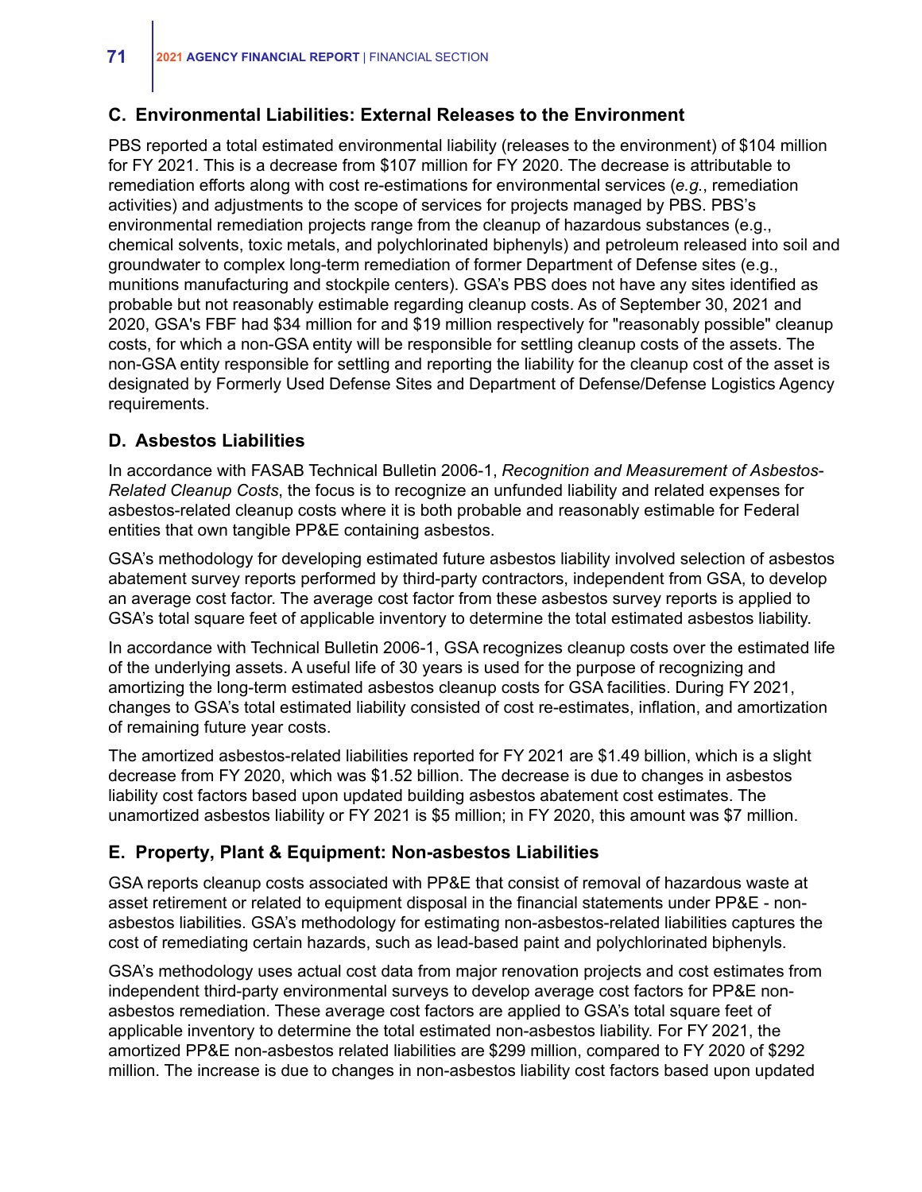## C. Environmental Liabilities: External Releases to the Environment

PBS reported a total estimated environmental liability (releases to the environment) of $104 million for FY 2021. This is a decrease from $107 million for FY 2020. The decrease is attributable to remediation efforts along with cost re-estimations for environmental services (*e.g.*, remediation activities) and adjustments to the scope of services for projects managed by PBS. PBS's environmental remediation projects range from the cleanup of hazardous substances (e.g., chemical solvents, toxic metals, and polychlorinated biphenyls) and petroleum released into soil and groundwater to complex long-term remediation of former Department of Defense sites (e.g., munitions manufacturing and stockpile centers). GSA's PBS does not have any sites identified as probable but not reasonably estimable regarding cleanup costs. As of September 30, 2021 and 2020, GSA's FBF had $34 million for and $19 million respectively for "reasonably possible" cleanup costs, for which a non-GSA entity will be responsible for settling cleanup costs of the assets. The non-GSA entity responsible for settling and reporting the liability for the cleanup cost of the asset is designated by Formerly Used Defense Sites and Department of Defense/Defense Logistics Agency requirements.

## D. Asbestos Liabilities

In accordance with FASAB Technical Bulletin 2006-1, *Recognition and Measurement of Asbestos-Related Cleanup Costs*, the focus is to recognize an unfunded liability and related expenses for asbestos-related cleanup costs where it is both probable and reasonably estimable for Federal entities that own tangible PP&E containing asbestos.

GSA's methodology for developing estimated future asbestos liability involved selection of asbestos abatement survey reports performed by third-party contractors, independent from GSA, to develop an average cost factor. The average cost factor from these asbestos survey reports is applied to GSA's total square feet of applicable inventory to determine the total estimated asbestos liability.

In accordance with Technical Bulletin 2006-1, GSA recognizes cleanup costs over the estimated life of the underlying assets. A useful life of 30 years is used for the purpose of recognizing and amortizing the long-term estimated asbestos cleanup costs for GSA facilities. During FY 2021, changes to GSA's total estimated liability consisted of cost re-estimates, inflation, and amortization of remaining future year costs.

The amortized asbestos-related liabilities reported for FY 2021 are $1.49 billion, which is a slight decrease from FY 2020, which was $1.52 billion. The decrease is due to changes in asbestos liability cost factors based upon updated building asbestos abatement cost estimates. The unamortized asbestos liability or FY 2021 is $5 million; in FY 2020, this amount was $7 million.

## E. Property, Plant & Equipment: Non-asbestos Liabilities

GSA reports cleanup costs associated with PP&E that consist of removal of hazardous waste at asset retirement or related to equipment disposal in the financial statements under PP&E - non-asbestos liabilities. GSA's methodology for estimating non-asbestos-related liabilities captures the cost of remediating certain hazards, such as lead-based paint and polychlorinated biphenyls.

GSA's methodology uses actual cost data from major renovation projects and cost estimates from independent third-party environmental surveys to develop average cost factors for PP&E non-asbestos remediation. These average cost factors are applied to GSA's total square feet of applicable inventory to determine the total estimated non-asbestos liability. For FY 2021, the amortized PP&E non-asbestos related liabilities are $299 million, compared to FY 2020 of $292 million. The increase is due to changes in non-asbestos liability cost factors based upon updated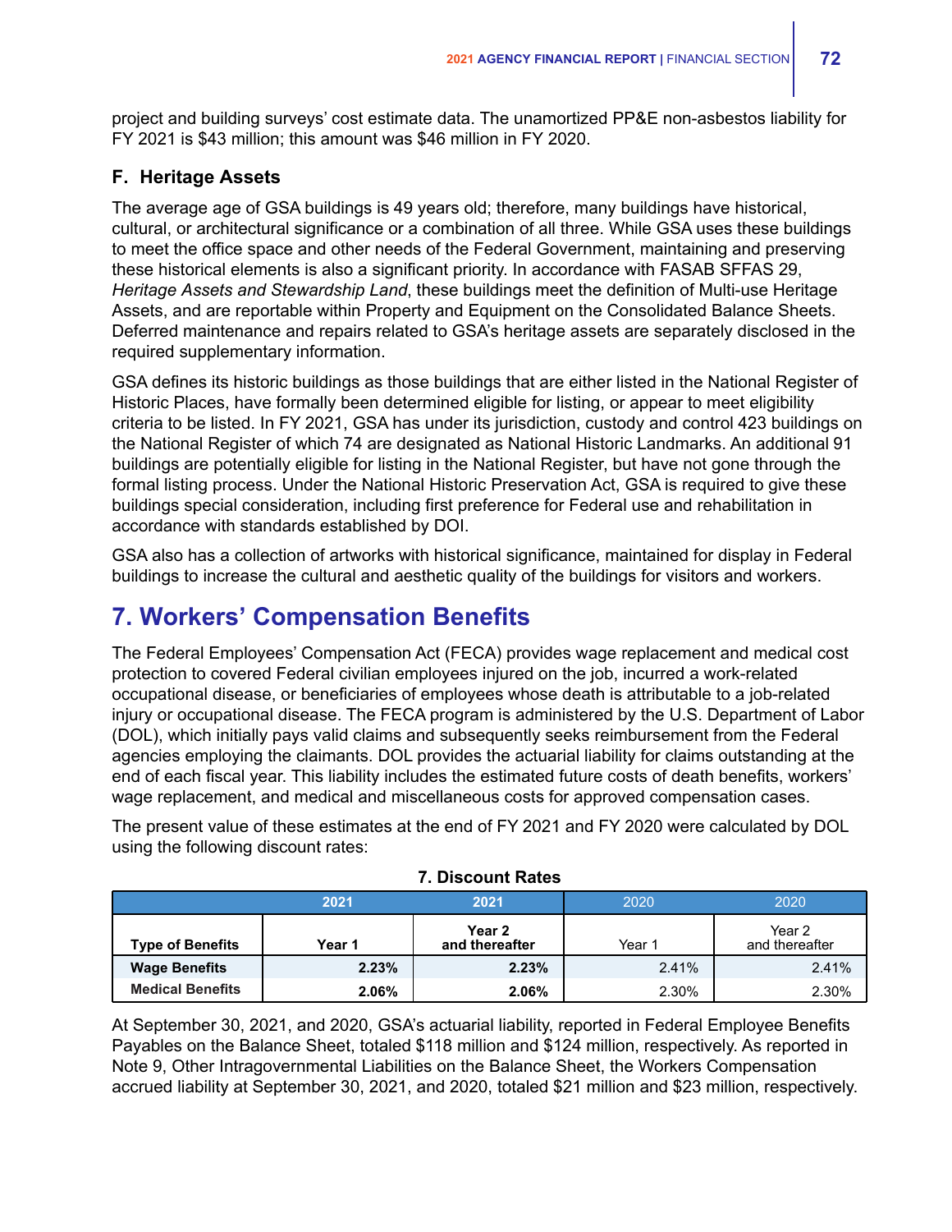project and building surveys' cost estimate data. The unamortized PP&E non-asbestos liability for FY 2021 is $43 million; this amount was $46 million in FY 2020.

### F. Heritage Assets

The average age of GSA buildings is 49 years old; therefore, many buildings have historical, cultural, or architectural significance or a combination of all three. While GSA uses these buildings to meet the office space and other needs of the Federal Government, maintaining and preserving these historical elements is also a significant priority. In accordance with FASAB SFFAS 29, *Heritage Assets and Stewardship Land*, these buildings meet the definition of Multi-use Heritage Assets, and are reportable within Property and Equipment on the Consolidated Balance Sheets. Deferred maintenance and repairs related to GSA's heritage assets are separately disclosed in the required supplementary information.

GSA defines its historic buildings as those buildings that are either listed in the National Register of Historic Places, have formally been determined eligible for listing, or appear to meet eligibility criteria to be listed. In FY 2021, GSA has under its jurisdiction, custody and control 423 buildings on the National Register of which 74 are designated as National Historic Landmarks. An additional 91 buildings are potentially eligible for listing in the National Register, but have not gone through the formal listing process. Under the National Historic Preservation Act, GSA is required to give these buildings special consideration, including first preference for Federal use and rehabilitation in accordance with standards established by DOI.

GSA also has a collection of artworks with historical significance, maintained for display in Federal buildings to increase the cultural and aesthetic quality of the buildings for visitors and workers.

## 7. Workers' Compensation Benefits

The Federal Employees' Compensation Act (FECA) provides wage replacement and medical cost protection to covered Federal civilian employees injured on the job, incurred a work-related occupational disease, or beneficiaries of employees whose death is attributable to a job-related injury or occupational disease. The FECA program is administered by the U.S. Department of Labor (DOL), which initially pays valid claims and subsequently seeks reimbursement from the Federal agencies employing the claimants. DOL provides the actuarial liability for claims outstanding at the end of each fiscal year. This liability includes the estimated future costs of death benefits, workers' wage replacement, and medical and miscellaneous costs for approved compensation cases.

The present value of these estimates at the end of FY 2021 and FY 2020 were calculated by DOL using the following discount rates:

**7. Discount Rates**

| | 2021 | 2021 | 2020 | 2020 |
|---|---|---|---|---|
| **Type of Benefits** | **Year 1** | **Year 2 and thereafter** | Year 1 | Year 2 and thereafter |
| **Wage Benefits** | **2.23%** | **2.23%** | 2.41% | 2.41% |
| **Medical Benefits** | **2.06%** | **2.06%** | 2.30% | 2.30% |

At September 30, 2021, and 2020, GSA's actuarial liability, reported in Federal Employee Benefits Payables on the Balance Sheet, totaled $118 million and $124 million, respectively. As reported in Note 9, Other Intragovernmental Liabilities on the Balance Sheet, the Workers Compensation accrued liability at September 30, 2021, and 2020, totaled $21 million and $23 million, respectively.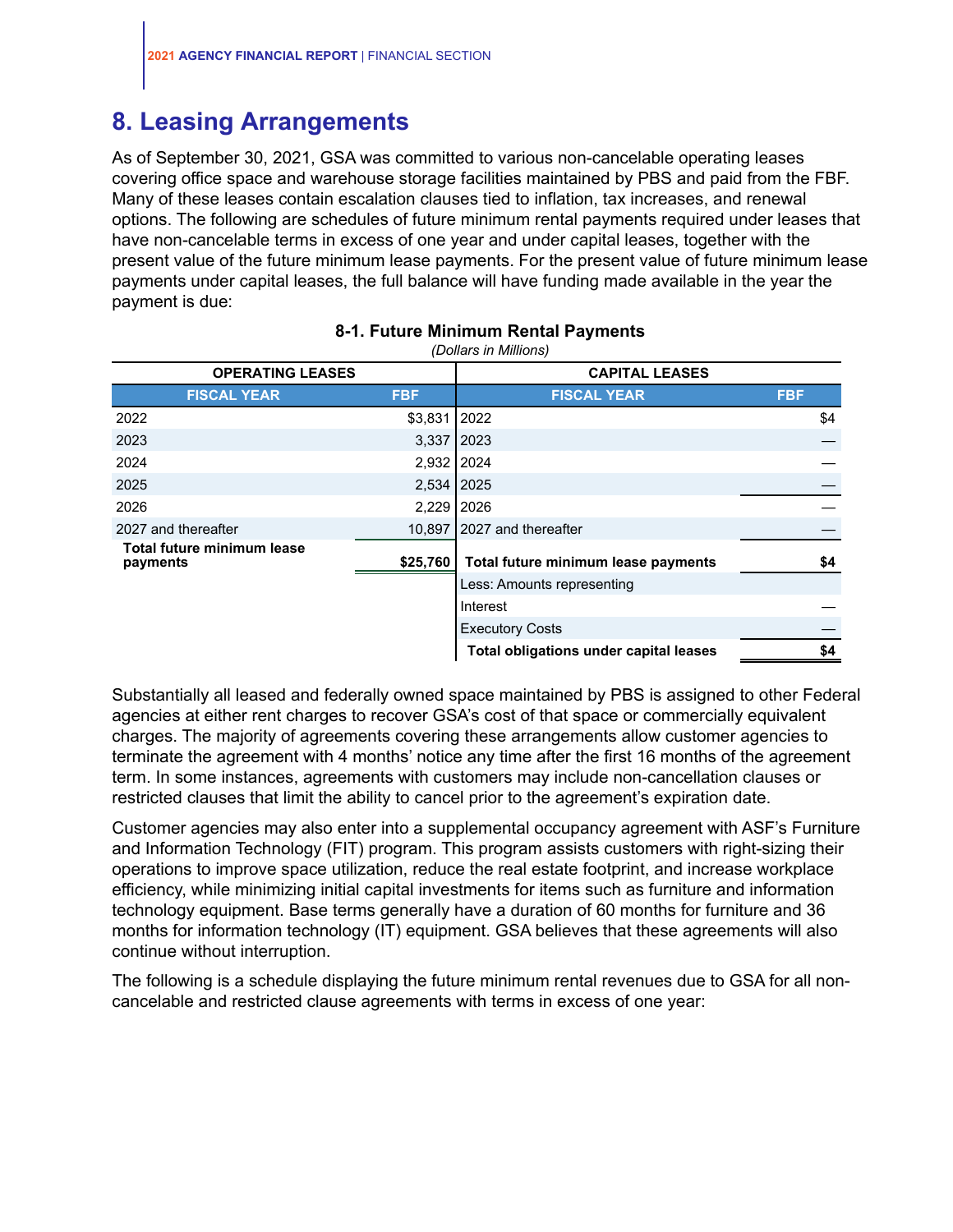## 8. Leasing Arrangements

As of September 30, 2021, GSA was committed to various non-cancelable operating leases covering office space and warehouse storage facilities maintained by PBS and paid from the FBF. Many of these leases contain escalation clauses tied to inflation, tax increases, and renewal options. The following are schedules of future minimum rental payments required under leases that have non-cancelable terms in excess of one year and under capital leases, together with the present value of the future minimum lease payments. For the present value of future minimum lease payments under capital leases, the full balance will have funding made available in the year the payment is due:

**8-1. Future Minimum Rental Payments**

*(Dollars in Millions)*

| OPERATING LEASES | | CAPITAL LEASES | |
|---|---|---|---|
| **FISCAL YEAR** | **FBF** | **FISCAL YEAR** | **FBF** |
| 2022 | $3,831 | 2022 | $4 |
| 2023 | 3,337 | 2023 | — |
| 2024 | 2,932 | 2024 | — |
| 2025 | 2,534 | 2025 | — |
| 2026 | 2,229 | 2026 | — |
| 2027 and thereafter | 10,897 | 2027 and thereafter | — |
| **Total future minimum lease payments** | **$25,760** | **Total future minimum lease payments** | **$4** |
| | | Less: Amounts representing | |
| | | Interest | — |
| | | Executory Costs | — |
| | | **Total obligations under capital leases** | **$4** |

Substantially all leased and federally owned space maintained by PBS is assigned to other Federal agencies at either rent charges to recover GSA's cost of that space or commercially equivalent charges. The majority of agreements covering these arrangements allow customer agencies to terminate the agreement with 4 months' notice any time after the first 16 months of the agreement term. In some instances, agreements with customers may include non-cancellation clauses or restricted clauses that limit the ability to cancel prior to the agreement's expiration date.

Customer agencies may also enter into a supplemental occupancy agreement with ASF's Furniture and Information Technology (FIT) program. This program assists customers with right-sizing their operations to improve space utilization, reduce the real estate footprint, and increase workplace efficiency, while minimizing initial capital investments for items such as furniture and information technology equipment. Base terms generally have a duration of 60 months for furniture and 36 months for information technology (IT) equipment. GSA believes that these agreements will also continue without interruption.

The following is a schedule displaying the future minimum rental revenues due to GSA for all non-cancelable and restricted clause agreements with terms in excess of one year: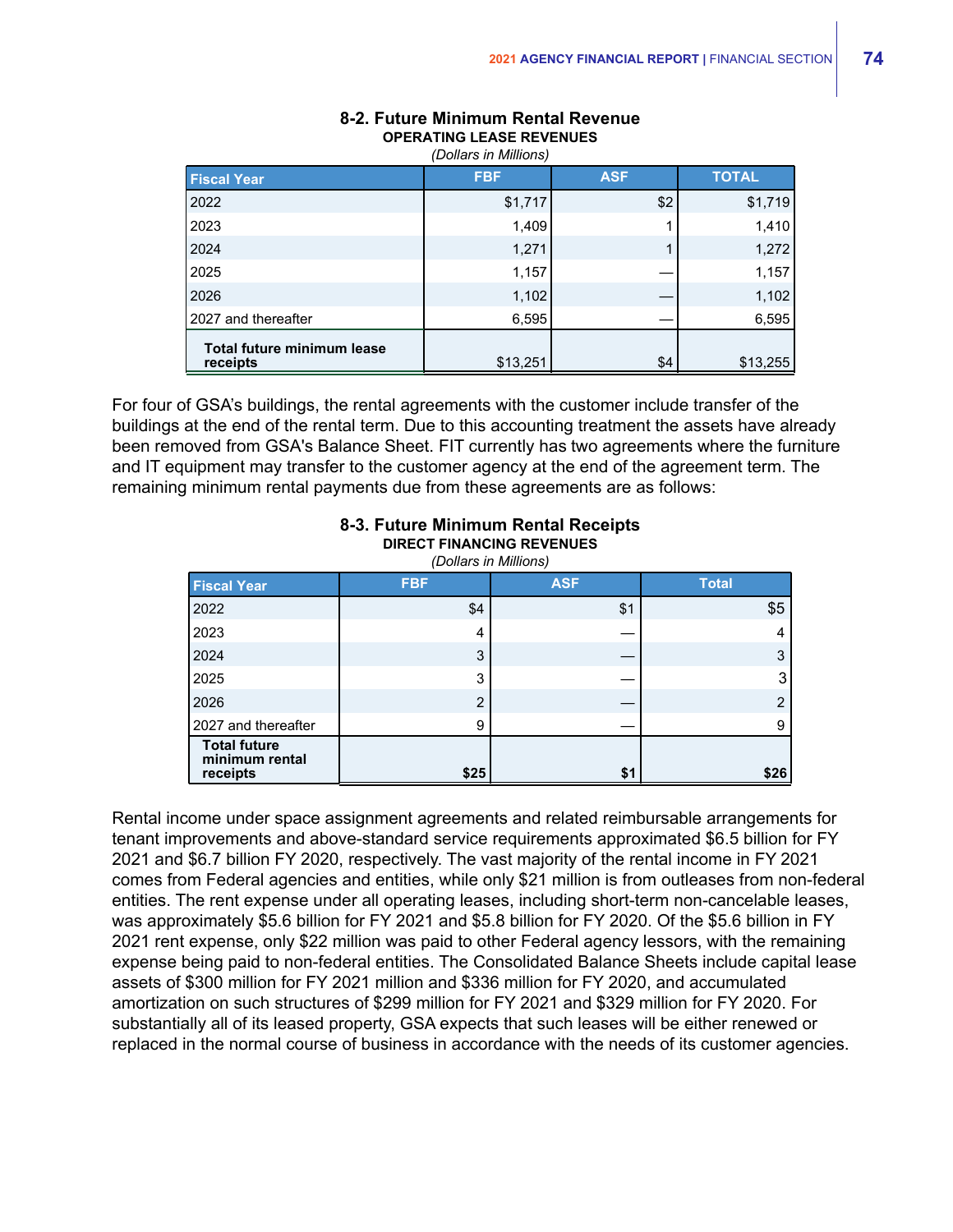### 8-2. Future Minimum Rental Revenue

**OPERATING LEASE REVENUES**

*(Dollars in Millions)*

| Fiscal Year | FBF | ASF | TOTAL |
|---|---|---|---|
| 2022 | $1,717 | $2 | $1,719 |
| 2023 | 1,409 | 1 | 1,410 |
| 2024 | 1,271 | 1 | 1,272 |
| 2025 | 1,157 | — | 1,157 |
| 2026 | 1,102 | — | 1,102 |
| 2027 and thereafter | 6,595 | — | 6,595 |
| **Total future minimum lease receipts** | $13,251 | $4 | $13,255 |

For four of GSA's buildings, the rental agreements with the customer include transfer of the buildings at the end of the rental term. Due to this accounting treatment the assets have already been removed from GSA's Balance Sheet. FIT currently has two agreements where the furniture and IT equipment may transfer to the customer agency at the end of the agreement term. The remaining minimum rental payments due from these agreements are as follows:

### 8-3. Future Minimum Rental Receipts

**DIRECT FINANCING REVENUES**

*(Dollars in Millions)*

| Fiscal Year | FBF | ASF | Total |
|---|---|---|---|
| 2022 | $4 | $1 | $5 |
| 2023 | 4 | — | 4 |
| 2024 | 3 | — | 3 |
| 2025 | 3 | — | 3 |
| 2026 | 2 | — | 2 |
| 2027 and thereafter | 9 | — | 9 |
| **Total future minimum rental receipts** | **$25** | **$1** | **$26** |

Rental income under space assignment agreements and related reimbursable arrangements for tenant improvements and above-standard service requirements approximated $6.5 billion for FY 2021 and $6.7 billion FY 2020, respectively. The vast majority of the rental income in FY 2021 comes from Federal agencies and entities, while only $21 million is from outleases from non-federal entities. The rent expense under all operating leases, including short-term non-cancelable leases, was approximately $5.6 billion for FY 2021 and $5.8 billion for FY 2020. Of the $5.6 billion in FY 2021 rent expense, only $22 million was paid to other Federal agency lessors, with the remaining expense being paid to non-federal entities. The Consolidated Balance Sheets include capital lease assets of $300 million for FY 2021 million and $336 million for FY 2020, and accumulated amortization on such structures of $299 million for FY 2021 and $329 million for FY 2020. For substantially all of its leased property, GSA expects that such leases will be either renewed or replaced in the normal course of business in accordance with the needs of its customer agencies.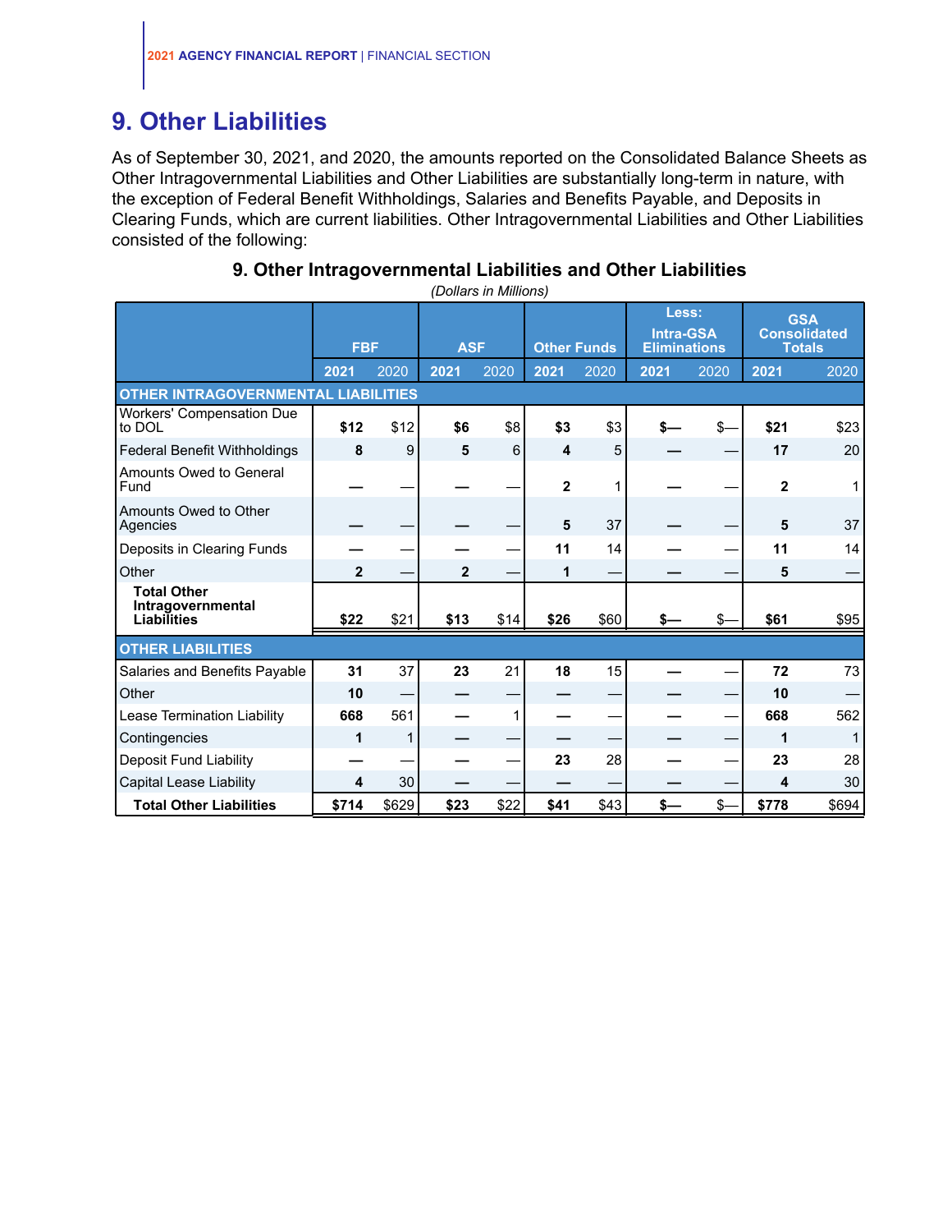# 9. Other Liabilities

As of September 30, 2021, and 2020, the amounts reported on the Consolidated Balance Sheets as Other Intragovernmental Liabilities and Other Liabilities are substantially long-term in nature, with the exception of Federal Benefit Withholdings, Salaries and Benefits Payable, and Deposits in Clearing Funds, which are current liabilities. Other Intragovernmental Liabilities and Other Liabilities consisted of the following:

### 9. Other Intragovernmental Liabilities and Other Liabilities

*(Dollars in Millions)*

| | FBF | | ASF | | Other Funds | | Less: Intra-GSA Eliminations | | GSA Consolidated Totals | |
|---|---|---|---|---|---|---|---|---|---|---|
| | **2021** | 2020 | **2021** | 2020 | **2021** | 2020 | **2021** | 2020 | **2021** | 2020 |
| **OTHER INTRAGOVERNMENTAL LIABILITIES** | | | | | | | | | | |
| Workers' Compensation Due to DOL | **$12** | $12 | **$6** | $8 | **$3** | $3 | **$—** | $— | **$21** | $23 |
| Federal Benefit Withholdings | **8** | 9 | **5** | 6 | **4** | 5 | **—** | — | **17** | 20 |
| Amounts Owed to General Fund | **—** | — | **—** | — | **2** | 1 | **—** | — | **2** | 1 |
| Amounts Owed to Other Agencies | **—** | — | **—** | — | **5** | 37 | **—** | — | **5** | 37 |
| Deposits in Clearing Funds | **—** | — | **—** | — | **11** | 14 | **—** | — | **11** | 14 |
| Other | **2** | — | **2** | — | **1** | — | **—** | — | **5** | — |
| **Total Other Intragovernmental Liabilities** | **$22** | $21 | **$13** | $14 | **$26** | $60 | **$—** | $— | **$61** | $95 |
| **OTHER LIABILITIES** | | | | | | | | | | |
| Salaries and Benefits Payable | **31** | 37 | **23** | 21 | **18** | 15 | **—** | — | **72** | 73 |
| Other | **10** | — | **—** | — | **—** | — | **—** | — | **10** | — |
| Lease Termination Liability | **668** | 561 | **—** | 1 | **—** | — | **—** | — | **668** | 562 |
| Contingencies | **1** | 1 | **—** | — | **—** | — | **—** | — | **1** | 1 |
| Deposit Fund Liability | **—** | — | **—** | — | **23** | 28 | **—** | — | **23** | 28 |
| Capital Lease Liability | **4** | 30 | **—** | — | **—** | — | **—** | — | **4** | 30 |
| **Total Other Liabilities** | **$714** | $629 | **$23** | $22 | **$41** | $43 | **$—** | $— | **$778** | $694 |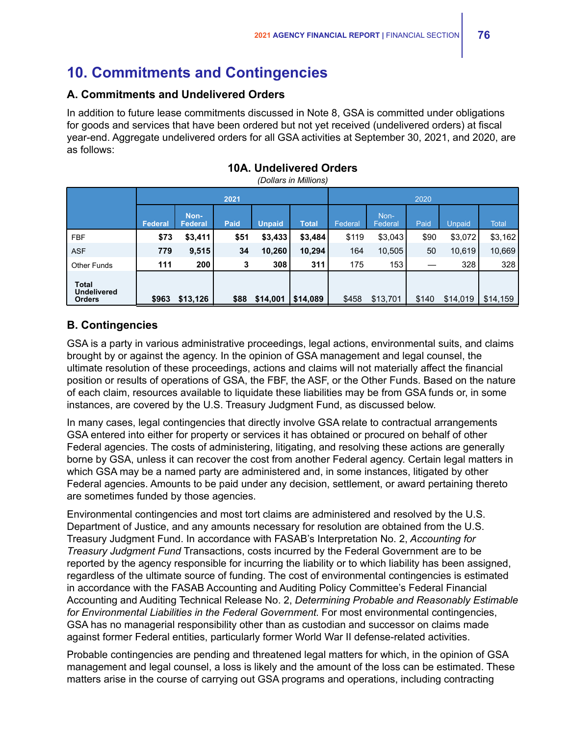## 10. Commitments and Contingencies

### A. Commitments and Undelivered Orders

In addition to future lease commitments discussed in Note 8, GSA is committed under obligations for goods and services that have been ordered but not yet received (undelivered orders) at fiscal year-end. Aggregate undelivered orders for all GSA activities at September 30, 2021, and 2020, are as follows:

**10A. Undelivered Orders**

*(Dollars in Millions)*

| | 2021 | | | | | 2020 | | | | |
|---|---|---|---|---|---|---|---|---|---|---|
| | **Federal** | **Non-Federal** | **Paid** | **Unpaid** | **Total** | Federal | Non-Federal | Paid | Unpaid | Total |
| FBF | **$73** | **$3,411** | **$51** | **$3,433** | **$3,484** | $119 | $3,043 | $90 | $3,072 | $3,162 |
| ASF | **779** | **9,515** | **34** | **10,260** | **10,294** | 164 | 10,505 | 50 | 10,619 | 10,669 |
| Other Funds | **111** | **200** | **3** | **308** | **311** | 175 | 153 | — | 328 | 328 |
| **Total Undelivered Orders** | **$963** | **$13,126** | **$88** | **$14,001** | **$14,089** | $458 | $13,701 | $140 | $14,019 | $14,159 |

### B. Contingencies

GSA is a party in various administrative proceedings, legal actions, environmental suits, and claims brought by or against the agency. In the opinion of GSA management and legal counsel, the ultimate resolution of these proceedings, actions and claims will not materially affect the financial position or results of operations of GSA, the FBF, the ASF, or the Other Funds. Based on the nature of each claim, resources available to liquidate these liabilities may be from GSA funds or, in some instances, are covered by the U.S. Treasury Judgment Fund, as discussed below.

In many cases, legal contingencies that directly involve GSA relate to contractual arrangements GSA entered into either for property or services it has obtained or procured on behalf of other Federal agencies. The costs of administering, litigating, and resolving these actions are generally borne by GSA, unless it can recover the cost from another Federal agency. Certain legal matters in which GSA may be a named party are administered and, in some instances, litigated by other Federal agencies. Amounts to be paid under any decision, settlement, or award pertaining thereto are sometimes funded by those agencies.

Environmental contingencies and most tort claims are administered and resolved by the U.S. Department of Justice, and any amounts necessary for resolution are obtained from the U.S. Treasury Judgment Fund. In accordance with FASAB's Interpretation No. 2, *Accounting for Treasury Judgment Fund* Transactions, costs incurred by the Federal Government are to be reported by the agency responsible for incurring the liability or to which liability has been assigned, regardless of the ultimate source of funding. The cost of environmental contingencies is estimated in accordance with the FASAB Accounting and Auditing Policy Committee's Federal Financial Accounting and Auditing Technical Release No. 2, *Determining Probable and Reasonably Estimable for Environmental Liabilities in the Federal Government*. For most environmental contingencies, GSA has no managerial responsibility other than as custodian and successor on claims made against former Federal entities, particularly former World War II defense-related activities.

Probable contingencies are pending and threatened legal matters for which, in the opinion of GSA management and legal counsel, a loss is likely and the amount of the loss can be estimated. These matters arise in the course of carrying out GSA programs and operations, including contracting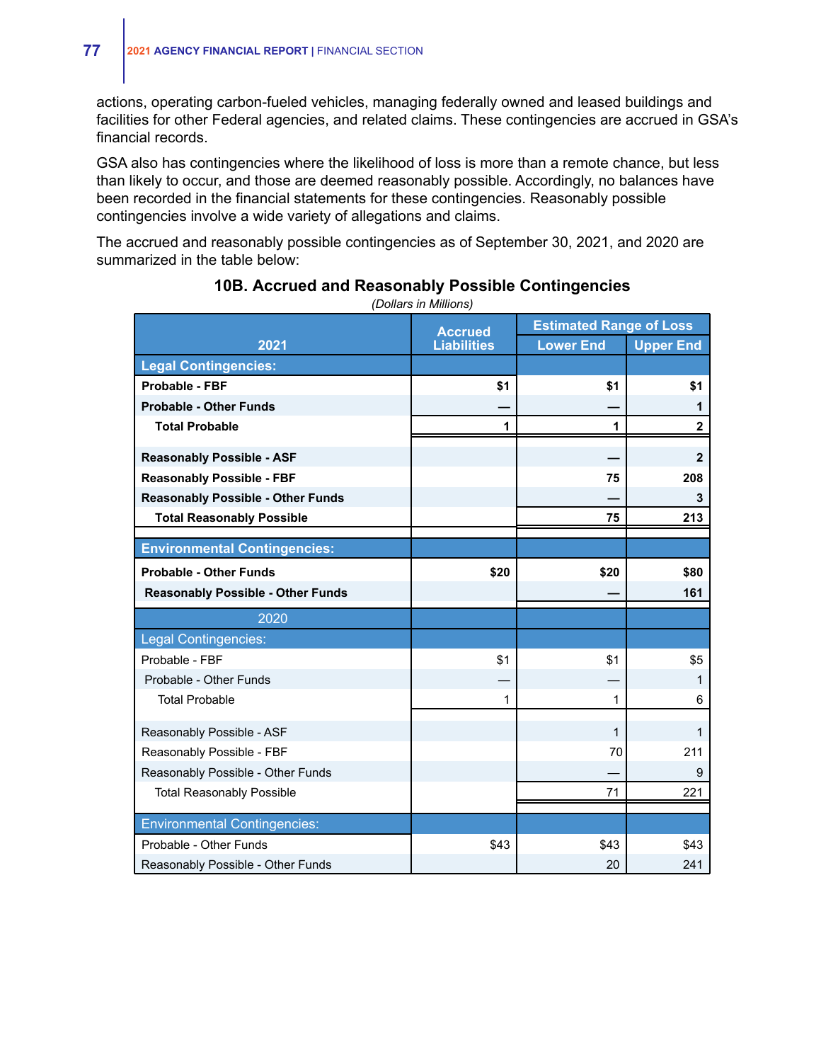actions, operating carbon-fueled vehicles, managing federally owned and leased buildings and facilities for other Federal agencies, and related claims. These contingencies are accrued in GSA's financial records.

GSA also has contingencies where the likelihood of loss is more than a remote chance, but less than likely to occur, and those are deemed reasonably possible. Accordingly, no balances have been recorded in the financial statements for these contingencies. Reasonably possible contingencies involve a wide variety of allegations and claims.

The accrued and reasonably possible contingencies as of September 30, 2021, and 2020 are summarized in the table below:

### 10B. Accrued and Reasonably Possible Contingencies

*(Dollars in Millions)*

| 2021 | Accrued Liabilities | Estimated Range of Loss | |
|---|---|---|---|
| | | Lower End | Upper End |
| **Legal Contingencies:** | | | |
| **Probable - FBF** | **$1** | **$1** | **$1** |
| **Probable - Other Funds** | **—** | **—** | **1** |
| **Total Probable** | **1** | **1** | **2** |
| **Reasonably Possible - ASF** | | **—** | **2** |
| **Reasonably Possible - FBF** | | **75** | **208** |
| **Reasonably Possible - Other Funds** | | **—** | **3** |
| **Total Reasonably Possible** | | **75** | **213** |
| **Environmental Contingencies:** | | | |
| **Probable - Other Funds** | **$20** | **$20** | **$80** |
| **Reasonably Possible - Other Funds** | | **—** | **161** |
| 2020 | | | |
| Legal Contingencies: | | | |
| Probable - FBF | $1 | $1 | $5 |
| Probable - Other Funds | — | — | 1 |
| Total Probable | 1 | 1 | 6 |
| Reasonably Possible - ASF | | 1 | 1 |
| Reasonably Possible - FBF | | 70 | 211 |
| Reasonably Possible - Other Funds | | — | 9 |
| Total Reasonably Possible | | 71 | 221 |
| Environmental Contingencies: | | | |
| Probable - Other Funds | $43 | $43 | $43 |
| Reasonably Possible - Other Funds | | 20 | 241 |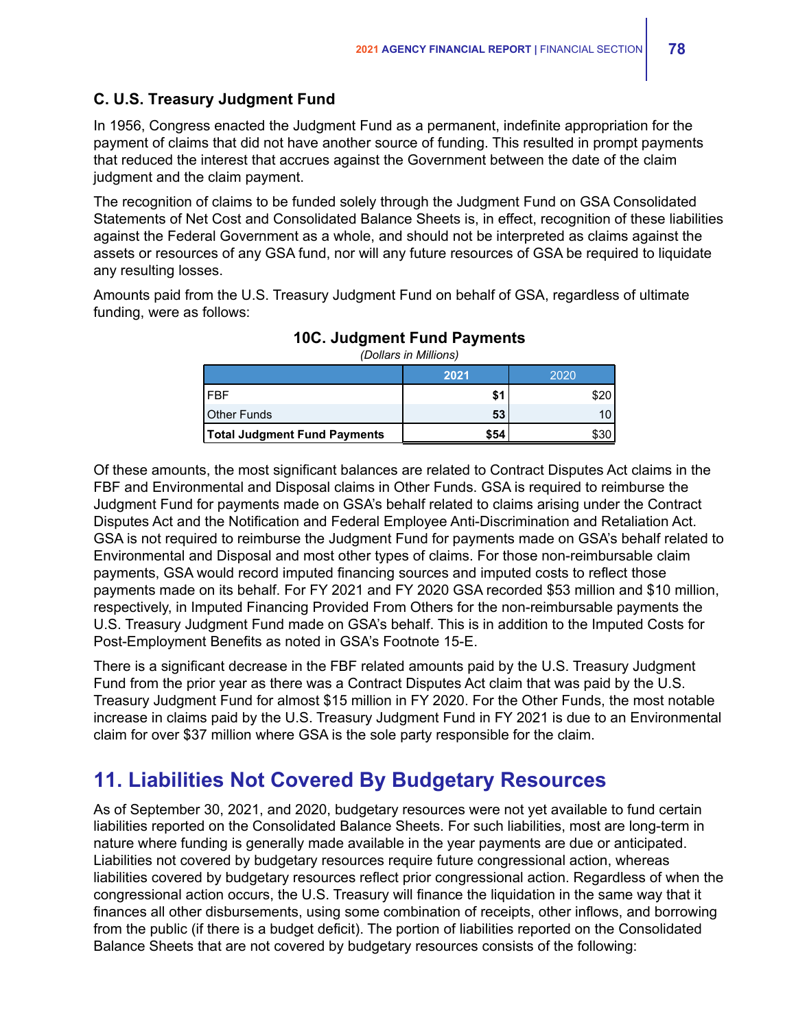### C. U.S. Treasury Judgment Fund

In 1956, Congress enacted the Judgment Fund as a permanent, indefinite appropriation for the payment of claims that did not have another source of funding. This resulted in prompt payments that reduced the interest that accrues against the Government between the date of the claim judgment and the claim payment.

The recognition of claims to be funded solely through the Judgment Fund on GSA Consolidated Statements of Net Cost and Consolidated Balance Sheets is, in effect, recognition of these liabilities against the Federal Government as a whole, and should not be interpreted as claims against the assets or resources of any GSA fund, nor will any future resources of GSA be required to liquidate any resulting losses.

Amounts paid from the U.S. Treasury Judgment Fund on behalf of GSA, regardless of ultimate funding, were as follows:

**10C. Judgment Fund Payments**

*(Dollars in Millions)*

| | **2021** | 2020 |
|---|---:|---:|
| FBF | **$1** | $20 |
| Other Funds | **53** | 10 |
| **Total Judgment Fund Payments** | **$54** | $30 |

Of these amounts, the most significant balances are related to Contract Disputes Act claims in the FBF and Environmental and Disposal claims in Other Funds. GSA is required to reimburse the Judgment Fund for payments made on GSA's behalf related to claims arising under the Contract Disputes Act and the Notification and Federal Employee Anti-Discrimination and Retaliation Act. GSA is not required to reimburse the Judgment Fund for payments made on GSA's behalf related to Environmental and Disposal and most other types of claims. For those non-reimbursable claim payments, GSA would record imputed financing sources and imputed costs to reflect those payments made on its behalf. For FY 2021 and FY 2020 GSA recorded $53 million and $10 million, respectively, in Imputed Financing Provided From Others for the non-reimbursable payments the U.S. Treasury Judgment Fund made on GSA's behalf. This is in addition to the Imputed Costs for Post-Employment Benefits as noted in GSA's Footnote 15-E.

There is a significant decrease in the FBF related amounts paid by the U.S. Treasury Judgment Fund from the prior year as there was a Contract Disputes Act claim that was paid by the U.S. Treasury Judgment Fund for almost $15 million in FY 2020. For the Other Funds, the most notable increase in claims paid by the U.S. Treasury Judgment Fund in FY 2021 is due to an Environmental claim for over $37 million where GSA is the sole party responsible for the claim.

## 11. Liabilities Not Covered By Budgetary Resources

As of September 30, 2021, and 2020, budgetary resources were not yet available to fund certain liabilities reported on the Consolidated Balance Sheets. For such liabilities, most are long-term in nature where funding is generally made available in the year payments are due or anticipated. Liabilities not covered by budgetary resources require future congressional action, whereas liabilities covered by budgetary resources reflect prior congressional action. Regardless of when the congressional action occurs, the U.S. Treasury will finance the liquidation in the same way that it finances all other disbursements, using some combination of receipts, other inflows, and borrowing from the public (if there is a budget deficit). The portion of liabilities reported on the Consolidated Balance Sheets that are not covered by budgetary resources consists of the following: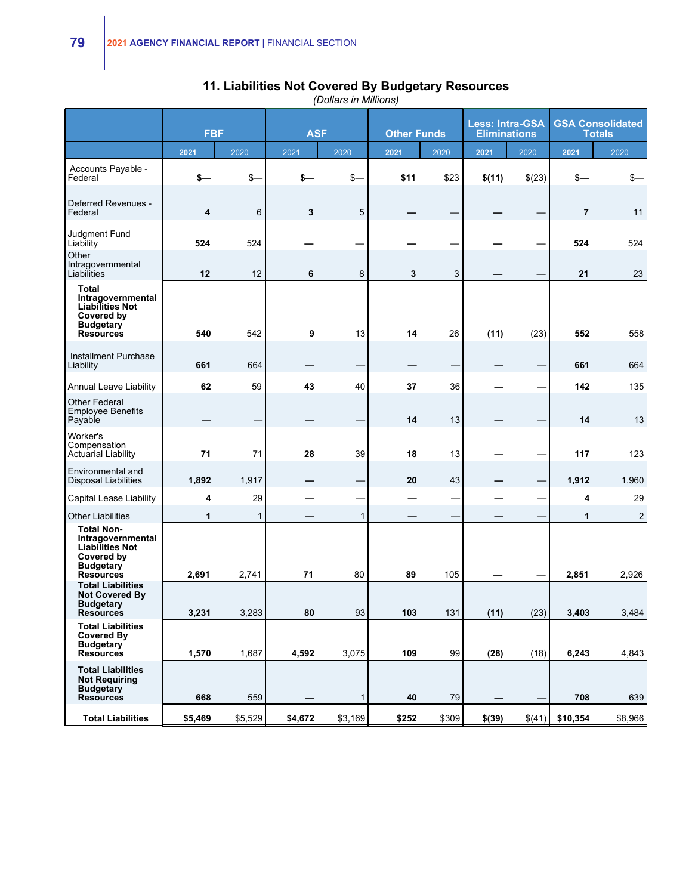## 11. Liabilities Not Covered By Budgetary Resources

*(Dollars in Millions)*

| | FBF | | ASF | | Other Funds | | Less: Intra-GSA Eliminations | | GSA Consolidated Totals | |
|---|---|---|---|---|---|---|---|---|---|---|
| | **2021** | 2020 | 2021 | 2020 | **2021** | 2020 | **2021** | 2020 | **2021** | 2020 |
| Accounts Payable - Federal | **$—** | $— | **$—** | $— | **$11** | $23 | **$(11)** | $(23) | **$—** | $— |
| Deferred Revenues - Federal | **4** | 6 | **3** | 5 | **—** | — | **—** | — | **7** | 11 |
| Judgment Fund Liability | **524** | 524 | **—** | — | **—** | — | **—** | — | **524** | 524 |
| Other Intragovernmental Liabilities | **12** | 12 | **6** | 8 | **3** | 3 | **—** | — | **21** | 23 |
| **Total Intragovernmental Liabilities Not Covered by Budgetary Resources** | **540** | 542 | **9** | 13 | **14** | 26 | **(11)** | (23) | **552** | 558 |
| Installment Purchase Liability | **661** | 664 | **—** | — | **—** | — | **—** | — | **661** | 664 |
| Annual Leave Liability | **62** | 59 | **43** | 40 | **37** | 36 | **—** | — | **142** | 135 |
| Other Federal Employee Benefits Payable | **—** | — | **—** | — | **14** | 13 | **—** | — | **14** | 13 |
| Worker's Compensation Actuarial Liability | **71** | 71 | **28** | 39 | **18** | 13 | **—** | — | **117** | 123 |
| Environmental and Disposal Liabilities | **1,892** | 1,917 | **—** | — | **20** | 43 | **—** | — | **1,912** | 1,960 |
| Capital Lease Liability | **4** | 29 | **—** | — | **—** | — | **—** | — | **4** | 29 |
| Other Liabilities | **1** | 1 | **—** | 1 | **—** | — | **—** | — | **1** | 2 |
| **Total Non-Intragovernmental Liabilities Not Covered by Budgetary Resources** | **2,691** | 2,741 | **71** | 80 | **89** | 105 | **—** | — | **2,851** | 2,926 |
| **Total Liabilities Not Covered By Budgetary Resources** | **3,231** | 3,283 | **80** | 93 | **103** | 131 | **(11)** | (23) | **3,403** | 3,484 |
| **Total Liabilities Covered By Budgetary Resources** | **1,570** | 1,687 | **4,592** | 3,075 | **109** | 99 | **(28)** | (18) | **6,243** | 4,843 |
| **Total Liabilities Not Requiring Budgetary Resources** | **668** | 559 | **—** | 1 | **40** | 79 | **—** | — | **708** | 639 |
| **Total Liabilities** | **$5,469** | $5,529 | **$4,672** | $3,169 | **$252** | $309 | **$(39)** | $(41) | **$10,354** | $8,966 |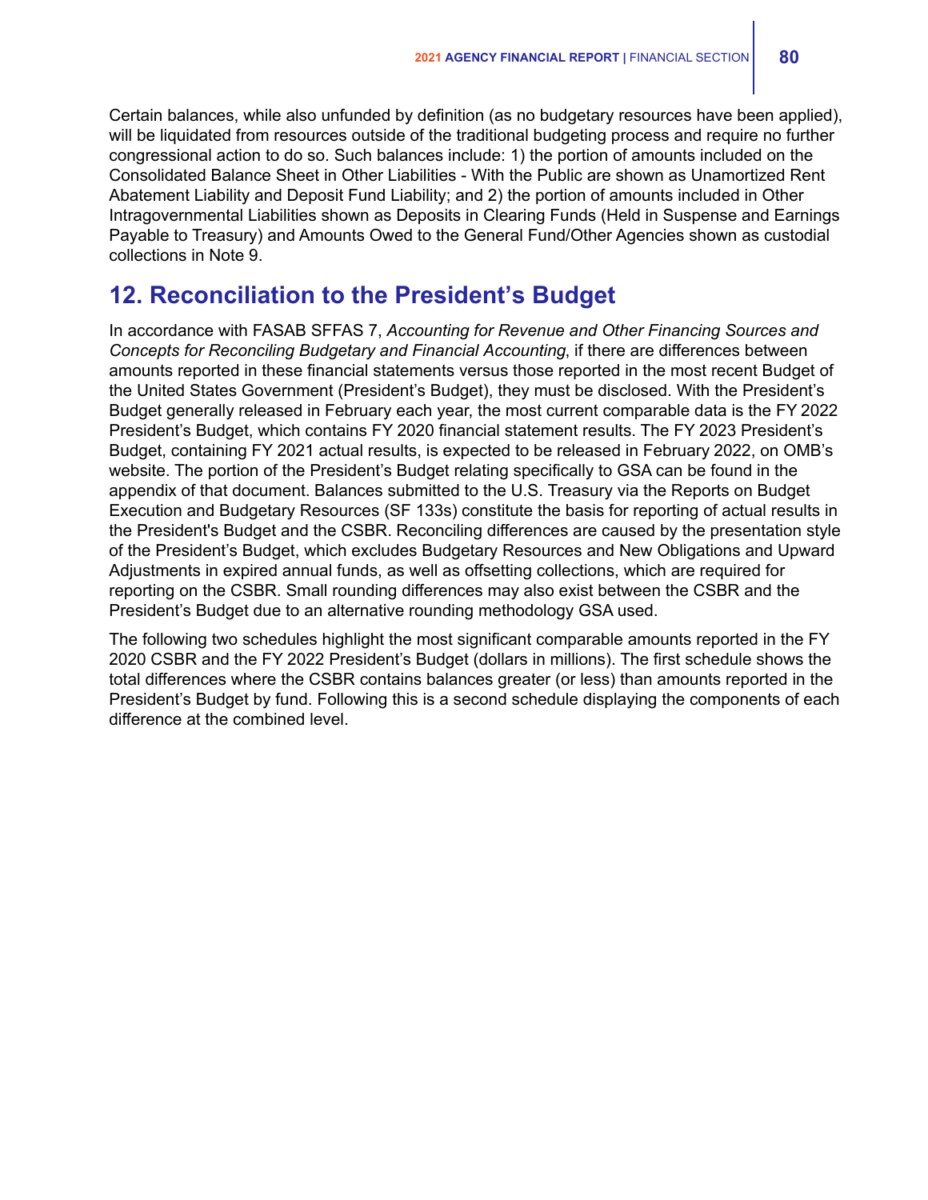Certain balances, while also unfunded by definition (as no budgetary resources have been applied), will be liquidated from resources outside of the traditional budgeting process and require no further congressional action to do so. Such balances include: 1) the portion of amounts included on the Consolidated Balance Sheet in Other Liabilities - With the Public are shown as Unamortized Rent Abatement Liability and Deposit Fund Liability; and 2) the portion of amounts included in Other Intragovernmental Liabilities shown as Deposits in Clearing Funds (Held in Suspense and Earnings Payable to Treasury) and Amounts Owed to the General Fund/Other Agencies shown as custodial collections in Note 9.

## 12. Reconciliation to the President's Budget

In accordance with FASAB SFFAS 7, *Accounting for Revenue and Other Financing Sources and Concepts for Reconciling Budgetary and Financial Accounting*, if there are differences between amounts reported in these financial statements versus those reported in the most recent Budget of the United States Government (President's Budget), they must be disclosed. With the President's Budget generally released in February each year, the most current comparable data is the FY 2022 President's Budget, which contains FY 2020 financial statement results. The FY 2023 President's Budget, containing FY 2021 actual results, is expected to be released in February 2022, on OMB's website. The portion of the President's Budget relating specifically to GSA can be found in the appendix of that document. Balances submitted to the U.S. Treasury via the Reports on Budget Execution and Budgetary Resources (SF 133s) constitute the basis for reporting of actual results in the President's Budget and the CSBR. Reconciling differences are caused by the presentation style of the President's Budget, which excludes Budgetary Resources and New Obligations and Upward Adjustments in expired annual funds, as well as offsetting collections, which are required for reporting on the CSBR. Small rounding differences may also exist between the CSBR and the President's Budget due to an alternative rounding methodology GSA used.

The following two schedules highlight the most significant comparable amounts reported in the FY 2020 CSBR and the FY 2022 President's Budget (dollars in millions). The first schedule shows the total differences where the CSBR contains balances greater (or less) than amounts reported in the President's Budget by fund. Following this is a second schedule displaying the components of each difference at the combined level.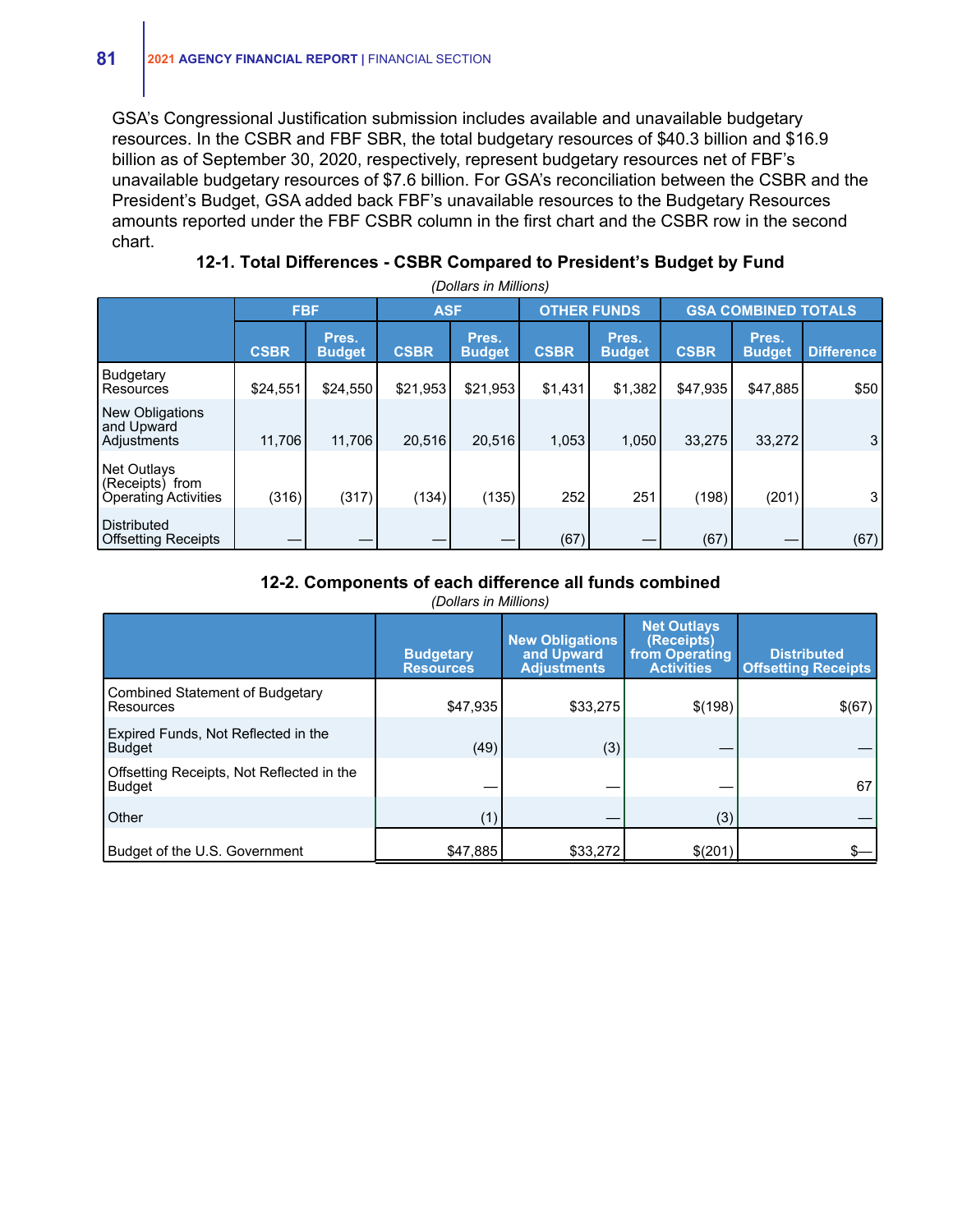GSA's Congressional Justification submission includes available and unavailable budgetary resources. In the CSBR and FBF SBR, the total budgetary resources of $40.3 billion and $16.9 billion as of September 30, 2020, respectively, represent budgetary resources net of FBF's unavailable budgetary resources of $7.6 billion. For GSA's reconciliation between the CSBR and the President's Budget, GSA added back FBF's unavailable resources to the Budgetary Resources amounts reported under the FBF CSBR column in the first chart and the CSBR row in the second chart.

### 12-1. Total Differences - CSBR Compared to President's Budget by Fund

*(Dollars in Millions)*

| | FBF | | ASF | | OTHER FUNDS | | GSA COMBINED TOTALS | | |
|---|---|---|---|---|---|---|---|---|---|
| | CSBR | Pres. Budget | CSBR | Pres. Budget | CSBR | Pres. Budget | CSBR | Pres. Budget | Difference |
| Budgetary Resources | $24,551 | $24,550 | $21,953 | $21,953 | $1,431 | $1,382 | $47,935 | $47,885 | $50 |
| New Obligations and Upward Adjustments | 11,706 | 11,706 | 20,516 | 20,516 | 1,053 | 1,050 | 33,275 | 33,272 | 3 |
| Net Outlays (Receipts) from Operating Activities | (316) | (317) | (134) | (135) | 252 | 251 | (198) | (201) | 3 |
| Distributed Offsetting Receipts | — | — | — | — | (67) | — | (67) | — | (67) |

### 12-2. Components of each difference all funds combined

*(Dollars in Millions)*

| | Budgetary Resources | New Obligations and Upward Adjustments | Net Outlays (Receipts) from Operating Activities | Distributed Offsetting Receipts |
|---|---|---|---|---|
| Combined Statement of Budgetary Resources | $47,935 | $33,275 | $(198) | $(67) |
| Expired Funds, Not Reflected in the Budget | (49) | (3) | — | — |
| Offsetting Receipts, Not Reflected in the Budget | — | — | — | 67 |
| Other | (1) | — | (3) | — |
| Budget of the U.S. Government | $47,885 | $33,272 | $(201) | $— |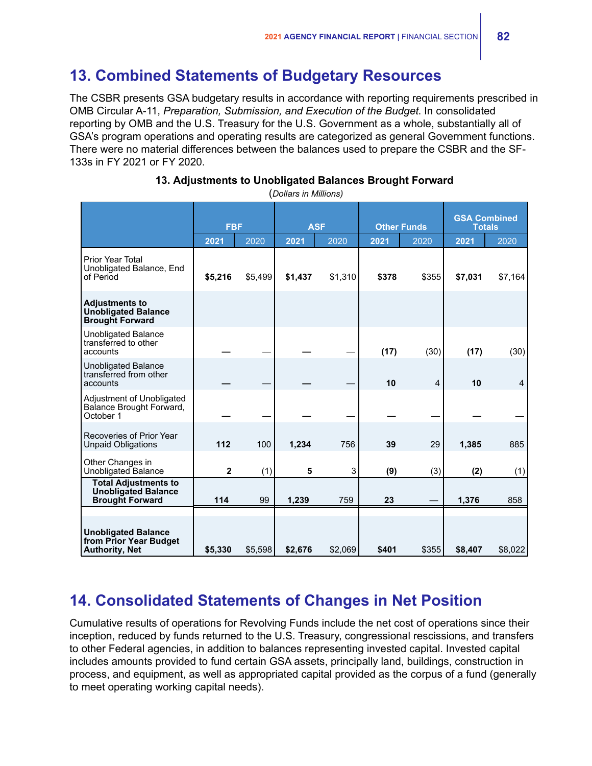## 13. Combined Statements of Budgetary Resources

The CSBR presents GSA budgetary results in accordance with reporting requirements prescribed in OMB Circular A-11, *Preparation, Submission, and Execution of the Budget*. In consolidated reporting by OMB and the U.S. Treasury for the U.S. Government as a whole, substantially all of GSA's program operations and operating results are categorized as general Government functions. There were no material differences between the balances used to prepare the CSBR and the SF-133s in FY 2021 or FY 2020.

**13. Adjustments to Unobligated Balances Brought Forward**

(*Dollars in Millions*)

| | FBF | | ASF | | Other Funds | | GSA Combined Totals | |
|---|---|---|---|---|---|---|---|---|
| | **2021** | 2020 | **2021** | 2020 | **2021** | 2020 | **2021** | 2020 |
| Prior Year Total Unobligated Balance, End of Period | **$5,216** | $5,499 | **$1,437** | $1,310 | **$378** | $355 | **$7,031** | $7,164 |
| **Adjustments to Unobligated Balance Brought Forward** | | | | | | | | |
| Unobligated Balance transferred to other accounts | **—** | — | **—** | — | **(17)** | (30) | **(17)** | (30) |
| Unobligated Balance transferred from other accounts | **—** | — | **—** | — | **10** | 4 | **10** | 4 |
| Adjustment of Unobligated Balance Brought Forward, October 1 | **—** | — | **—** | — | **—** | — | **—** | — |
| Recoveries of Prior Year Unpaid Obligations | **112** | 100 | **1,234** | 756 | **39** | 29 | **1,385** | 885 |
| Other Changes in Unobligated Balance | **2** | (1) | **5** | 3 | **(9)** | (3) | **(2)** | (1) |
| **Total Adjustments to Unobligated Balance Brought Forward** | **114** | 99 | **1,239** | 759 | **23** | — | **1,376** | 858 |
| **Unobligated Balance from Prior Year Budget Authority, Net** | **$5,330** | $5,598 | **$2,676** | $2,069 | **$401** | $355 | **$8,407** | $8,022 |

## 14. Consolidated Statements of Changes in Net Position

Cumulative results of operations for Revolving Funds include the net cost of operations since their inception, reduced by funds returned to the U.S. Treasury, congressional rescissions, and transfers to other Federal agencies, in addition to balances representing invested capital. Invested capital includes amounts provided to fund certain GSA assets, principally land, buildings, construction in process, and equipment, as well as appropriated capital provided as the corpus of a fund (generally to meet operating working capital needs).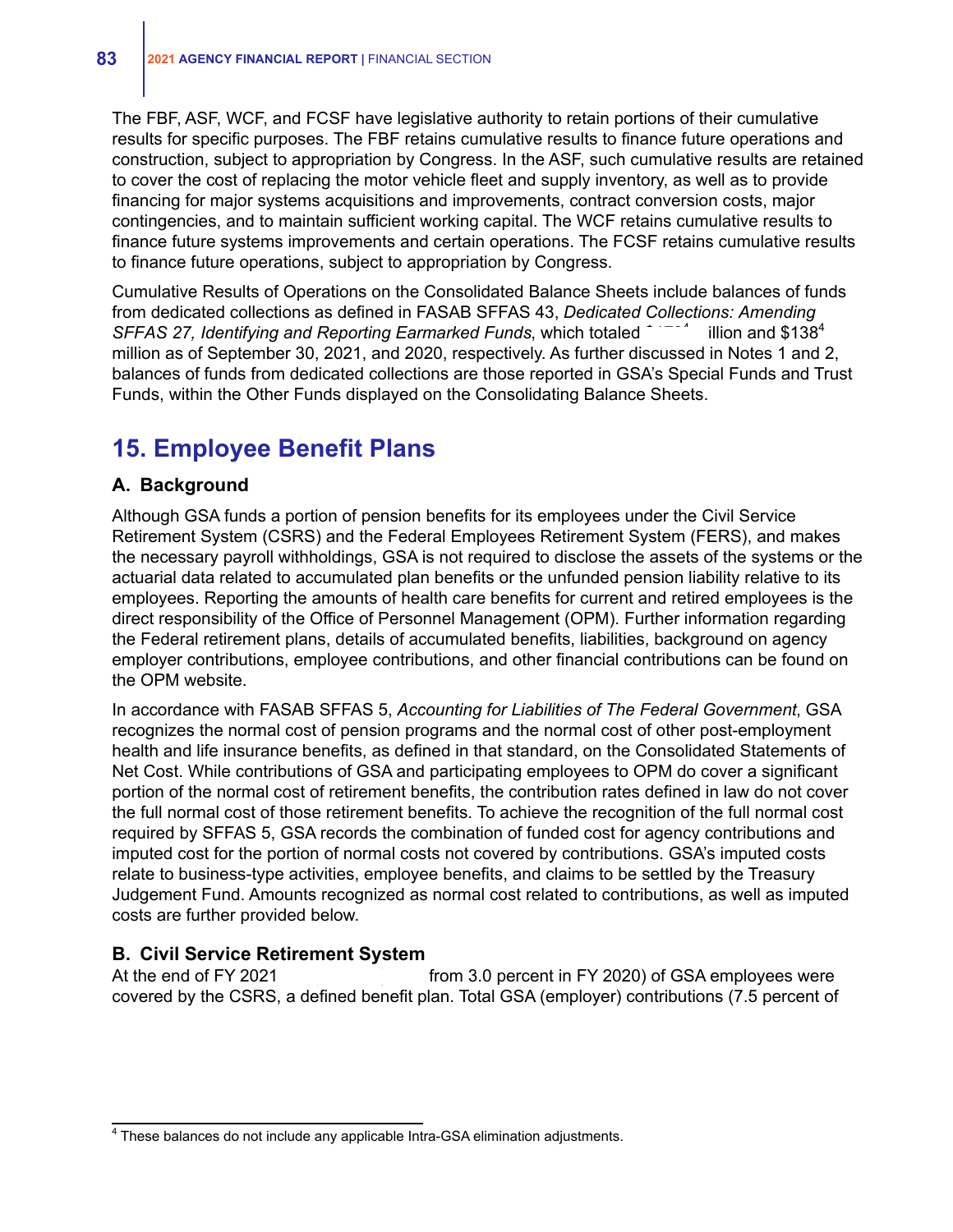The FBF, ASF, WCF, and FCSF have legislative authority to retain portions of their cumulative results for specific purposes. The FBF retains cumulative results to finance future operations and construction, subject to appropriation by Congress. In the ASF, such cumulative results are retained to cover the cost of replacing the motor vehicle fleet and supply inventory, as well as to provide financing for major systems acquisitions and improvements, contract conversion costs, major contingencies, and to maintain sufficient working capital. The WCF retains cumulative results to finance future systems improvements and certain operations. The FCSF retains cumulative results to finance future operations, subject to appropriation by Congress.

Cumulative Results of Operations on the Consolidated Balance Sheets include balances of funds from dedicated collections as defined in FASAB SFFAS 43, *Dedicated Collections: Amending SFFAS 27, Identifying and Reporting Earmarked Funds*, which totaled $170[4] million and $138[4] million as of September 30, 2021, and 2020, respectively. As further discussed in Notes 1 and 2, balances of funds from dedicated collections are those reported in GSA's Special Funds and Trust Funds, within the Other Funds displayed on the Consolidating Balance Sheets.

## 15. Employee Benefit Plans

### A. Background

Although GSA funds a portion of pension benefits for its employees under the Civil Service Retirement System (CSRS) and the Federal Employees Retirement System (FERS), and makes the necessary payroll withholdings, GSA is not required to disclose the assets of the systems or the actuarial data related to accumulated plan benefits or the unfunded pension liability relative to its employees. Reporting the amounts of health care benefits for current and retired employees is the direct responsibility of the Office of Personnel Management (OPM). Further information regarding the Federal retirement plans, details of accumulated benefits, liabilities, background on agency employer contributions, employee contributions, and other financial contributions can be found on the OPM website.

In accordance with FASAB SFFAS 5, *Accounting for Liabilities of The Federal Government*, GSA recognizes the normal cost of pension programs and the normal cost of other post-employment health and life insurance benefits, as defined in that standard, on the Consolidated Statements of Net Cost. While contributions of GSA and participating employees to OPM do cover a significant portion of the normal cost of retirement benefits, the contribution rates defined in law do not cover the full normal cost of those retirement benefits. To achieve the recognition of the full normal cost required by SFFAS 5, GSA records the combination of funded cost for agency contributions and imputed cost for the portion of normal costs not covered by contributions. GSA's imputed costs relate to business-type activities, employee benefits, and claims to be settled by the Treasury Judgement Fund. Amounts recognized as normal cost related to contributions, as well as imputed costs are further provided below.

### B. Civil Service Retirement System

At the end of FY 2021 from 3.0 percent in FY 2020) of GSA employees were covered by the CSRS, a defined benefit plan. Total GSA (employer) contributions (7.5 percent of

---

[4] These balances do not include any applicable Intra-GSA elimination adjustments.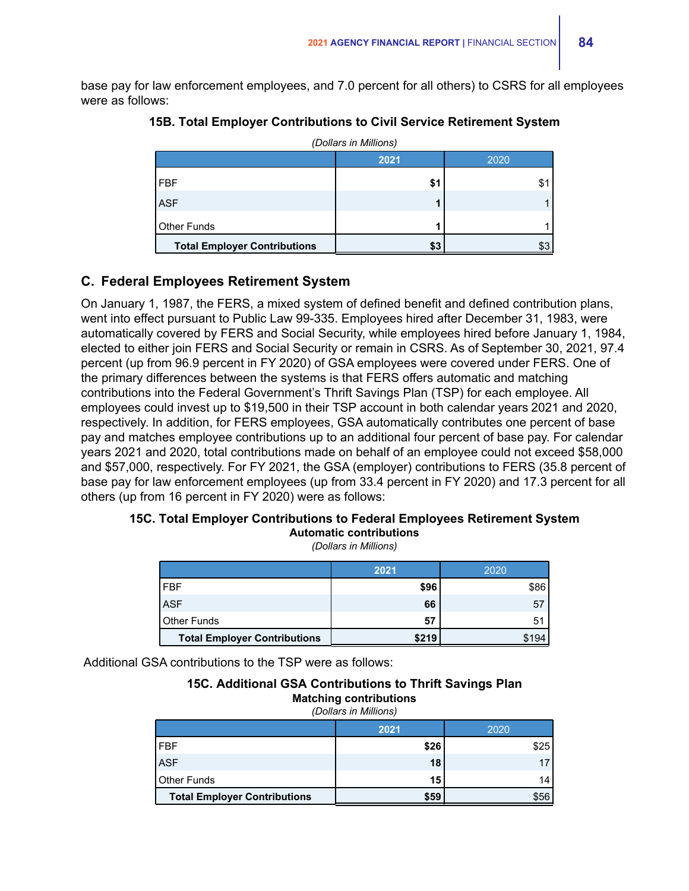base pay for law enforcement employees, and 7.0 percent for all others) to CSRS for all employees were as follows:

**15B. Total Employer Contributions to Civil Service Retirement System**

*(Dollars in Millions)*

| | 2021 | 2020 |
|---|---|---|
| FBF | **$1** | $1 |
| ASF | **1** | 1 |
| Other Funds | **1** | 1 |
| **Total Employer Contributions** | **$3** | $3 |

## C. Federal Employees Retirement System

On January 1, 1987, the FERS, a mixed system of defined benefit and defined contribution plans, went into effect pursuant to Public Law 99-335. Employees hired after December 31, 1983, were automatically covered by FERS and Social Security, while employees hired before January 1, 1984, elected to either join FERS and Social Security or remain in CSRS. As of September 30, 2021, 97.4 percent (up from 96.9 percent in FY 2020) of GSA employees were covered under FERS. One of the primary differences between the systems is that FERS offers automatic and matching contributions into the Federal Government's Thrift Savings Plan (TSP) for each employee. All employees could invest up to $19,500 in their TSP account in both calendar years 2021 and 2020, respectively. In addition, for FERS employees, GSA automatically contributes one percent of base pay and matches employee contributions up to an additional four percent of base pay. For calendar years 2021 and 2020, total contributions made on behalf of an employee could not exceed $58,000 and $57,000, respectively. For FY 2021, the GSA (employer) contributions to FERS (35.8 percent of base pay for law enforcement employees (up from 33.4 percent in FY 2020) and 17.3 percent for all others (up from 16 percent in FY 2020) were as follows:

**15C. Total Employer Contributions to Federal Employees Retirement System**
**Automatic contributions**

*(Dollars in Millions)*

| | 2021 | 2020 |
|---|---|---|
| FBF | **$96** | $86 |
| ASF | **66** | 57 |
| Other Funds | **57** | 51 |
| **Total Employer Contributions** | **$219** | $194 |

Additional GSA contributions to the TSP were as follows:

**15C. Additional GSA Contributions to Thrift Savings Plan**
**Matching contributions**

*(Dollars in Millions)*

| | 2021 | 2020 |
|---|---|---|
| FBF | **$26** | $25 |
| ASF | **18** | 17 |
| Other Funds | **15** | 14 |
| **Total Employer Contributions** | **$59** | $56 |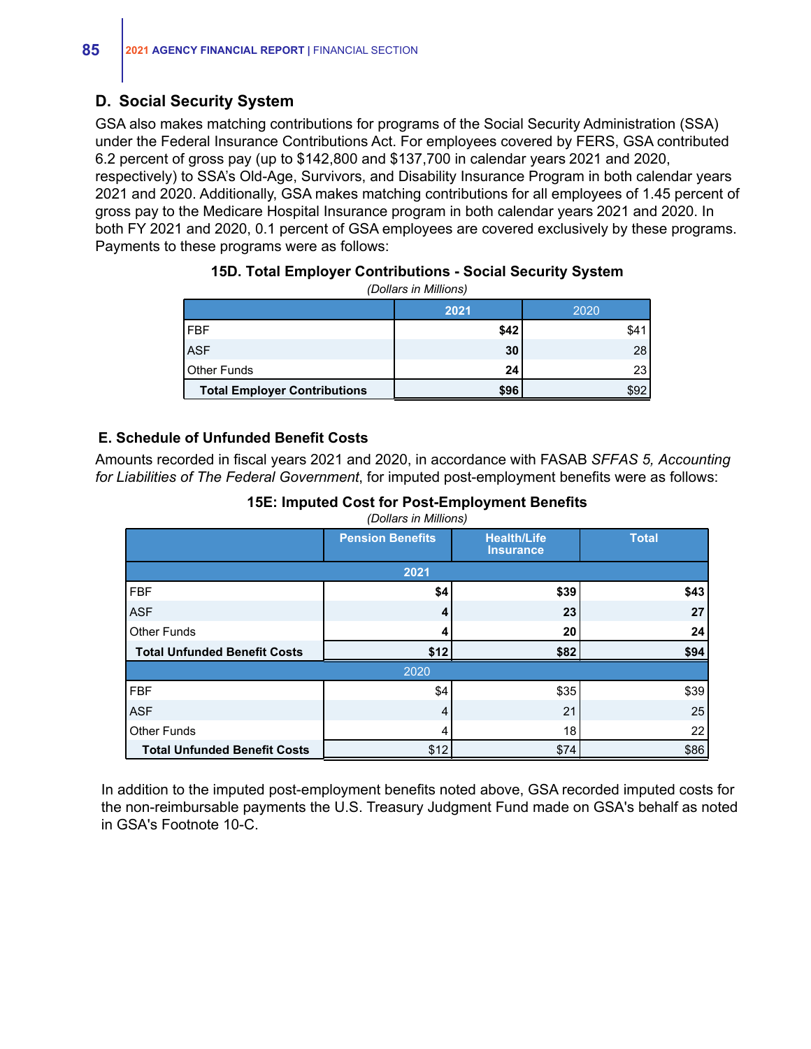### D. Social Security System

GSA also makes matching contributions for programs of the Social Security Administration (SSA) under the Federal Insurance Contributions Act. For employees covered by FERS, GSA contributed 6.2 percent of gross pay (up to $142,800 and $137,700 in calendar years 2021 and 2020, respectively) to SSA's Old-Age, Survivors, and Disability Insurance Program in both calendar years 2021 and 2020. Additionally, GSA makes matching contributions for all employees of 1.45 percent of gross pay to the Medicare Hospital Insurance program in both calendar years 2021 and 2020. In both FY 2021 and 2020, 0.1 percent of GSA employees are covered exclusively by these programs. Payments to these programs were as follows:

**15D. Total Employer Contributions - Social Security System**

*(Dollars in Millions)*

| | **2021** | 2020 |
|---|---|---|
| FBF | **$42** | $41 |
| ASF | **30** | 28 |
| Other Funds | **24** | 23 |
| **Total Employer Contributions** | **$96** | $92 |

### E. Schedule of Unfunded Benefit Costs

Amounts recorded in fiscal years 2021 and 2020, in accordance with FASAB *SFFAS 5, Accounting for Liabilities of The Federal Government*, for imputed post-employment benefits were as follows:

**15E: Imputed Cost for Post-Employment Benefits**

*(Dollars in Millions)*

| | Pension Benefits | Health/Life Insurance | Total |
|---|---|---|---|
| **2021** | | | |
| FBF | **$4** | **$39** | **$43** |
| ASF | **4** | **23** | **27** |
| Other Funds | **4** | **20** | **24** |
| **Total Unfunded Benefit Costs** | **$12** | **$82** | **$94** |
| 2020 | | | |
| FBF | $4 | $35 | $39 |
| ASF | 4 | 21 | 25 |
| Other Funds | 4 | 18 | 22 |
| **Total Unfunded Benefit Costs** | $12 | $74 | $86 |

In addition to the imputed post-employment benefits noted above, GSA recorded imputed costs for the non-reimbursable payments the U.S. Treasury Judgment Fund made on GSA's behalf as noted in GSA's Footnote 10-C.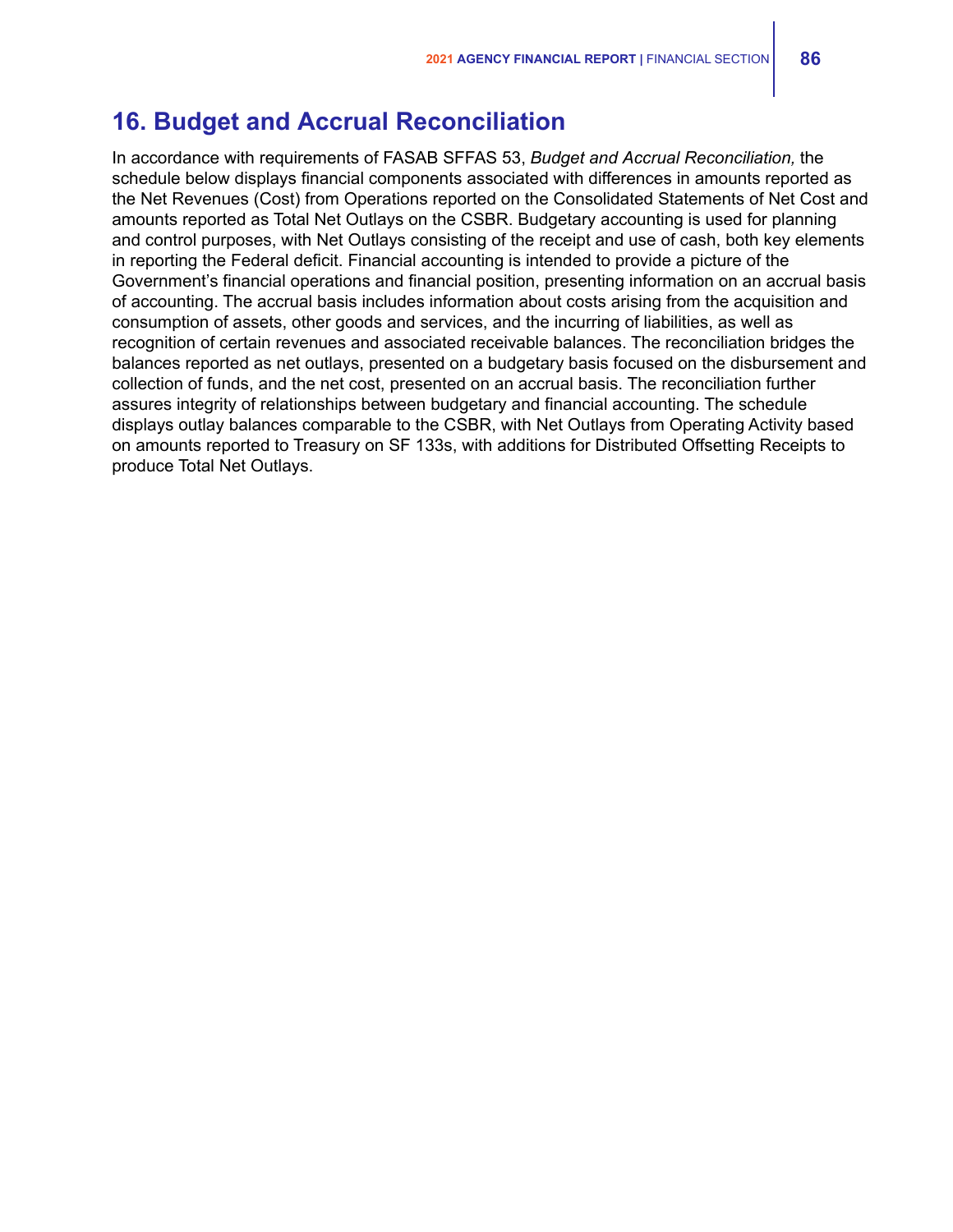## 16. Budget and Accrual Reconciliation

In accordance with requirements of FASAB SFFAS 53, *Budget and Accrual Reconciliation,* the schedule below displays financial components associated with differences in amounts reported as the Net Revenues (Cost) from Operations reported on the Consolidated Statements of Net Cost and amounts reported as Total Net Outlays on the CSBR. Budgetary accounting is used for planning and control purposes, with Net Outlays consisting of the receipt and use of cash, both key elements in reporting the Federal deficit. Financial accounting is intended to provide a picture of the Government's financial operations and financial position, presenting information on an accrual basis of accounting. The accrual basis includes information about costs arising from the acquisition and consumption of assets, other goods and services, and the incurring of liabilities, as well as recognition of certain revenues and associated receivable balances. The reconciliation bridges the balances reported as net outlays, presented on a budgetary basis focused on the disbursement and collection of funds, and the net cost, presented on an accrual basis. The reconciliation further assures integrity of relationships between budgetary and financial accounting. The schedule displays outlay balances comparable to the CSBR, with Net Outlays from Operating Activity based on amounts reported to Treasury on SF 133s, with additions for Distributed Offsetting Receipts to produce Total Net Outlays.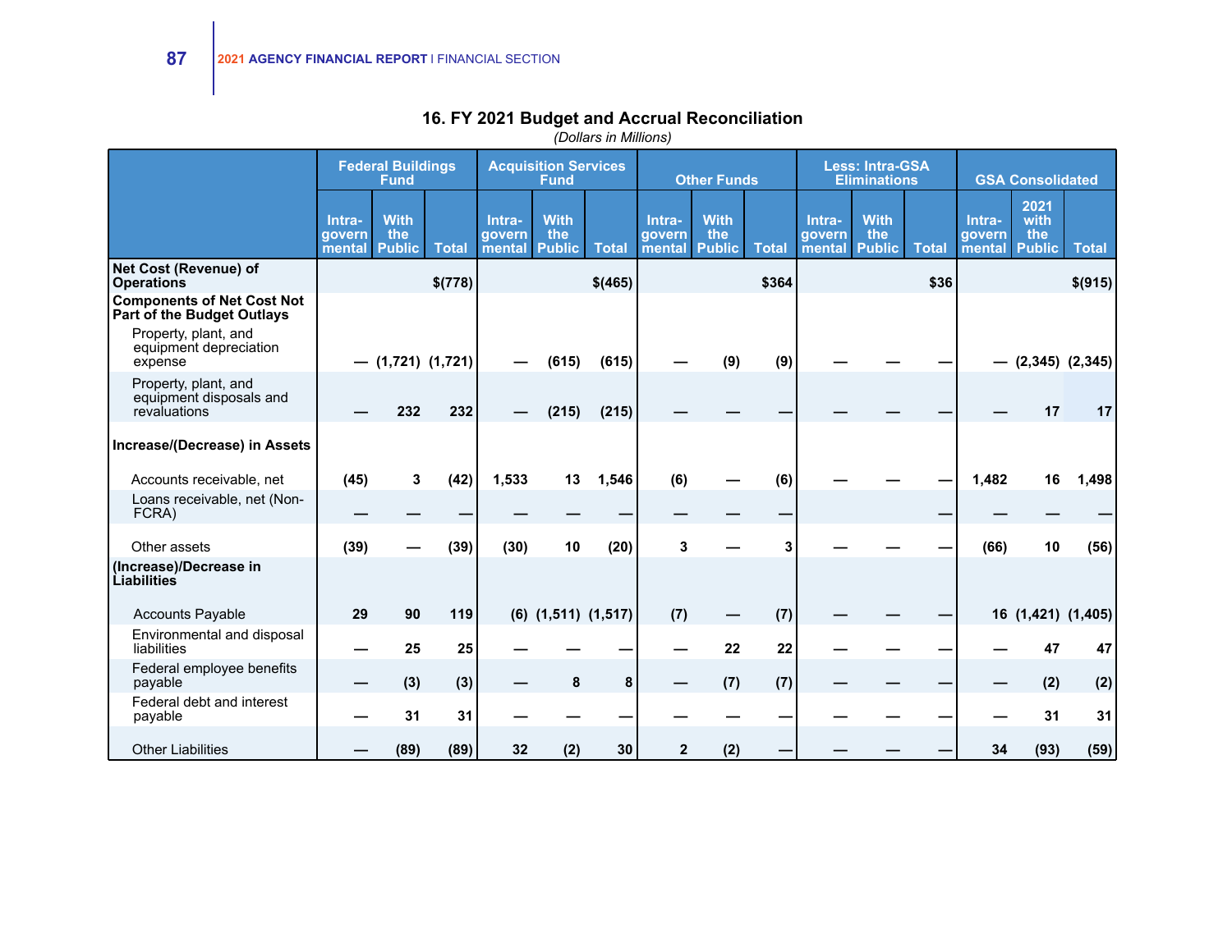## 16. FY 2021 Budget and Accrual Reconciliation

*(Dollars in Millions)*

| | Federal Buildings Fund | | | Acquisition Services Fund | | | Other Funds | | | Less: Intra-GSA Eliminations | | | GSA Consolidated | | |
|---|---|---|---|---|---|---|---|---|---|---|---|---|---|---|---|
| | Intra-governmental | With the Public | Total | Intra-governmental | With the Public | Total | Intra-governmental | With the Public | Total | Intra-governmental | With the Public | Total | Intra-governmental | 2021 with the Public | Total |
| **Net Cost (Revenue) of Operations** | | | $(778) | | | $(465) | | | $364 | | | $36 | | | $(915) |
| **Components of Net Cost Not Part of the Budget Outlays** | | | | | | | | | | | | | | | |
| Property, plant, and equipment depreciation expense | — | (1,721) | (1,721) | — | (615) | (615) | — | (9) | (9) | — | — | — | — | (2,345) | (2,345) |
| Property, plant, and equipment disposals and revaluations | — | 232 | 232 | — | (215) | (215) | — | — | — | — | — | — | — | 17 | 17 |
| **Increase/(Decrease) in Assets** | | | | | | | | | | | | | | | |
| Accounts receivable, net | (45) | 3 | (42) | 1,533 | 13 | 1,546 | (6) | — | (6) | — | — | — | 1,482 | 16 | 1,498 |
| Loans receivable, net (Non-FCRA) | — | — | — | — | — | — | — | — | — | | | — | — | — | — |
| Other assets | (39) | — | (39) | (30) | 10 | (20) | 3 | — | 3 | — | — | — | (66) | 10 | (56) |
| **(Increase)/Decrease in Liabilities** | | | | | | | | | | | | | | | |
| Accounts Payable | 29 | 90 | 119 | (6) | (1,511) | (1,517) | (7) | — | (7) | — | — | — | 16 | (1,421) | (1,405) |
| Environmental and disposal liabilities | — | 25 | 25 | — | — | — | — | 22 | 22 | — | — | — | — | 47 | 47 |
| Federal employee benefits payable | — | (3) | (3) | — | 8 | 8 | — | (7) | (7) | — | — | — | — | (2) | (2) |
| Federal debt and interest payable | — | 31 | 31 | — | — | — | — | — | — | — | — | — | — | 31 | 31 |
| Other Liabilities | — | (89) | (89) | 32 | (2) | 30 | 2 | (2) | — | — | — | — | 34 | (93) | (59) |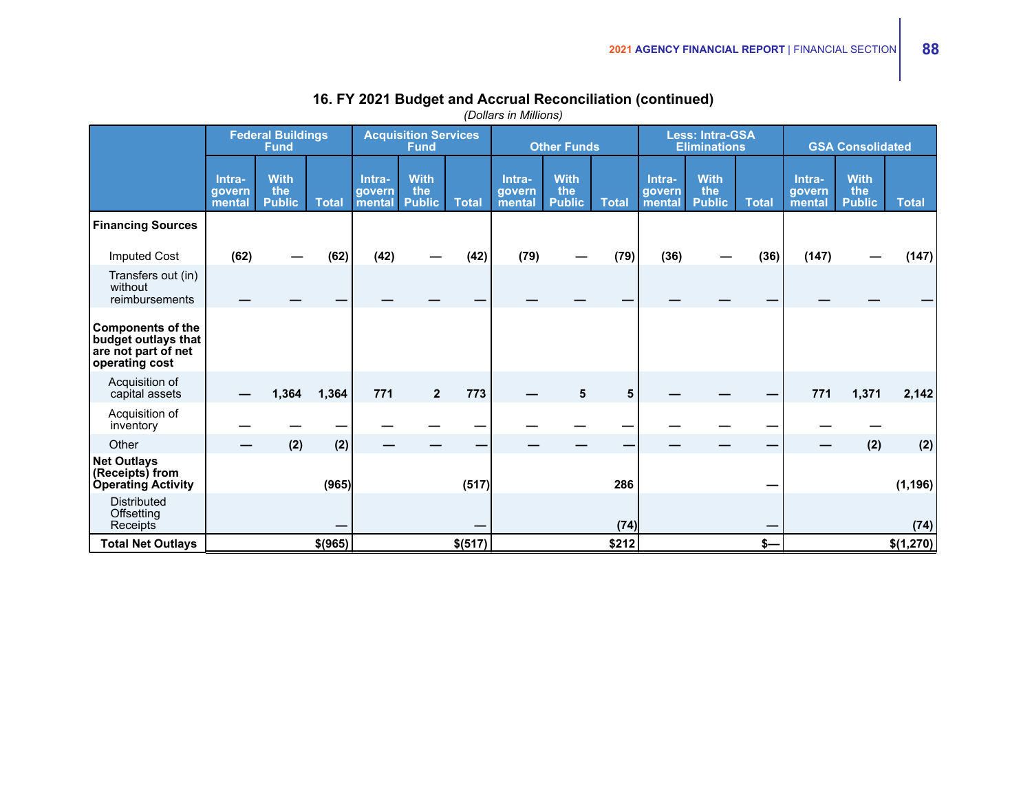## 16. FY 2021 Budget and Accrual Reconciliation (continued)

*(Dollars in Millions)*

| | Federal Buildings Fund | | | Acquisition Services Fund | | | Other Funds | | | Less: Intra-GSA Eliminations | | | GSA Consolidated | | |
|---|---|---|---|---|---|---|---|---|---|---|---|---|---|---|---|
| | Intra-governmental | With the Public | Total | Intra-governmental | With the Public | Total | Intra-governmental | With the Public | Total | Intra-governmental | With the Public | Total | Intra-governmental | With the Public | Total |
| **Financing Sources** | | | | | | | | | | | | | | | |
| Imputed Cost | (62) | — | (62) | (42) | — | (42) | (79) | — | (79) | (36) | — | (36) | (147) | — | (147) |
| Transfers out (in) without reimbursements | — | — | — | — | — | — | — | — | — | — | — | — | — | — | — |
| **Components of the budget outlays that are not part of net operating cost** | | | | | | | | | | | | | | | |
| Acquisition of capital assets | — | 1,364 | 1,364 | 771 | 2 | 773 | — | 5 | 5 | — | — | — | 771 | 1,371 | 2,142 |
| Acquisition of inventory | — | — | — | — | — | — | — | — | — | — | — | — | — | — | |
| Other | — | (2) | (2) | — | — | — | — | — | — | — | — | — | — | (2) | (2) |
| **Net Outlays (Receipts) from Operating Activity** | | | (965) | | | (517) | | | 286 | | | — | | | (1,196) |
| Distributed Offsetting Receipts | | | — | | | — | | | (74) | | | — | | | (74) |
| **Total Net Outlays** | | | $(965) | | | $(517) | | | $212 | | | $— | | | $(1,270) |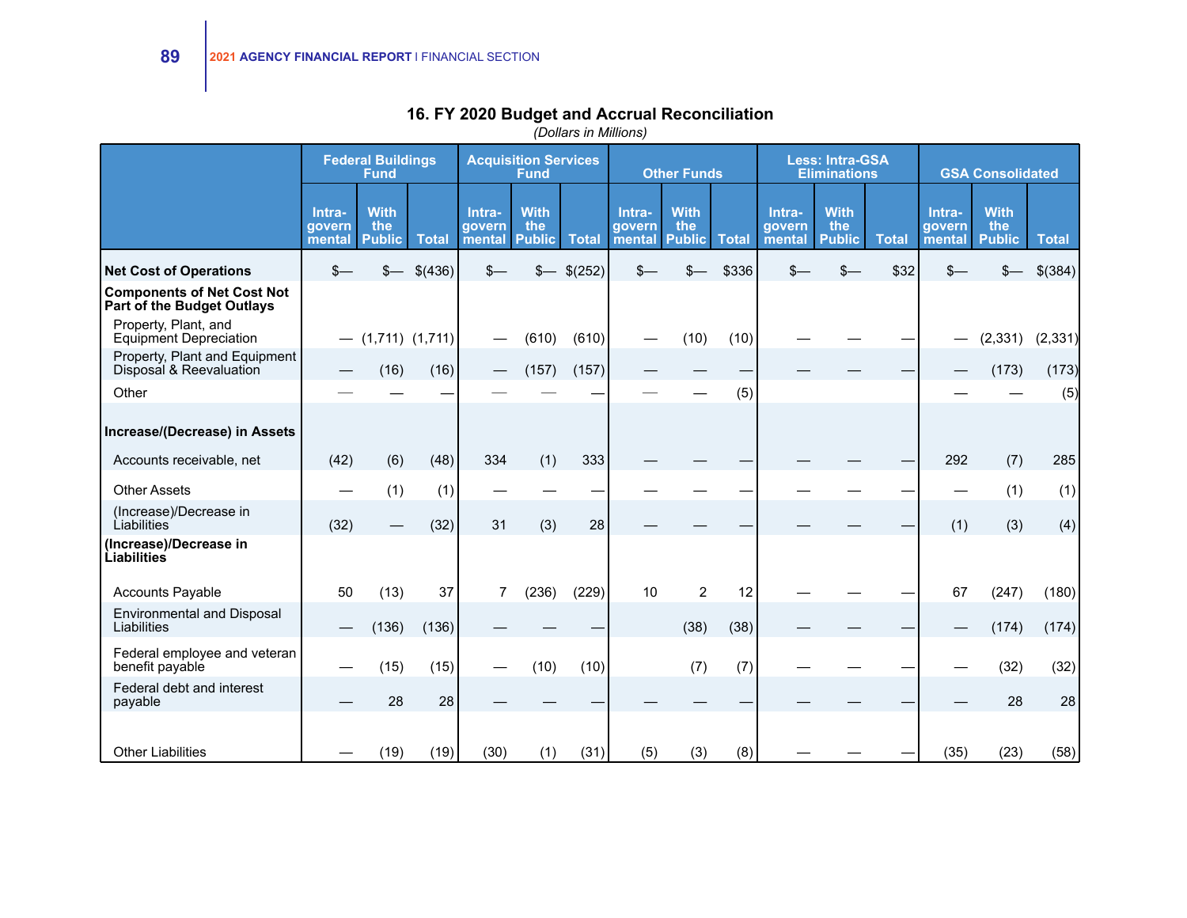## 16. FY 2020 Budget and Accrual Reconciliation

*(Dollars in Millions)*

| | Federal Buildings Fund | | | Acquisition Services Fund | | | Other Funds | | | Less: Intra-GSA Eliminations | | | GSA Consolidated | | |
|---|---|---|---|---|---|---|---|---|---|---|---|---|---|---|---|
| | Intra-governmental | With the Public | Total | Intra-governmental | With the Public | Total | Intra-governmental | With the Public | Total | Intra-governmental | With the Public | Total | Intra-governmental | With the Public | Total |
| **Net Cost of Operations** | $— | $— | $(436) | $— | $— | $(252) | $— | $— | $336 | $— | $— | $32 | $— | $— | $(384) |
| **Components of Net Cost Not Part of the Budget Outlays** | | | | | | | | | | | | | | | |
| Property, Plant, and Equipment Depreciation | — | (1,711) | (1,711) | — | (610) | (610) | — | (10) | (10) | — | — | — | — | (2,331) | (2,331) |
| Property, Plant and Equipment Disposal & Reevaluation | — | (16) | (16) | — | (157) | (157) | — | — | — | — | — | — | — | (173) | (173) |
| Other | — | — | — | — | — | — | — | — | (5) | | | | — | — | (5) |
| **Increase/(Decrease) in Assets** | | | | | | | | | | | | | | | |
| Accounts receivable, net | (42) | (6) | (48) | 334 | (1) | 333 | — | — | — | — | — | — | 292 | (7) | 285 |
| Other Assets | — | (1) | (1) | — | — | — | — | — | — | — | — | — | — | (1) | (1) |
| (Increase)/Decrease in Liabilities | (32) | — | (32) | 31 | (3) | 28 | — | — | — | — | — | — | (1) | (3) | (4) |
| **(Increase)/Decrease in Liabilities** | | | | | | | | | | | | | | | |
| Accounts Payable | 50 | (13) | 37 | 7 | (236) | (229) | 10 | 2 | 12 | — | — | — | 67 | (247) | (180) |
| Environmental and Disposal Liabilities | — | (136) | (136) | — | — | — | | (38) | (38) | — | — | — | — | (174) | (174) |
| Federal employee and veteran benefit payable | — | (15) | (15) | — | (10) | (10) | | (7) | (7) | — | — | — | — | (32) | (32) |
| Federal debt and interest payable | — | 28 | 28 | — | — | — | — | — | — | — | — | — | — | 28 | 28 |
| Other Liabilities | — | (19) | (19) | (30) | (1) | (31) | (5) | (3) | (8) | — | — | — | (35) | (23) | (58) |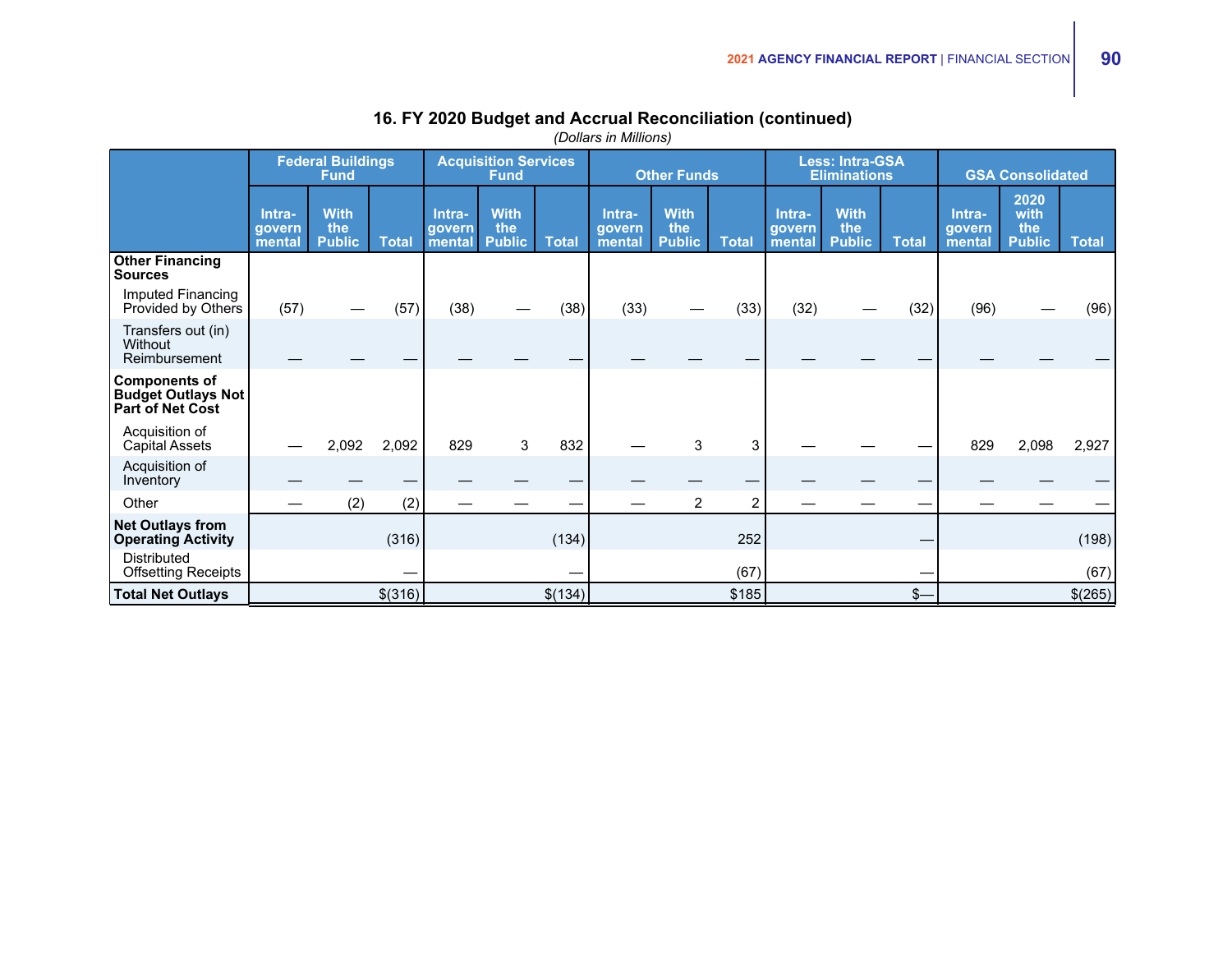## 16. FY 2020 Budget and Accrual Reconciliation (continued)

*(Dollars in Millions)*

| | Federal Buildings Fund | | | Acquisition Services Fund | | | Other Funds | | | Less: Intra-GSA Eliminations | | | GSA Consolidated | | |
|---|---|---|---|---|---|---|---|---|---|---|---|---|---|---|---|
| | Intra-governmental | With the Public | Total | Intra-governmental | With the Public | Total | Intra-governmental | With the Public | Total | Intra-governmental | With the Public | Total | Intra-governmental | 2020 with the Public | Total |
| **Other Financing Sources** | | | | | | | | | | | | | | | |
| Imputed Financing Provided by Others | (57) | — | (57) | (38) | — | (38) | (33) | — | (33) | (32) | — | (32) | (96) | — | (96) |
| Transfers out (in) Without Reimbursement | — | — | — | — | — | — | — | — | — | — | — | — | — | — | — |
| **Components of Budget Outlays Not Part of Net Cost** | | | | | | | | | | | | | | | |
| Acquisition of Capital Assets | — | 2,092 | 2,092 | 829 | 3 | 832 | — | 3 | 3 | — | — | — | 829 | 2,098 | 2,927 |
| Acquisition of Inventory | — | — | — | — | — | — | — | — | — | — | — | — | — | — | — |
| Other | — | (2) | (2) | — | — | — | — | 2 | 2 | — | — | — | — | — | — |
| **Net Outlays from Operating Activity** | | | (316) | | | (134) | | | 252 | | | — | | | (198) |
| Distributed Offsetting Receipts | | | — | | | — | | | (67) | | | — | | | (67) |
| **Total Net Outlays** | | | $(316) | | | $(134) | | | $185 | | | $— | | | $(265) |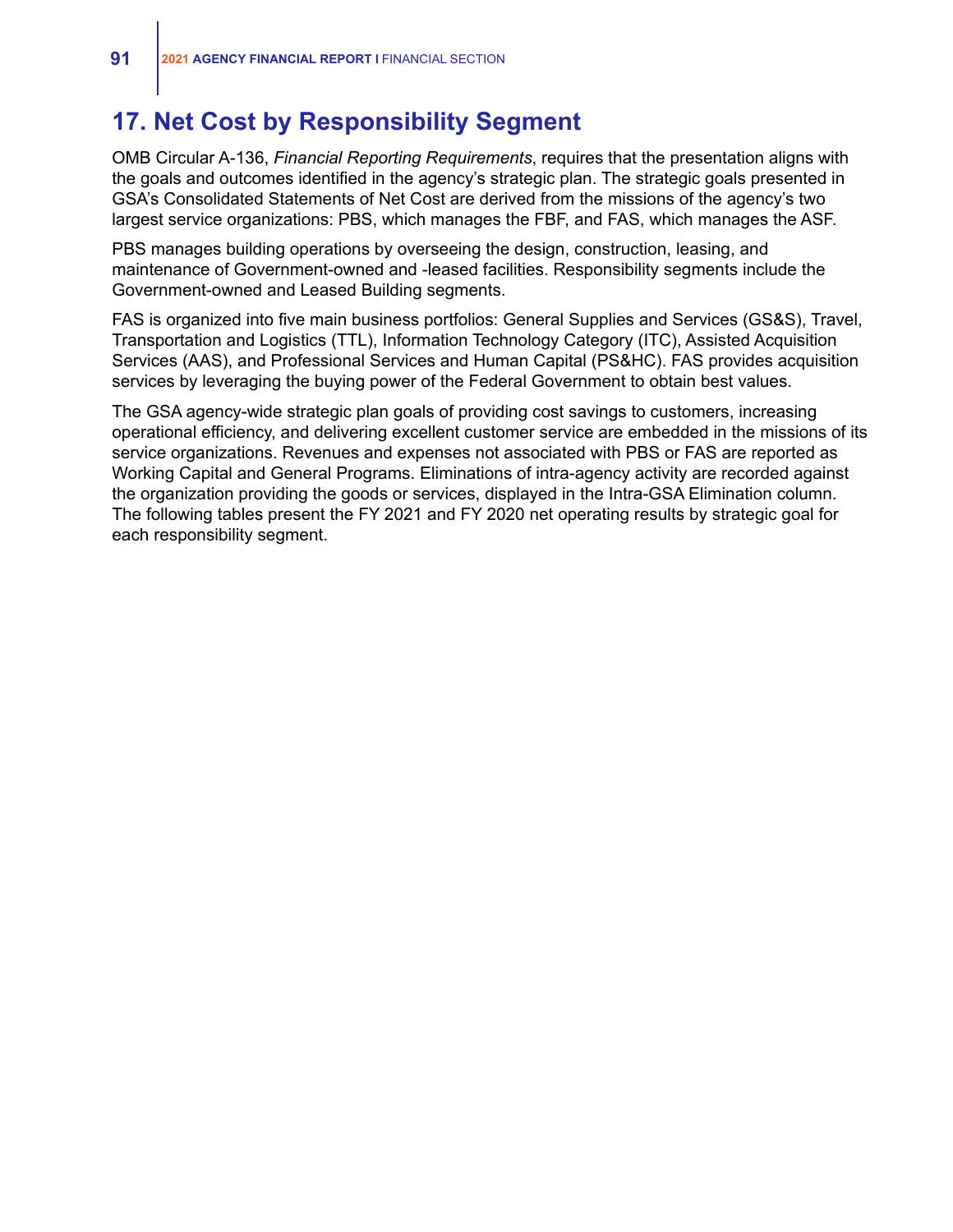## 17. Net Cost by Responsibility Segment

OMB Circular A-136, *Financial Reporting Requirements*, requires that the presentation aligns with the goals and outcomes identified in the agency's strategic plan. The strategic goals presented in GSA's Consolidated Statements of Net Cost are derived from the missions of the agency's two largest service organizations: PBS, which manages the FBF, and FAS, which manages the ASF.

PBS manages building operations by overseeing the design, construction, leasing, and maintenance of Government-owned and -leased facilities. Responsibility segments include the Government-owned and Leased Building segments.

FAS is organized into five main business portfolios: General Supplies and Services (GS&S), Travel, Transportation and Logistics (TTL), Information Technology Category (ITC), Assisted Acquisition Services (AAS), and Professional Services and Human Capital (PS&HC). FAS provides acquisition services by leveraging the buying power of the Federal Government to obtain best values.

The GSA agency-wide strategic plan goals of providing cost savings to customers, increasing operational efficiency, and delivering excellent customer service are embedded in the missions of its service organizations. Revenues and expenses not associated with PBS or FAS are reported as Working Capital and General Programs. Eliminations of intra-agency activity are recorded against the organization providing the goods or services, displayed in the Intra-GSA Elimination column. The following tables present the FY 2021 and FY 2020 net operating results by strategic goal for each responsibility segment.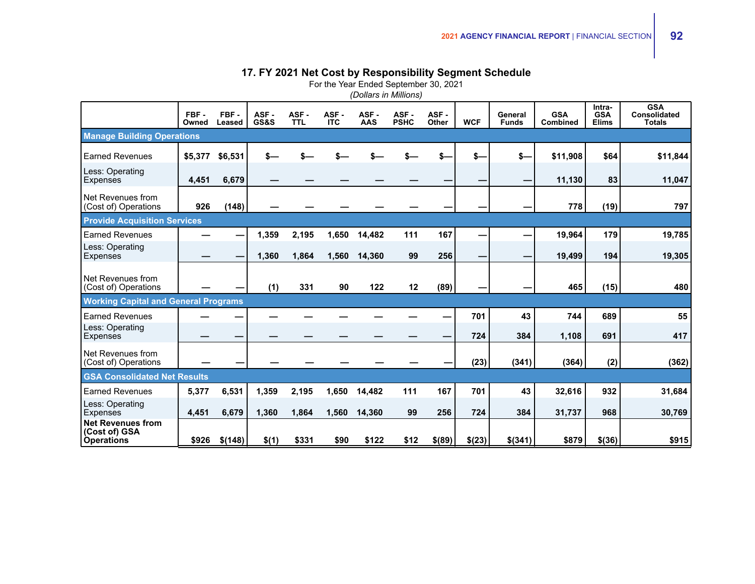## 17. FY 2021 Net Cost by Responsibility Segment Schedule

For the Year Ended September 30, 2021

*(Dollars in Millions)*

| | FBF - Owned | FBF - Leased | ASF - GS&S | ASF - TTL | ASF - ITC | ASF - AAS | ASF - PSHC | ASF - Other | WCF | General Funds | GSA Combined | Intra-GSA Elims | GSA Consolidated Totals |
|---|---|---|---|---|---|---|---|---|---|---|---|---|---|
| **Manage Building Operations** | | | | | | | | | | | | | |
| Earned Revenues | $5,377 | $6,531 | $— | $— | $— | $— | $— | $— | $— | $— | $11,908 | $64 | $11,844 |
| Less: Operating Expenses | 4,451 | 6,679 | — | — | — | — | — | — | — | — | 11,130 | 83 | 11,047 |
| Net Revenues from (Cost of) Operations | 926 | (148) | — | — | — | — | — | — | — | — | 778 | (19) | 797 |
| **Provide Acquisition Services** | | | | | | | | | | | | | |
| Earned Revenues | — | — | 1,359 | 2,195 | 1,650 | 14,482 | 111 | 167 | — | — | 19,964 | 179 | 19,785 |
| Less: Operating Expenses | — | — | 1,360 | 1,864 | 1,560 | 14,360 | 99 | 256 | — | — | 19,499 | 194 | 19,305 |
| Net Revenues from (Cost of) Operations | — | — | (1) | 331 | 90 | 122 | 12 | (89) | — | — | 465 | (15) | 480 |
| **Working Capital and General Programs** | | | | | | | | | | | | | |
| Earned Revenues | — | — | — | — | — | — | — | — | 701 | 43 | 744 | 689 | 55 |
| Less: Operating Expenses | — | — | — | — | — | — | — | — | 724 | 384 | 1,108 | 691 | 417 |
| Net Revenues from (Cost of) Operations | — | — | — | — | — | — | — | — | (23) | (341) | (364) | (2) | (362) |
| **GSA Consolidated Net Results** | | | | | | | | | | | | | |
| Earned Revenues | 5,377 | 6,531 | 1,359 | 2,195 | 1,650 | 14,482 | 111 | 167 | 701 | 43 | 32,616 | 932 | 31,684 |
| Less: Operating Expenses | 4,451 | 6,679 | 1,360 | 1,864 | 1,560 | 14,360 | 99 | 256 | 724 | 384 | 31,737 | 968 | 30,769 |
| **Net Revenues from (Cost of) GSA Operations** | $926 | $(148) | $(1) | $331 | $90 | $122 | $12 | $(89) | $(23) | $(341) | $879 | $(36) | $915 |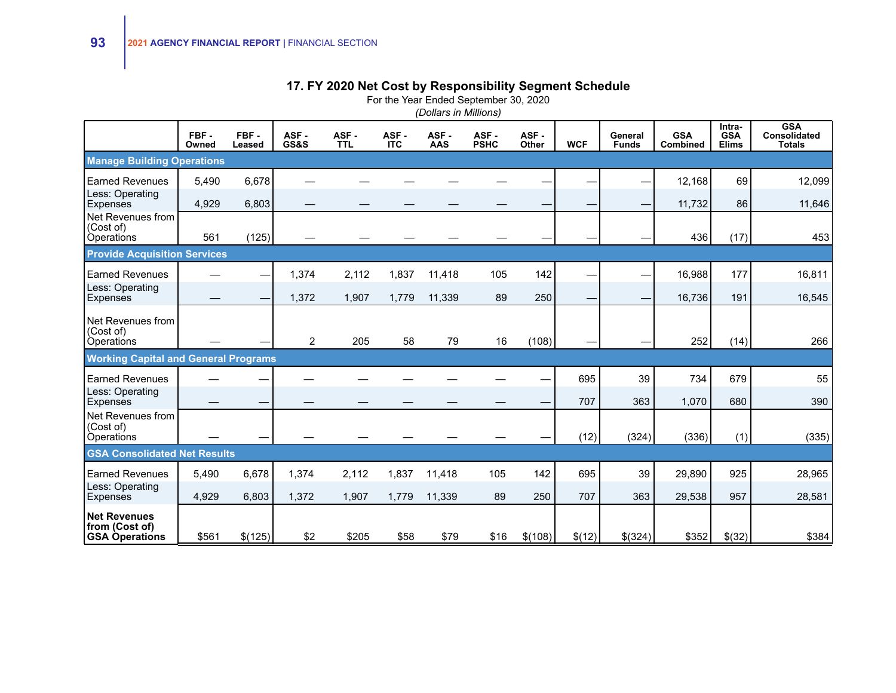## 17. FY 2020 Net Cost by Responsibility Segment Schedule

For the Year Ended September 30, 2020

*(Dollars in Millions)*

| | FBF - Owned | FBF - Leased | ASF - GS&S | ASF - TTL | ASF - ITC | ASF - AAS | ASF - PSHC | ASF - Other | WCF | General Funds | GSA Combined | Intra-GSA Elims | GSA Consolidated Totals |
|---|---|---|---|---|---|---|---|---|---|---|---|---|---|
| **Manage Building Operations** | | | | | | | | | | | | | |
| Earned Revenues | 5,490 | 6,678 | — | — | — | — | — | — | — | — | 12,168 | 69 | 12,099 |
| Less: Operating Expenses | 4,929 | 6,803 | — | — | — | — | — | — | — | — | 11,732 | 86 | 11,646 |
| Net Revenues from (Cost of) Operations | 561 | (125) | — | — | — | — | — | — | — | — | 436 | (17) | 453 |
| **Provide Acquisition Services** | | | | | | | | | | | | | |
| Earned Revenues | — | — | 1,374 | 2,112 | 1,837 | 11,418 | 105 | 142 | — | — | 16,988 | 177 | 16,811 |
| Less: Operating Expenses | — | — | 1,372 | 1,907 | 1,779 | 11,339 | 89 | 250 | — | — | 16,736 | 191 | 16,545 |
| Net Revenues from (Cost of) Operations | — | — | 2 | 205 | 58 | 79 | 16 | (108) | — | — | 252 | (14) | 266 |
| **Working Capital and General Programs** | | | | | | | | | | | | | |
| Earned Revenues | — | — | — | — | — | — | — | — | 695 | 39 | 734 | 679 | 55 |
| Less: Operating Expenses | — | — | — | — | — | — | — | — | 707 | 363 | 1,070 | 680 | 390 |
| Net Revenues from (Cost of) Operations | — | — | — | — | — | — | — | — | (12) | (324) | (336) | (1) | (335) |
| **GSA Consolidated Net Results** | | | | | | | | | | | | | |
| Earned Revenues | 5,490 | 6,678 | 1,374 | 2,112 | 1,837 | 11,418 | 105 | 142 | 695 | 39 | 29,890 | 925 | 28,965 |
| Less: Operating Expenses | 4,929 | 6,803 | 1,372 | 1,907 | 1,779 | 11,339 | 89 | 250 | 707 | 363 | 29,538 | 957 | 28,581 |
| **Net Revenues from (Cost of) GSA Operations** | $561 | $(125) | $2 | $205 | $58 | $79 | $16 | $(108) | $(12) | $(324) | $352 | $(32) | $384 |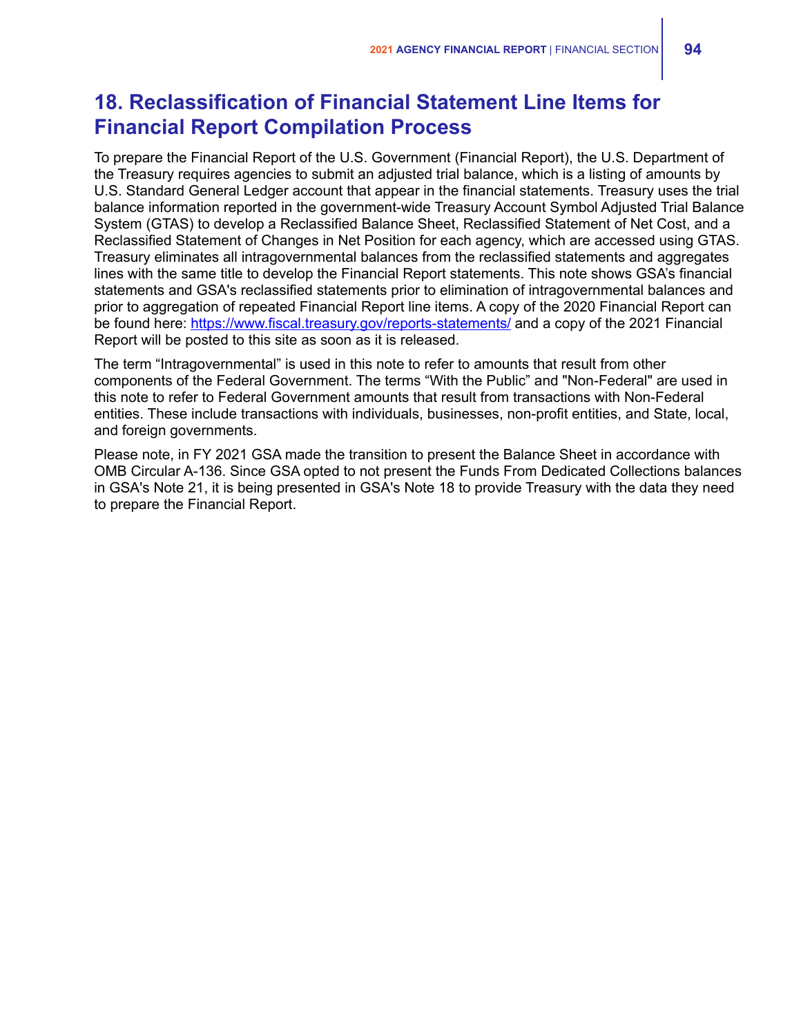## 18. Reclassification of Financial Statement Line Items for Financial Report Compilation Process

To prepare the Financial Report of the U.S. Government (Financial Report), the U.S. Department of the Treasury requires agencies to submit an adjusted trial balance, which is a listing of amounts by U.S. Standard General Ledger account that appear in the financial statements. Treasury uses the trial balance information reported in the government-wide Treasury Account Symbol Adjusted Trial Balance System (GTAS) to develop a Reclassified Balance Sheet, Reclassified Statement of Net Cost, and a Reclassified Statement of Changes in Net Position for each agency, which are accessed using GTAS. Treasury eliminates all intragovernmental balances from the reclassified statements and aggregates lines with the same title to develop the Financial Report statements. This note shows GSA's financial statements and GSA's reclassified statements prior to elimination of intragovernmental balances and prior to aggregation of repeated Financial Report line items. A copy of the 2020 Financial Report can be found here: https://www.fiscal.treasury.gov/reports-statements/ and a copy of the 2021 Financial Report will be posted to this site as soon as it is released.

The term "Intragovernmental" is used in this note to refer to amounts that result from other components of the Federal Government. The terms "With the Public" and "Non-Federal" are used in this note to refer to Federal Government amounts that result from transactions with Non-Federal entities. These include transactions with individuals, businesses, non-profit entities, and State, local, and foreign governments.

Please note, in FY 2021 GSA made the transition to present the Balance Sheet in accordance with OMB Circular A-136. Since GSA opted to not present the Funds From Dedicated Collections balances in GSA's Note 21, it is being presented in GSA's Note 18 to provide Treasury with the data they need to prepare the Financial Report.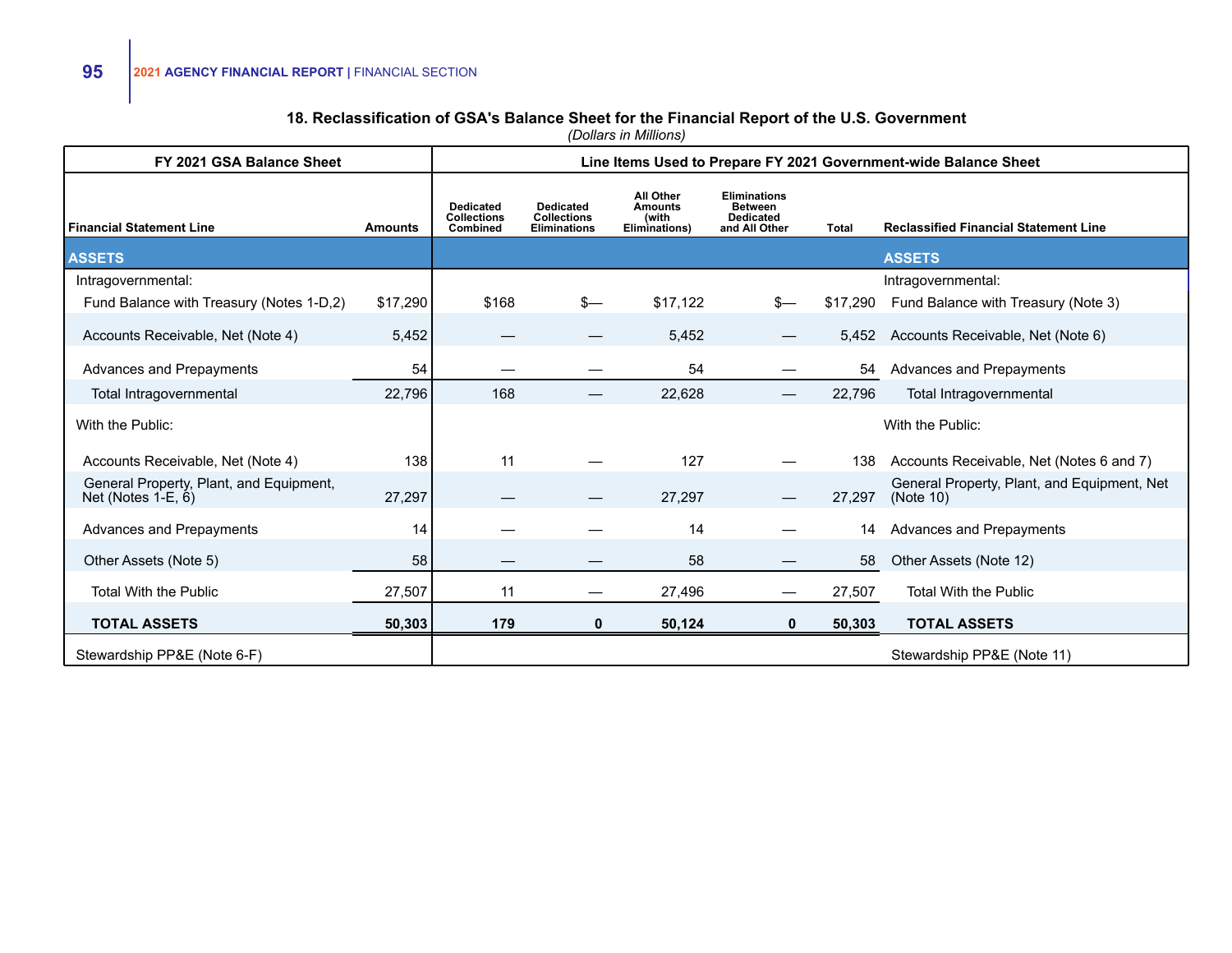### 18. Reclassification of GSA's Balance Sheet for the Financial Report of the U.S. Government

*(Dollars in Millions)*

| FY 2021 GSA Balance Sheet | | Line Items Used to Prepare FY 2021 Government-wide Balance Sheet | | | | | |
|---|---|---|---|---|---|---|---|
| **Financial Statement Line** | **Amounts** | **Dedicated Collections Combined** | **Dedicated Collections Eliminations** | **All Other Amounts (with Eliminations)** | **Eliminations Between Dedicated and All Other** | **Total** | **Reclassified Financial Statement Line** |
| **ASSETS** | | | | | | | **ASSETS** |
| Intragovernmental: | | | | | | | Intragovernmental: |
| Fund Balance with Treasury (Notes 1-D,2) | $17,290 | $168 | $— | $17,122 | $— | $17,290 | Fund Balance with Treasury (Note 3) |
| Accounts Receivable, Net (Note 4) | 5,452 | — | — | 5,452 | — | 5,452 | Accounts Receivable, Net (Note 6) |
| Advances and Prepayments | 54 | — | — | 54 | — | 54 | Advances and Prepayments |
| Total Intragovernmental | 22,796 | 168 | — | 22,628 | — | 22,796 | Total Intragovernmental |
| With the Public: | | | | | | | With the Public: |
| Accounts Receivable, Net (Note 4) | 138 | 11 | — | 127 | — | 138 | Accounts Receivable, Net (Notes 6 and 7) |
| General Property, Plant, and Equipment, Net (Notes 1-E, 6) | 27,297 | — | — | 27,297 | — | 27,297 | General Property, Plant, and Equipment, Net (Note 10) |
| Advances and Prepayments | 14 | — | — | 14 | — | 14 | Advances and Prepayments |
| Other Assets (Note 5) | 58 | — | — | 58 | — | 58 | Other Assets (Note 12) |
| Total With the Public | 27,507 | 11 | — | 27,496 | — | 27,507 | Total With the Public |
| **TOTAL ASSETS** | **50,303** | **179** | **0** | **50,124** | **0** | **50,303** | **TOTAL ASSETS** |
| Stewardship PP&E (Note 6-F) | | | | | | | Stewardship PP&E (Note 11) |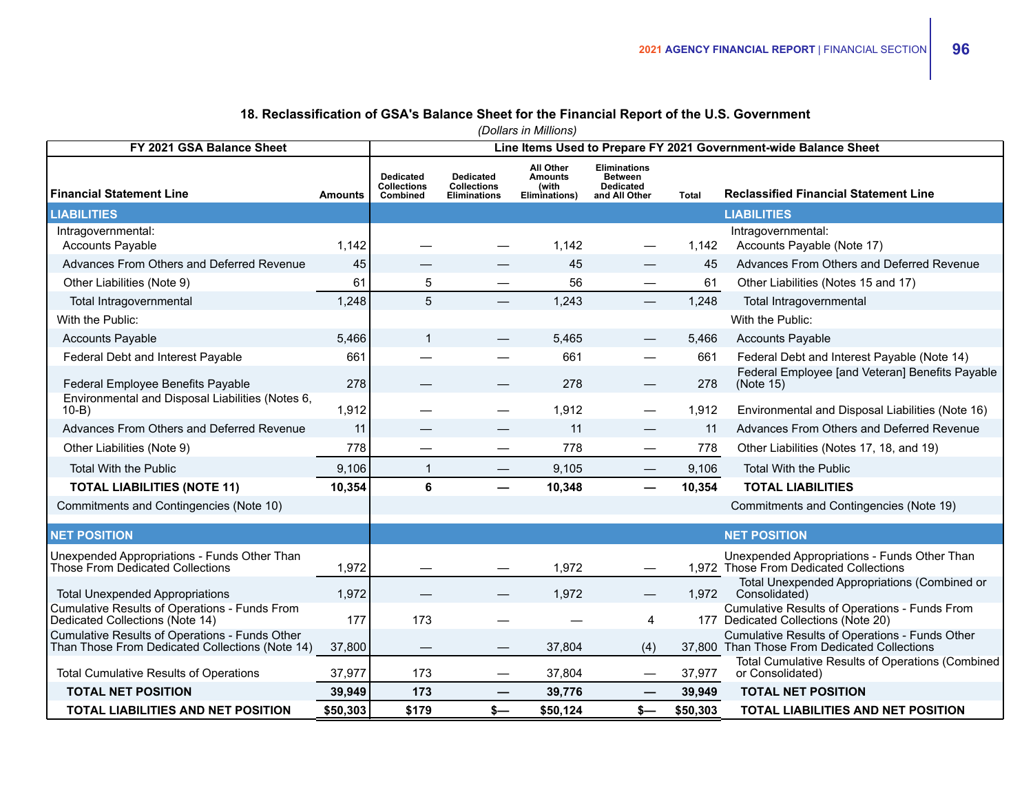### 18. Reclassification of GSA's Balance Sheet for the Financial Report of the U.S. Government

*(Dollars in Millions)*

| FY 2021 GSA Balance Sheet | | Line Items Used to Prepare FY 2021 Government-wide Balance Sheet | | | | | |
|---|---|---|---|---|---|---|---|
| **Financial Statement Line** | **Amounts** | **Dedicated Collections Combined** | **Dedicated Collections Eliminations** | **All Other Amounts (with Eliminations)** | **Eliminations Between Dedicated and All Other** | **Total** | **Reclassified Financial Statement Line** |
| **LIABILITIES** | | | | | | | **LIABILITIES** |
| Intragovernmental: | | | | | | | Intragovernmental: |
| Accounts Payable | 1,142 | — | — | 1,142 | — | 1,142 | Accounts Payable (Note 17) |
| Advances From Others and Deferred Revenue | 45 | — | — | 45 | — | 45 | Advances From Others and Deferred Revenue |
| Other Liabilities (Note 9) | 61 | 5 | — | 56 | — | 61 | Other Liabilities (Notes 15 and 17) |
| Total Intragovernmental | 1,248 | 5 | — | 1,243 | — | 1,248 | Total Intragovernmental |
| With the Public: | | | | | | | With the Public: |
| Accounts Payable | 5,466 | 1 | — | 5,465 | — | 5,466 | Accounts Payable |
| Federal Debt and Interest Payable | 661 | — | — | 661 | — | 661 | Federal Debt and Interest Payable (Note 14) |
| Federal Employee Benefits Payable | 278 | — | — | 278 | — | 278 | Federal Employee [and Veteran] Benefits Payable (Note 15) |
| Environmental and Disposal Liabilities (Notes 6, 10-B) | 1,912 | — | — | 1,912 | — | 1,912 | Environmental and Disposal Liabilities (Note 16) |
| Advances From Others and Deferred Revenue | 11 | — | — | 11 | — | 11 | Advances From Others and Deferred Revenue |
| Other Liabilities (Note 9) | 778 | — | — | 778 | — | 778 | Other Liabilities (Notes 17, 18, and 19) |
| Total With the Public | 9,106 | 1 | — | 9,105 | — | 9,106 | Total With the Public |
| **TOTAL LIABILITIES (NOTE 11)** | **10,354** | **6** | **—** | **10,348** | **—** | **10,354** | **TOTAL LIABILITIES** |
| Commitments and Contingencies (Note 10) | | | | | | | Commitments and Contingencies (Note 19) |
| **NET POSITION** | | | | | | | **NET POSITION** |
| Unexpended Appropriations - Funds Other Than Those From Dedicated Collections | 1,972 | — | — | 1,972 | — | 1,972 | Unexpended Appropriations - Funds Other Than Those From Dedicated Collections |
| Total Unexpended Appropriations | 1,972 | — | — | 1,972 | — | 1,972 | Total Unexpended Appropriations (Combined or Consolidated) |
| Cumulative Results of Operations - Funds From Dedicated Collections (Note 14) | 177 | 173 | — | — | 4 | 177 | Cumulative Results of Operations - Funds From Dedicated Collections (Note 20) |
| Cumulative Results of Operations - Funds Other Than Those From Dedicated Collections (Note 14) | 37,800 | — | — | 37,804 | (4) | 37,800 | Cumulative Results of Operations - Funds Other Than Those From Dedicated Collections |
| Total Cumulative Results of Operations | 37,977 | 173 | — | 37,804 | — | 37,977 | Total Cumulative Results of Operations (Combined or Consolidated) |
| **TOTAL NET POSITION** | **39,949** | **173** | **—** | **39,776** | **—** | **39,949** | **TOTAL NET POSITION** |
| **TOTAL LIABILITIES AND NET POSITION** | **$50,303** | **$179** | **$—** | **$50,124** | **$—** | **$50,303** | **TOTAL LIABILITIES AND NET POSITION** |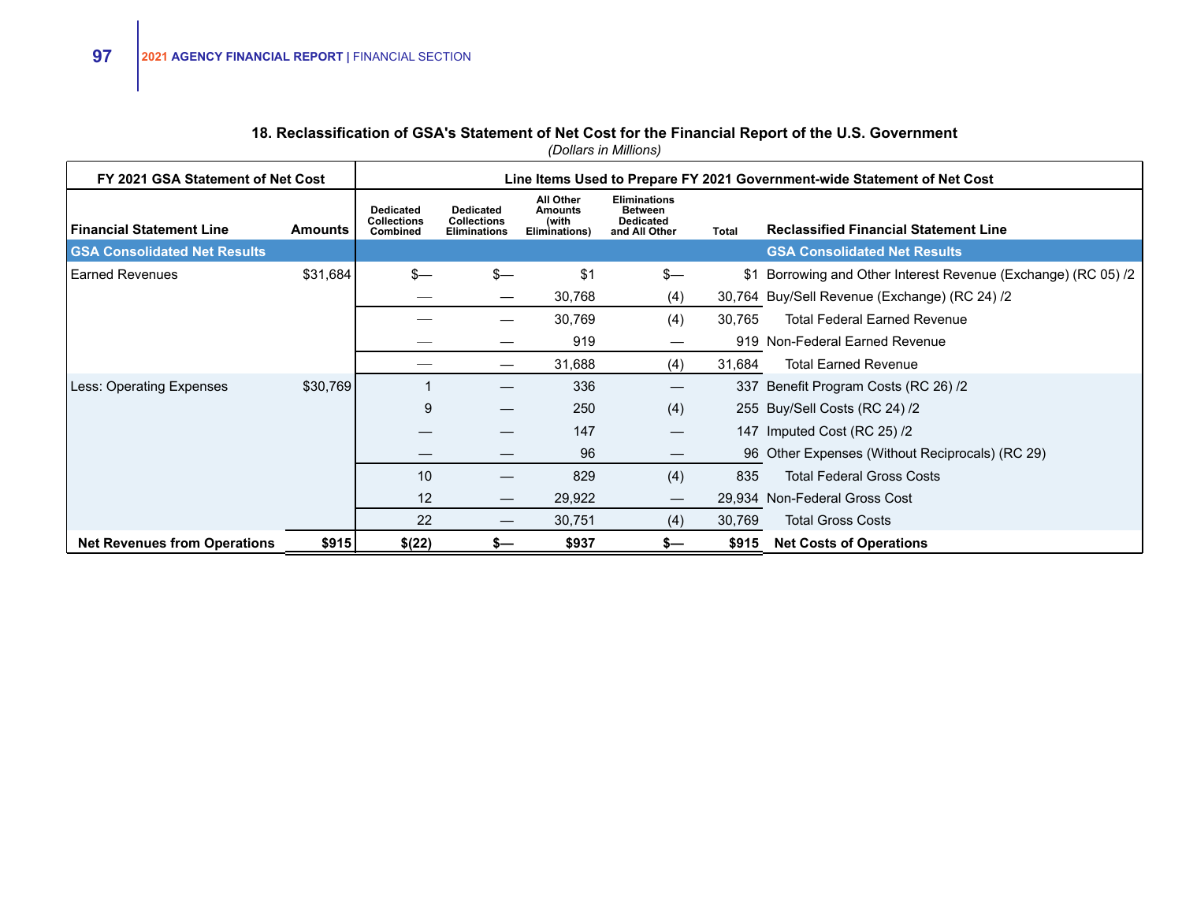### 18. Reclassification of GSA's Statement of Net Cost for the Financial Report of the U.S. Government

*(Dollars in Millions)*

| FY 2021 GSA Statement of Net Cost | | Line Items Used to Prepare FY 2021 Government-wide Statement of Net Cost | | | | | |
|---|---|---|---|---|---|---|---|
| **Financial Statement Line** | **Amounts** | **Dedicated Collections Combined** | **Dedicated Collections Eliminations** | **All Other Amounts (with Eliminations)** | **Eliminations Between Dedicated and All Other** | **Total** | **Reclassified Financial Statement Line** |
| **GSA Consolidated Net Results** | | | | | | | **GSA Consolidated Net Results** |
| Earned Revenues | $31,684 | $— | $— | $1 | $— | $1 | Borrowing and Other Interest Revenue (Exchange) (RC 05) /2 |
| | | — | — | 30,768 | (4) | 30,764 | Buy/Sell Revenue (Exchange) (RC 24) /2 |
| | | — | — | 30,769 | (4) | 30,765 | Total Federal Earned Revenue |
| | | — | — | 919 | — | 919 | Non-Federal Earned Revenue |
| | | — | — | 31,688 | (4) | 31,684 | Total Earned Revenue |
| Less: Operating Expenses | $30,769 | 1 | — | 336 | — | 337 | Benefit Program Costs (RC 26) /2 |
| | | 9 | — | 250 | (4) | 255 | Buy/Sell Costs (RC 24) /2 |
| | | — | — | 147 | — | 147 | Imputed Cost (RC 25) /2 |
| | | — | — | 96 | — | 96 | Other Expenses (Without Reciprocals) (RC 29) |
| | | 10 | — | 829 | (4) | 835 | Total Federal Gross Costs |
| | | 12 | — | 29,922 | — | 29,934 | Non-Federal Gross Cost |
| | | 22 | — | 30,751 | (4) | 30,769 | Total Gross Costs |
| **Net Revenues from Operations** | **$915** | **$(22)** | **$—** | **$937** | **$—** | **$915** | **Net Costs of Operations** |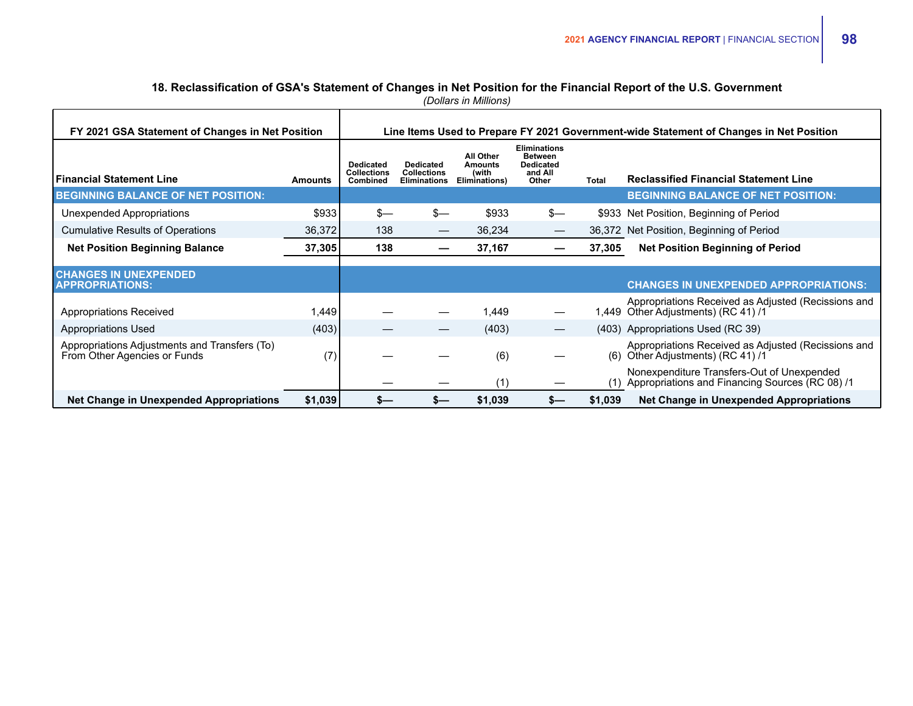### 18. Reclassification of GSA's Statement of Changes in Net Position for the Financial Report of the U.S. Government

*(Dollars in Millions)*

| FY 2021 GSA Statement of Changes in Net Position | | Line Items Used to Prepare FY 2021 Government-wide Statement of Changes in Net Position | | | | | |
|---|---|---|---|---|---|---|---|
| **Financial Statement Line** | **Amounts** | **Dedicated Collections Combined** | **Dedicated Collections Eliminations** | **All Other Amounts (with Eliminations)** | **Eliminations Between Dedicated and All Other** | **Total** | **Reclassified Financial Statement Line** |
| **BEGINNING BALANCE OF NET POSITION:** | | | | | | | **BEGINNING BALANCE OF NET POSITION:** |
| Unexpended Appropriations | $933 | $— | $— | $933 | $— | $933 | Net Position, Beginning of Period |
| Cumulative Results of Operations | 36,372 | 138 | — | 36,234 | — | 36,372 | Net Position, Beginning of Period |
| **Net Position Beginning Balance** | **37,305** | **138** | **—** | **37,167** | **—** | **37,305** | **Net Position Beginning of Period** |
| **CHANGES IN UNEXPENDED APPROPRIATIONS:** | | | | | | | **CHANGES IN UNEXPENDED APPROPRIATIONS:** |
| Appropriations Received | 1,449 | — | — | 1,449 | — | 1,449 | Appropriations Received as Adjusted (Recissions and Other Adjustments) (RC 41) /1 |
| Appropriations Used | (403) | — | — | (403) | — | (403) | Appropriations Used (RC 39) |
| Appropriations Adjustments and Transfers (To) From Other Agencies or Funds | (7) | — | — | (6) | — | (6) | Appropriations Received as Adjusted (Recissions and Other Adjustments) (RC 41) /1 |
| | | — | — | (1) | — | (1) | Nonexpenditure Transfers-Out of Unexpended Appropriations and Financing Sources (RC 08) /1 |
| **Net Change in Unexpended Appropriations** | **$1,039** | **$—** | **$—** | **$1,039** | **$—** | **$1,039** | **Net Change in Unexpended Appropriations** |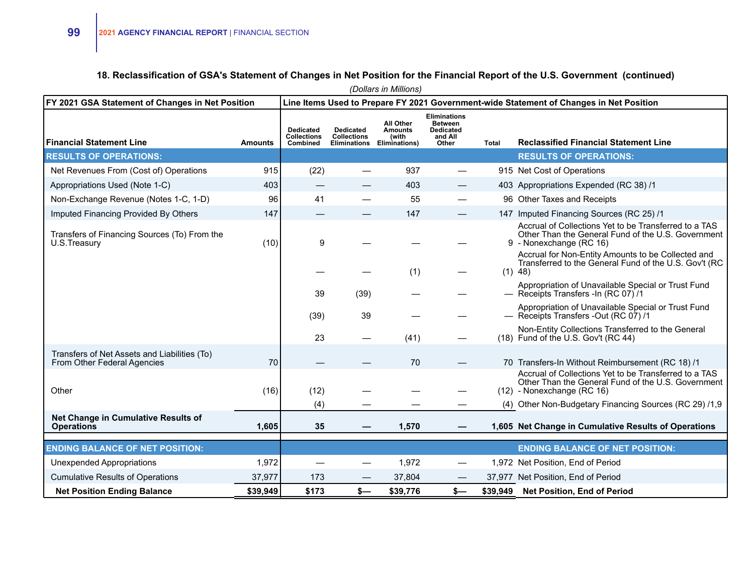### 18. Reclassification of GSA's Statement of Changes in Net Position for the Financial Report of the U.S. Government (continued)

*(Dollars in Millions)*

| FY 2021 GSA Statement of Changes in Net Position | | Line Items Used to Prepare FY 2021 Government-wide Statement of Changes in Net Position | | | | | |
|---|---|---|---|---|---|---|---|
| **Financial Statement Line** | **Amounts** | **Dedicated Collections Combined** | **Dedicated Collections Eliminations** | **All Other Amounts (with Eliminations)** | **Eliminations Between Dedicated and All Other** | **Total** | **Reclassified Financial Statement Line** |
| **RESULTS OF OPERATIONS:** | | | | | | | **RESULTS OF OPERATIONS:** |
| Net Revenues From (Cost of) Operations | 915 | (22) | — | 937 | — | 915 | Net Cost of Operations |
| Appropriations Used (Note 1-C) | 403 | — | — | 403 | — | 403 | Appropriations Expended (RC 38) /1 |
| Non-Exchange Revenue (Notes 1-C, 1-D) | 96 | 41 | — | 55 | — | 96 | Other Taxes and Receipts |
| Imputed Financing Provided By Others | 147 | — | — | 147 | — | 147 | Imputed Financing Sources (RC 25) /1 |
| Transfers of Financing Sources (To) From the U.S.Treasury | (10) | 9 | — | — | — | 9 | Accrual of Collections Yet to be Transferred to a TAS Other Than the General Fund of the U.S. Government - Nonexchange (RC 16) |
| | | — | — | (1) | — | (1) | Accrual for Non-Entity Amounts to be Collected and Transferred to the General Fund of the U.S. Gov't (RC 48) |
| | | 39 | (39) | — | — | — | Appropriation of Unavailable Special or Trust Fund Receipts Transfers -In (RC 07) /1 |
| | | (39) | 39 | — | — | — | Appropriation of Unavailable Special or Trust Fund Receipts Transfers -Out (RC 07) /1 |
| | | 23 | — | (41) | — | (18) | Non-Entity Collections Transferred to the General Fund of the U.S. Gov't (RC 44) |
| Transfers of Net Assets and Liabilities (To) From Other Federal Agencies | 70 | — | — | 70 | — | 70 | Transfers-In Without Reimbursement (RC 18) /1 |
| Other | (16) | (12) | — | — | — | (12) | Accrual of Collections Yet to be Transferred to a TAS Other Than the General Fund of the U.S. Government - Nonexchange (RC 16) |
| | | (4) | — | — | — | (4) | Other Non-Budgetary Financing Sources (RC 29) /1,9 |
| **Net Change in Cumulative Results of Operations** | **1,605** | **35** | **—** | **1,570** | **—** | **1,605** | **Net Change in Cumulative Results of Operations** |
| **ENDING BALANCE OF NET POSITION:** | | | | | | | **ENDING BALANCE OF NET POSITION:** |
| Unexpended Appropriations | 1,972 | — | — | 1,972 | — | 1,972 | Net Position, End of Period |
| Cumulative Results of Operations | 37,977 | 173 | — | 37,804 | — | 37,977 | Net Position, End of Period |
| **Net Position Ending Balance** | **$39,949** | **$173** | **$—** | **$39,776** | **$—** | **$39,949** | **Net Position, End of Period** |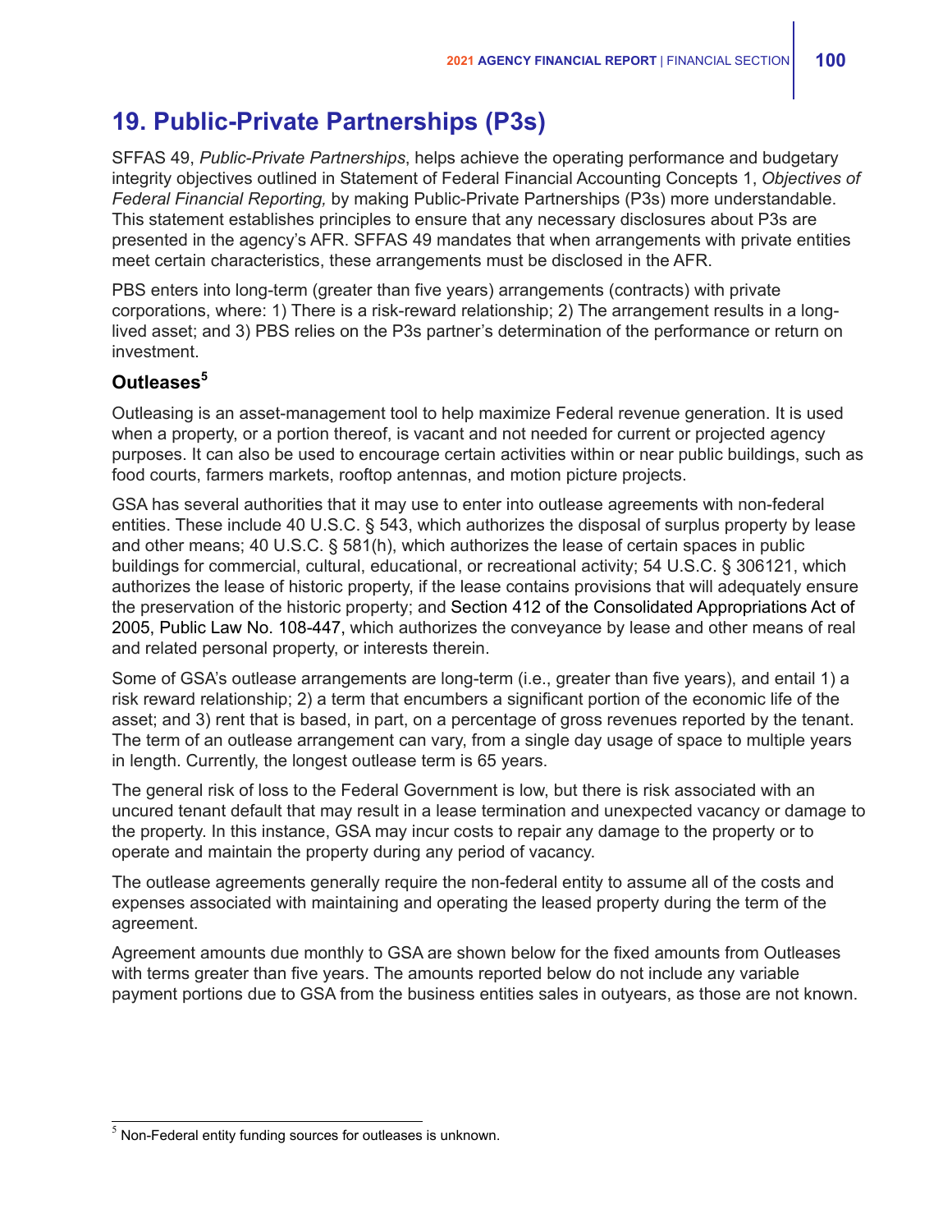## 19. Public-Private Partnerships (P3s)

SFFAS 49, *Public-Private Partnerships*, helps achieve the operating performance and budgetary integrity objectives outlined in Statement of Federal Financial Accounting Concepts 1, *Objectives of Federal Financial Reporting,* by making Public-Private Partnerships (P3s) more understandable. This statement establishes principles to ensure that any necessary disclosures about P3s are presented in the agency's AFR. SFFAS 49 mandates that when arrangements with private entities meet certain characteristics, these arrangements must be disclosed in the AFR.

PBS enters into long-term (greater than five years) arrangements (contracts) with private corporations, where: 1) There is a risk-reward relationship; 2) The arrangement results in a long-lived asset; and 3) PBS relies on the P3s partner's determination of the performance or return on investment.

### Outleases[5]

Outleasing is an asset-management tool to help maximize Federal revenue generation. It is used when a property, or a portion thereof, is vacant and not needed for current or projected agency purposes. It can also be used to encourage certain activities within or near public buildings, such as food courts, farmers markets, rooftop antennas, and motion picture projects.

GSA has several authorities that it may use to enter into outlease agreements with non-federal entities. These include 40 U.S.C. § 543, which authorizes the disposal of surplus property by lease and other means; 40 U.S.C. § 581(h), which authorizes the lease of certain spaces in public buildings for commercial, cultural, educational, or recreational activity; 54 U.S.C. § 306121, which authorizes the lease of historic property, if the lease contains provisions that will adequately ensure the preservation of the historic property; and Section 412 of the Consolidated Appropriations Act of 2005, Public Law No. 108-447, which authorizes the conveyance by lease and other means of real and related personal property, or interests therein.

Some of GSA's outlease arrangements are long-term (i.e., greater than five years), and entail 1) a risk reward relationship; 2) a term that encumbers a significant portion of the economic life of the asset; and 3) rent that is based, in part, on a percentage of gross revenues reported by the tenant. The term of an outlease arrangement can vary, from a single day usage of space to multiple years in length. Currently, the longest outlease term is 65 years.

The general risk of loss to the Federal Government is low, but there is risk associated with an uncured tenant default that may result in a lease termination and unexpected vacancy or damage to the property. In this instance, GSA may incur costs to repair any damage to the property or to operate and maintain the property during any period of vacancy.

The outlease agreements generally require the non-federal entity to assume all of the costs and expenses associated with maintaining and operating the leased property during the term of the agreement.

Agreement amounts due monthly to GSA are shown below for the fixed amounts from Outleases with terms greater than five years. The amounts reported below do not include any variable payment portions due to GSA from the business entities sales in outyears, as those are not known.

---

[5] Non-Federal entity funding sources for outleases is unknown.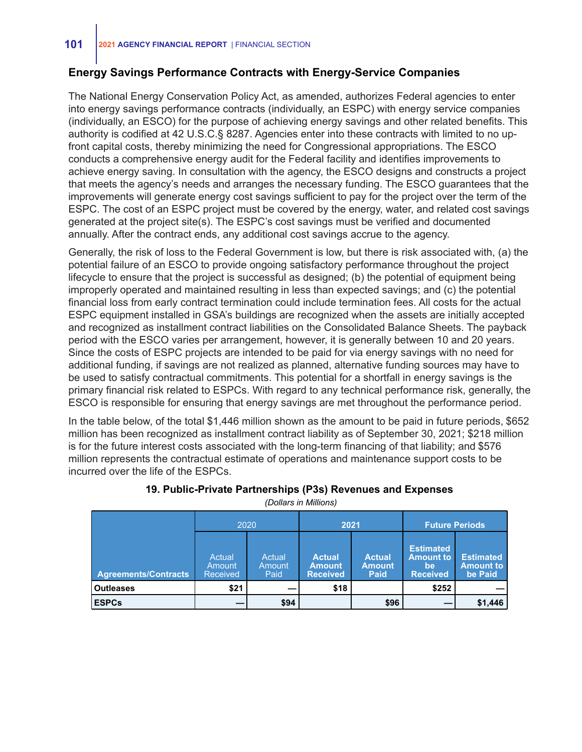## Energy Savings Performance Contracts with Energy-Service Companies

The National Energy Conservation Policy Act, as amended, authorizes Federal agencies to enter into energy savings performance contracts (individually, an ESPC) with energy service companies (individually, an ESCO) for the purpose of achieving energy savings and other related benefits. This authority is codified at 42 U.S.C.§ 8287. Agencies enter into these contracts with limited to no up-front capital costs, thereby minimizing the need for Congressional appropriations. The ESCO conducts a comprehensive energy audit for the Federal facility and identifies improvements to achieve energy saving. In consultation with the agency, the ESCO designs and constructs a project that meets the agency's needs and arranges the necessary funding. The ESCO guarantees that the improvements will generate energy cost savings sufficient to pay for the project over the term of the ESPC. The cost of an ESPC project must be covered by the energy, water, and related cost savings generated at the project site(s). The ESPC's cost savings must be verified and documented annually. After the contract ends, any additional cost savings accrue to the agency.

Generally, the risk of loss to the Federal Government is low, but there is risk associated with, (a) the potential failure of an ESCO to provide ongoing satisfactory performance throughout the project lifecycle to ensure that the project is successful as designed; (b) the potential of equipment being improperly operated and maintained resulting in less than expected savings; and (c) the potential financial loss from early contract termination could include termination fees. All costs for the actual ESPC equipment installed in GSA's buildings are recognized when the assets are initially accepted and recognized as installment contract liabilities on the Consolidated Balance Sheets. The payback period with the ESCO varies per arrangement, however, it is generally between 10 and 20 years. Since the costs of ESPC projects are intended to be paid for via energy savings with no need for additional funding, if savings are not realized as planned, alternative funding sources may have to be used to satisfy contractual commitments. This potential for a shortfall in energy savings is the primary financial risk related to ESPCs. With regard to any technical performance risk, generally, the ESCO is responsible for ensuring that energy savings are met throughout the performance period.

In the table below, of the total $1,446 million shown as the amount to be paid in future periods, $652 million has been recognized as installment contract liability as of September 30, 2021; $218 million is for the future interest costs associated with the long-term financing of that liability; and $576 million represents the contractual estimate of operations and maintenance support costs to be incurred over the life of the ESPCs.

**19. Public-Private Partnerships (P3s) Revenues and Expenses**

*(Dollars in Millions)*

| | 2020 | | 2021 | | Future Periods | |
|---|---|---|---|---|---|---|
| **Agreements/Contracts** | Actual Amount Received | Actual Amount Paid | **Actual Amount Received** | **Actual Amount Paid** | **Estimated Amount to be Received** | **Estimated Amount to be Paid** |
| **Outleases** | **$21** | **—** | **$18** | | **$252** | **—** |
| **ESPCs** | **—** | **$94** | | **$96** | **—** | **$1,446** |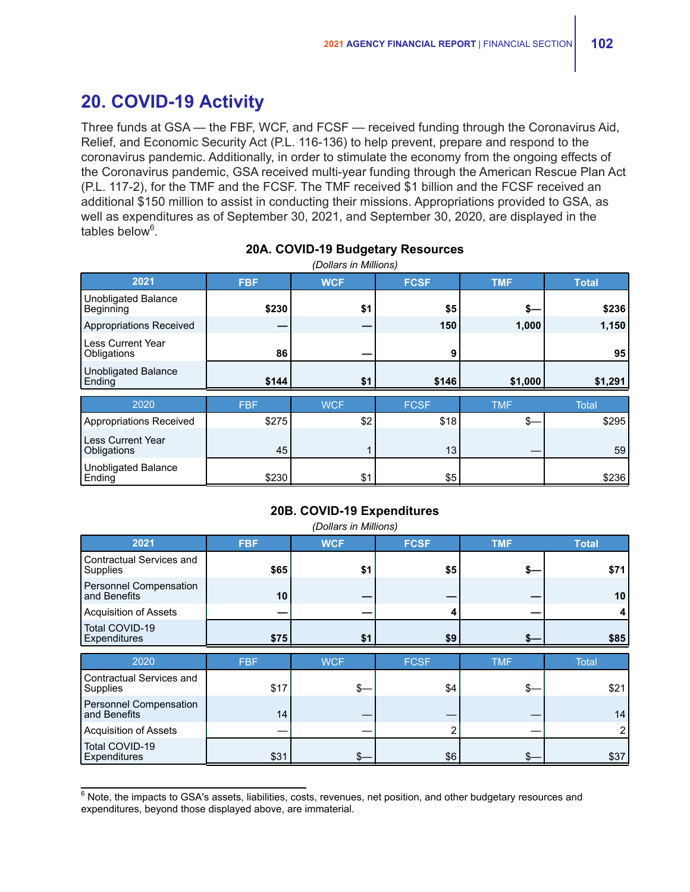## 20. COVID-19 Activity

Three funds at GSA — the FBF, WCF, and FCSF — received funding through the Coronavirus Aid, Relief, and Economic Security Act (P.L. 116-136) to help prevent, prepare and respond to the coronavirus pandemic. Additionally, in order to stimulate the economy from the ongoing effects of the Coronavirus pandemic, GSA received multi-year funding through the American Rescue Plan Act (P.L. 117-2), for the TMF and the FCSF. The TMF received $1 billion and the FCSF received an additional $150 million to assist in conducting their missions. Appropriations provided to GSA, as well as expenditures as of September 30, 2021, and September 30, 2020, are displayed in the tables below[6].

### 20A. COVID-19 Budgetary Resources

*(Dollars in Millions)*

| 2021 | FBF | WCF | FCSF | TMF | Total |
|---|---|---|---|---|---|
| Unobligated Balance Beginning | **$230** | **$1** | **$5** | **$—** | **$236** |
| Appropriations Received | **—** | **—** | **150** | **1,000** | **1,150** |
| Less Current Year Obligations | **86** | **—** | **9** | | **95** |
| Unobligated Balance Ending | **$144** | **$1** | **$146** | **$1,000** | **$1,291** |

| 2020 | FBF | WCF | FCSF | TMF | Total |
|---|---|---|---|---|---|
| Appropriations Received | $275 | $2 | $18 | $— | $295 |
| Less Current Year Obligations | 45 | 1 | 13 | — | 59 |
| Unobligated Balance Ending | $230 | $1 | $5 | | $236 |

### 20B. COVID-19 Expenditures

*(Dollars in Millions)*

| 2021 | FBF | WCF | FCSF | TMF | Total |
|---|---|---|---|---|---|
| Contractual Services and Supplies | **$65** | **$1** | **$5** | **$—** | **$71** |
| Personnel Compensation and Benefits | **10** | **—** | **—** | **—** | **10** |
| Acquisition of Assets | **—** | **—** | **4** | **—** | **4** |
| Total COVID-19 Expenditures | **$75** | **$1** | **$9** | **$—** | **$85** |

| 2020 | FBF | WCF | FCSF | TMF | Total |
|---|---|---|---|---|---|
| Contractual Services and Supplies | $17 | $— | $4 | $— | $21 |
| Personnel Compensation and Benefits | 14 | — | — | — | 14 |
| Acquisition of Assets | — | — | 2 | — | 2 |
| Total COVID-19 Expenditures | $31 | $— | $6 | $— | $37 |

[6] Note, the impacts to GSA's assets, liabilities, costs, revenues, net position, and other budgetary resources and expenditures, beyond those displayed above, are immaterial.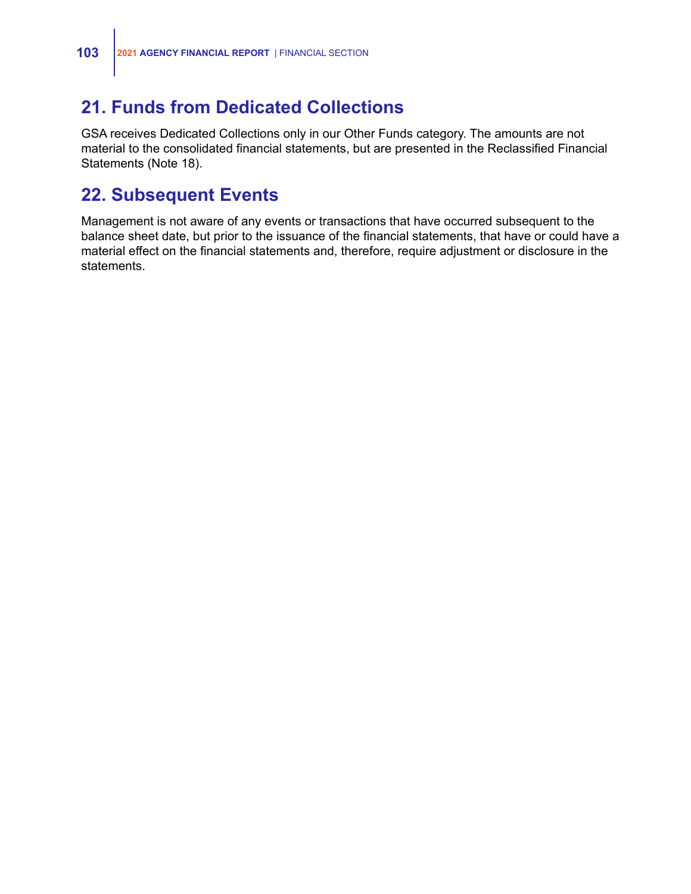## 21. Funds from Dedicated Collections

GSA receives Dedicated Collections only in our Other Funds category. The amounts are not material to the consolidated financial statements, but are presented in the Reclassified Financial Statements (Note 18).

## 22. Subsequent Events

Management is not aware of any events or transactions that have occurred subsequent to the balance sheet date, but prior to the issuance of the financial statements, that have or could have a material effect on the financial statements and, therefore, require adjustment or disclosure in the statements.